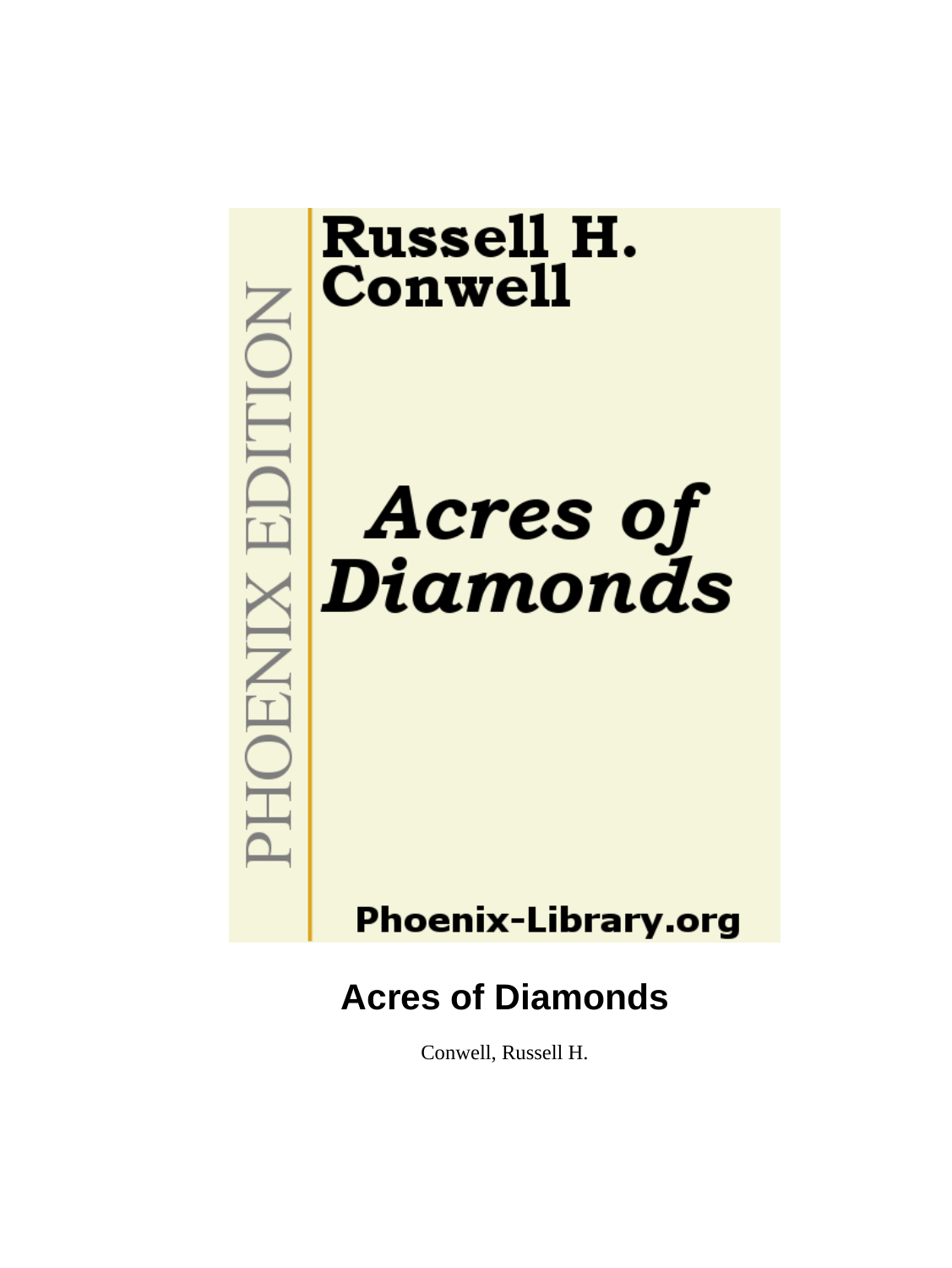Russell H. Conwell

*Acres of Diamonds*

PHOENIX EDITION

Phoenix-Library.org

# Acres of Diamonds

Conwell, Russell H.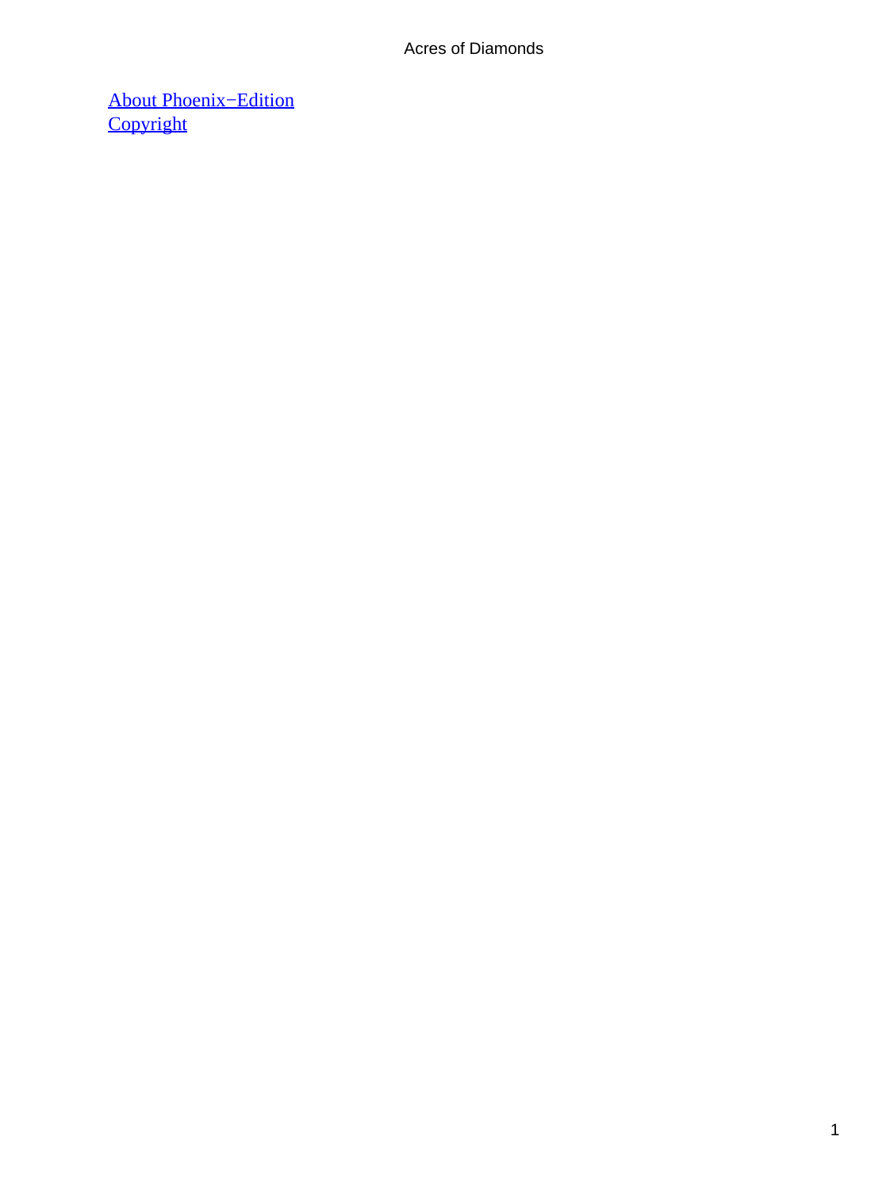[About Phoenix−Edition](#)
[Copyright](#)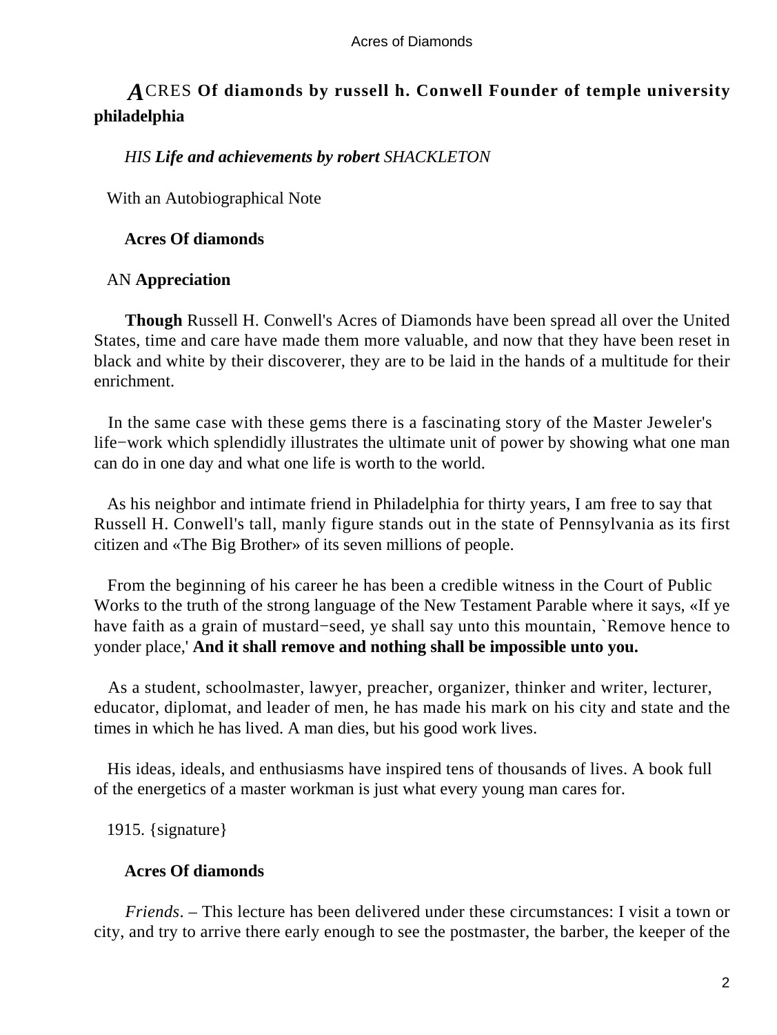# ACRES Of diamonds by russell h. Conwell Founder of temple university philadelphia

*HIS **Life and achievements by robert** SHACKLETON*

With an Autobiographical Note

## Acres Of diamonds

### AN Appreciation

**Though** Russell H. Conwell's Acres of Diamonds have been spread all over the United States, time and care have made them more valuable, and now that they have been reset in black and white by their discoverer, they are to be laid in the hands of a multitude for their enrichment.

In the same case with these gems there is a fascinating story of the Master Jeweler's life−work which splendidly illustrates the ultimate unit of power by showing what one man can do in one day and what one life is worth to the world.

As his neighbor and intimate friend in Philadelphia for thirty years, I am free to say that Russell H. Conwell's tall, manly figure stands out in the state of Pennsylvania as its first citizen and «The Big Brother» of its seven millions of people.

From the beginning of his career he has been a credible witness in the Court of Public Works to the truth of the strong language of the New Testament Parable where it says, «If ye have faith as a grain of mustard−seed, ye shall say unto this mountain, `Remove hence to yonder place,' **And it shall remove and nothing shall be impossible unto you.**

As a student, schoolmaster, lawyer, preacher, organizer, thinker and writer, lecturer, educator, diplomat, and leader of men, he has made his mark on his city and state and the times in which he has lived. A man dies, but his good work lives.

His ideas, ideals, and enthusiasms have inspired tens of thousands of lives. A book full of the energetics of a master workman is just what every young man cares for.

1915. {signature}

## Acres Of diamonds

*Friends*. – This lecture has been delivered under these circumstances: I visit a town or city, and try to arrive there early enough to see the postmaster, the barber, the keeper of the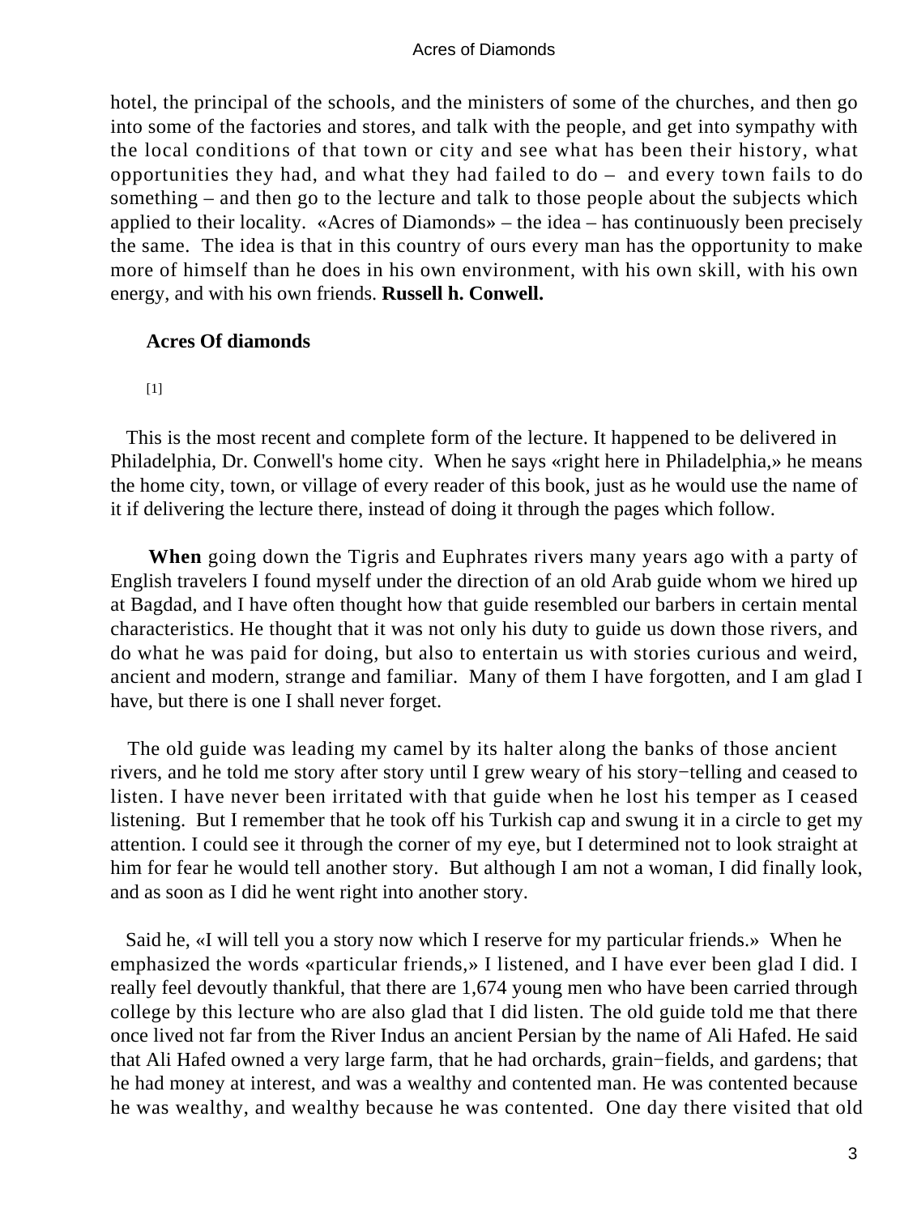hotel, the principal of the schools, and the ministers of some of the churches, and then go into some of the factories and stores, and talk with the people, and get into sympathy with the local conditions of that town or city and see what has been their history, what opportunities they had, and what they had failed to do – and every town fails to do something – and then go to the lecture and talk to those people about the subjects which applied to their locality. «Acres of Diamonds» – the idea – has continuously been precisely the same. The idea is that in this country of ours every man has the opportunity to make more of himself than he does in his own environment, with his own skill, with his own energy, and with his own friends. **Russell h. Conwell.**

## Acres Of diamonds

[1]

This is the most recent and complete form of the lecture. It happened to be delivered in Philadelphia, Dr. Conwell's home city. When he says «right here in Philadelphia,» he means the home city, town, or village of every reader of this book, just as he would use the name of it if delivering the lecture there, instead of doing it through the pages which follow.

**When** going down the Tigris and Euphrates rivers many years ago with a party of English travelers I found myself under the direction of an old Arab guide whom we hired up at Bagdad, and I have often thought how that guide resembled our barbers in certain mental characteristics. He thought that it was not only his duty to guide us down those rivers, and do what he was paid for doing, but also to entertain us with stories curious and weird, ancient and modern, strange and familiar. Many of them I have forgotten, and I am glad I have, but there is one I shall never forget.

The old guide was leading my camel by its halter along the banks of those ancient rivers, and he told me story after story until I grew weary of his story−telling and ceased to listen. I have never been irritated with that guide when he lost his temper as I ceased listening. But I remember that he took off his Turkish cap and swung it in a circle to get my attention. I could see it through the corner of my eye, but I determined not to look straight at him for fear he would tell another story. But although I am not a woman, I did finally look, and as soon as I did he went right into another story.

Said he, «I will tell you a story now which I reserve for my particular friends.» When he emphasized the words «particular friends,» I listened, and I have ever been glad I did. I really feel devoutly thankful, that there are 1,674 young men who have been carried through college by this lecture who are also glad that I did listen. The old guide told me that there once lived not far from the River Indus an ancient Persian by the name of Ali Hafed. He said that Ali Hafed owned a very large farm, that he had orchards, grain−fields, and gardens; that he had money at interest, and was a wealthy and contented man. He was contented because he was wealthy, and wealthy because he was contented. One day there visited that old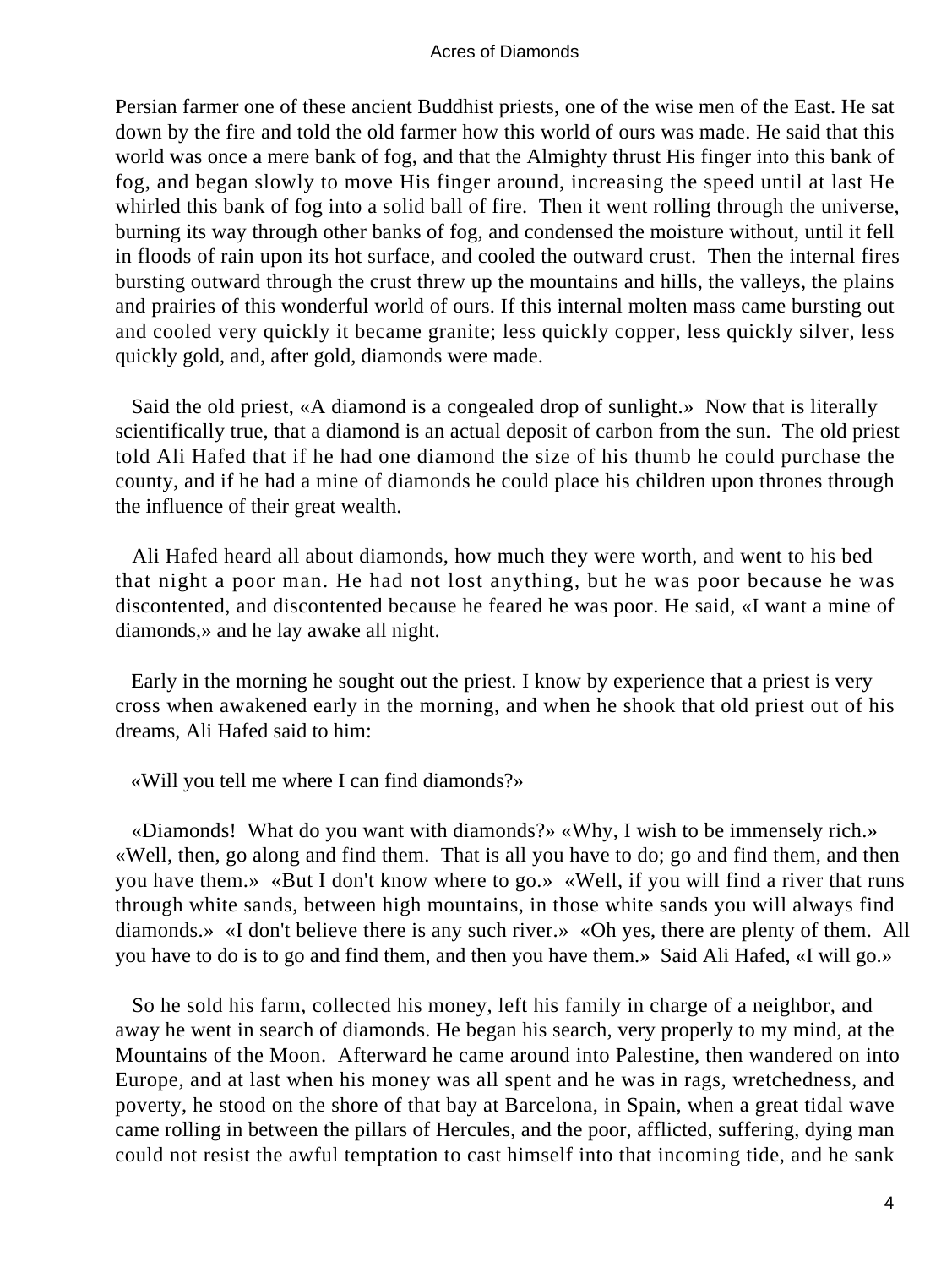Persian farmer one of these ancient Buddhist priests, one of the wise men of the East. He sat down by the fire and told the old farmer how this world of ours was made. He said that this world was once a mere bank of fog, and that the Almighty thrust His finger into this bank of fog, and began slowly to move His finger around, increasing the speed until at last He whirled this bank of fog into a solid ball of fire. Then it went rolling through the universe, burning its way through other banks of fog, and condensed the moisture without, until it fell in floods of rain upon its hot surface, and cooled the outward crust. Then the internal fires bursting outward through the crust threw up the mountains and hills, the valleys, the plains and prairies of this wonderful world of ours. If this internal molten mass came bursting out and cooled very quickly it became granite; less quickly copper, less quickly silver, less quickly gold, and, after gold, diamonds were made.

Said the old priest, «A diamond is a congealed drop of sunlight.» Now that is literally scientifically true, that a diamond is an actual deposit of carbon from the sun. The old priest told Ali Hafed that if he had one diamond the size of his thumb he could purchase the county, and if he had a mine of diamonds he could place his children upon thrones through the influence of their great wealth.

Ali Hafed heard all about diamonds, how much they were worth, and went to his bed that night a poor man. He had not lost anything, but he was poor because he was discontented, and discontented because he feared he was poor. He said, «I want a mine of diamonds,» and he lay awake all night.

Early in the morning he sought out the priest. I know by experience that a priest is very cross when awakened early in the morning, and when he shook that old priest out of his dreams, Ali Hafed said to him:

«Will you tell me where I can find diamonds?»

«Diamonds! What do you want with diamonds?» «Why, I wish to be immensely rich.» «Well, then, go along and find them. That is all you have to do; go and find them, and then you have them.» «But I don't know where to go.» «Well, if you will find a river that runs through white sands, between high mountains, in those white sands you will always find diamonds.» «I don't believe there is any such river.» «Oh yes, there are plenty of them. All you have to do is to go and find them, and then you have them.» Said Ali Hafed, «I will go.»

So he sold his farm, collected his money, left his family in charge of a neighbor, and away he went in search of diamonds. He began his search, very properly to my mind, at the Mountains of the Moon. Afterward he came around into Palestine, then wandered on into Europe, and at last when his money was all spent and he was in rags, wretchedness, and poverty, he stood on the shore of that bay at Barcelona, in Spain, when a great tidal wave came rolling in between the pillars of Hercules, and the poor, afflicted, suffering, dying man could not resist the awful temptation to cast himself into that incoming tide, and he sank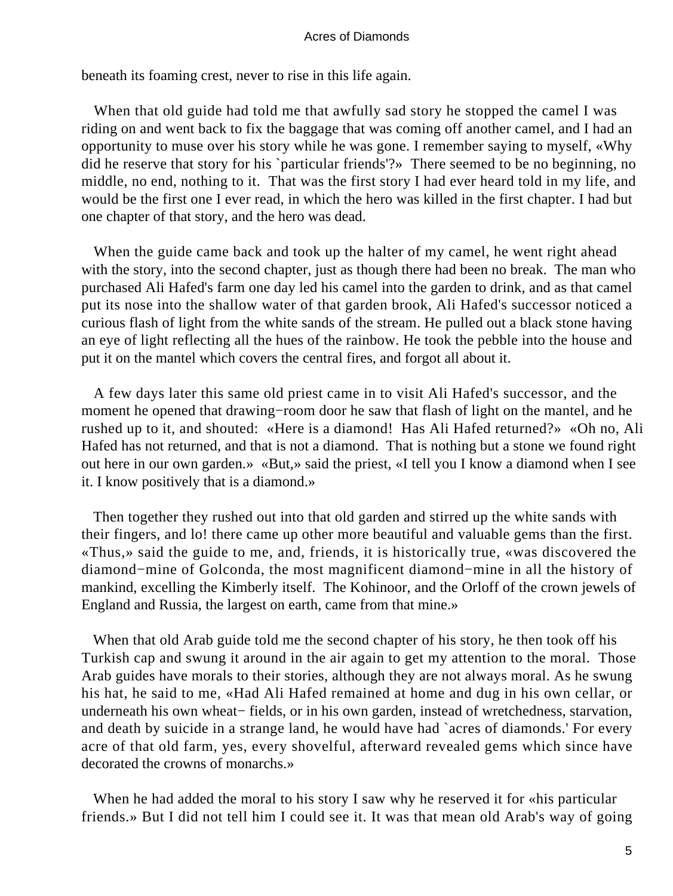beneath its foaming crest, never to rise in this life again.

When that old guide had told me that awfully sad story he stopped the camel I was riding on and went back to fix the baggage that was coming off another camel, and I had an opportunity to muse over his story while he was gone. I remember saying to myself, «Why did he reserve that story for his `particular friends'?» There seemed to be no beginning, no middle, no end, nothing to it. That was the first story I had ever heard told in my life, and would be the first one I ever read, in which the hero was killed in the first chapter. I had but one chapter of that story, and the hero was dead.

When the guide came back and took up the halter of my camel, he went right ahead with the story, into the second chapter, just as though there had been no break. The man who purchased Ali Hafed's farm one day led his camel into the garden to drink, and as that camel put its nose into the shallow water of that garden brook, Ali Hafed's successor noticed a curious flash of light from the white sands of the stream. He pulled out a black stone having an eye of light reflecting all the hues of the rainbow. He took the pebble into the house and put it on the mantel which covers the central fires, and forgot all about it.

A few days later this same old priest came in to visit Ali Hafed's successor, and the moment he opened that drawing−room door he saw that flash of light on the mantel, and he rushed up to it, and shouted: «Here is a diamond! Has Ali Hafed returned?» «Oh no, Ali Hafed has not returned, and that is not a diamond. That is nothing but a stone we found right out here in our own garden.» «But,» said the priest, «I tell you I know a diamond when I see it. I know positively that is a diamond.»

Then together they rushed out into that old garden and stirred up the white sands with their fingers, and lo! there came up other more beautiful and valuable gems than the first. «Thus,» said the guide to me, and, friends, it is historically true, «was discovered the diamond−mine of Golconda, the most magnificent diamond−mine in all the history of mankind, excelling the Kimberly itself. The Kohinoor, and the Orloff of the crown jewels of England and Russia, the largest on earth, came from that mine.»

When that old Arab guide told me the second chapter of his story, he then took off his Turkish cap and swung it around in the air again to get my attention to the moral. Those Arab guides have morals to their stories, although they are not always moral. As he swung his hat, he said to me, «Had Ali Hafed remained at home and dug in his own cellar, or underneath his own wheat− fields, or in his own garden, instead of wretchedness, starvation, and death by suicide in a strange land, he would have had `acres of diamonds.' For every acre of that old farm, yes, every shovelful, afterward revealed gems which since have decorated the crowns of monarchs.»

When he had added the moral to his story I saw why he reserved it for «his particular friends.» But I did not tell him I could see it. It was that mean old Arab's way of going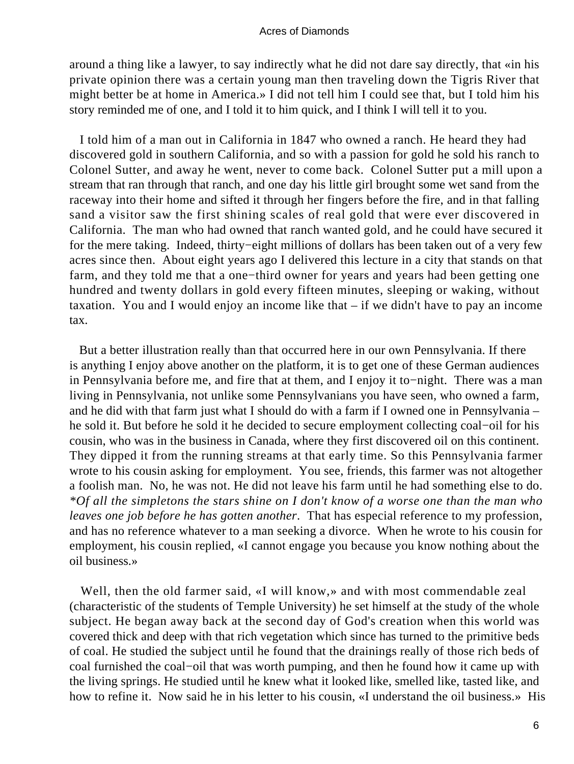around a thing like a lawyer, to say indirectly what he did not dare say directly, that «in his private opinion there was a certain young man then traveling down the Tigris River that might better be at home in America.» I did not tell him I could see that, but I told him his story reminded me of one, and I told it to him quick, and I think I will tell it to you.

I told him of a man out in California in 1847 who owned a ranch. He heard they had discovered gold in southern California, and so with a passion for gold he sold his ranch to Colonel Sutter, and away he went, never to come back. Colonel Sutter put a mill upon a stream that ran through that ranch, and one day his little girl brought some wet sand from the raceway into their home and sifted it through her fingers before the fire, and in that falling sand a visitor saw the first shining scales of real gold that were ever discovered in California. The man who had owned that ranch wanted gold, and he could have secured it for the mere taking. Indeed, thirty−eight millions of dollars has been taken out of a very few acres since then. About eight years ago I delivered this lecture in a city that stands on that farm, and they told me that a one−third owner for years and years had been getting one hundred and twenty dollars in gold every fifteen minutes, sleeping or waking, without taxation. You and I would enjoy an income like that – if we didn't have to pay an income tax.

But a better illustration really than that occurred here in our own Pennsylvania. If there is anything I enjoy above another on the platform, it is to get one of these German audiences in Pennsylvania before me, and fire that at them, and I enjoy it to−night. There was a man living in Pennsylvania, not unlike some Pennsylvanians you have seen, who owned a farm, and he did with that farm just what I should do with a farm if I owned one in Pennsylvania – he sold it. But before he sold it he decided to secure employment collecting coal−oil for his cousin, who was in the business in Canada, where they first discovered oil on this continent. They dipped it from the running streams at that early time. So this Pennsylvania farmer wrote to his cousin asking for employment. You see, friends, this farmer was not altogether a foolish man. No, he was not. He did not leave his farm until he had something else to do. *\*Of all the simpletons the stars shine on I don't know of a worse one than the man who leaves one job before he has gotten another*. That has especial reference to my profession, and has no reference whatever to a man seeking a divorce. When he wrote to his cousin for employment, his cousin replied, «I cannot engage you because you know nothing about the oil business.»

Well, then the old farmer said, «I will know,» and with most commendable zeal (characteristic of the students of Temple University) he set himself at the study of the whole subject. He began away back at the second day of God's creation when this world was covered thick and deep with that rich vegetation which since has turned to the primitive beds of coal. He studied the subject until he found that the drainings really of those rich beds of coal furnished the coal−oil that was worth pumping, and then he found how it came up with the living springs. He studied until he knew what it looked like, smelled like, tasted like, and how to refine it. Now said he in his letter to his cousin, «I understand the oil business.» His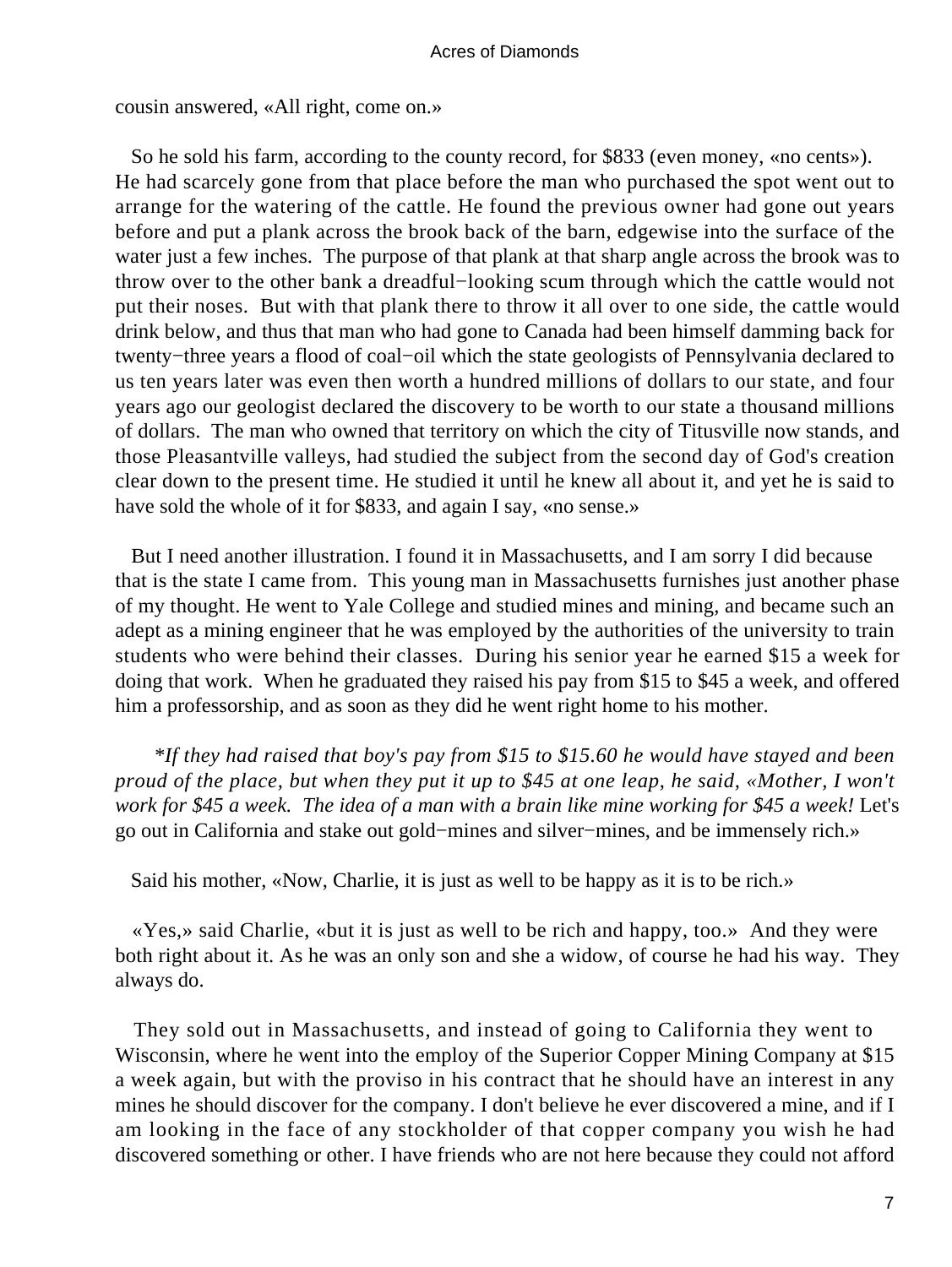cousin answered, «All right, come on.»

So he sold his farm, according to the county record, for $833 (even money, «no cents»). He had scarcely gone from that place before the man who purchased the spot went out to arrange for the watering of the cattle. He found the previous owner had gone out years before and put a plank across the brook back of the barn, edgewise into the surface of the water just a few inches. The purpose of that plank at that sharp angle across the brook was to throw over to the other bank a dreadful−looking scum through which the cattle would not put their noses. But with that plank there to throw it all over to one side, the cattle would drink below, and thus that man who had gone to Canada had been himself damming back for twenty−three years a flood of coal−oil which the state geologists of Pennsylvania declared to us ten years later was even then worth a hundred millions of dollars to our state, and four years ago our geologist declared the discovery to be worth to our state a thousand millions of dollars. The man who owned that territory on which the city of Titusville now stands, and those Pleasantville valleys, had studied the subject from the second day of God's creation clear down to the present time. He studied it until he knew all about it, and yet he is said to have sold the whole of it for $833, and again I say, «no sense.»

But I need another illustration. I found it in Massachusetts, and I am sorry I did because that is the state I came from. This young man in Massachusetts furnishes just another phase of my thought. He went to Yale College and studied mines and mining, and became such an adept as a mining engineer that he was employed by the authorities of the university to train students who were behind their classes. During his senior year he earned $15 a week for doing that work. When he graduated they raised his pay from $15 to $45 a week, and offered him a professorship, and as soon as they did he went right home to his mother.

*If they had raised that boy's pay from $15 to $15.60 he would have stayed and been proud of the place, but when they put it up to $45 at one leap, he said, «Mother, I won't work for $45 a week. The idea of a man with a brain like mine working for $45 a week!* Let's go out in California and stake out gold−mines and silver−mines, and be immensely rich.»

Said his mother, «Now, Charlie, it is just as well to be happy as it is to be rich.»

«Yes,» said Charlie, «but it is just as well to be rich and happy, too.» And they were both right about it. As he was an only son and she a widow, of course he had his way. They always do.

They sold out in Massachusetts, and instead of going to California they went to Wisconsin, where he went into the employ of the Superior Copper Mining Company at $15 a week again, but with the proviso in his contract that he should have an interest in any mines he should discover for the company. I don't believe he ever discovered a mine, and if I am looking in the face of any stockholder of that copper company you wish he had discovered something or other. I have friends who are not here because they could not afford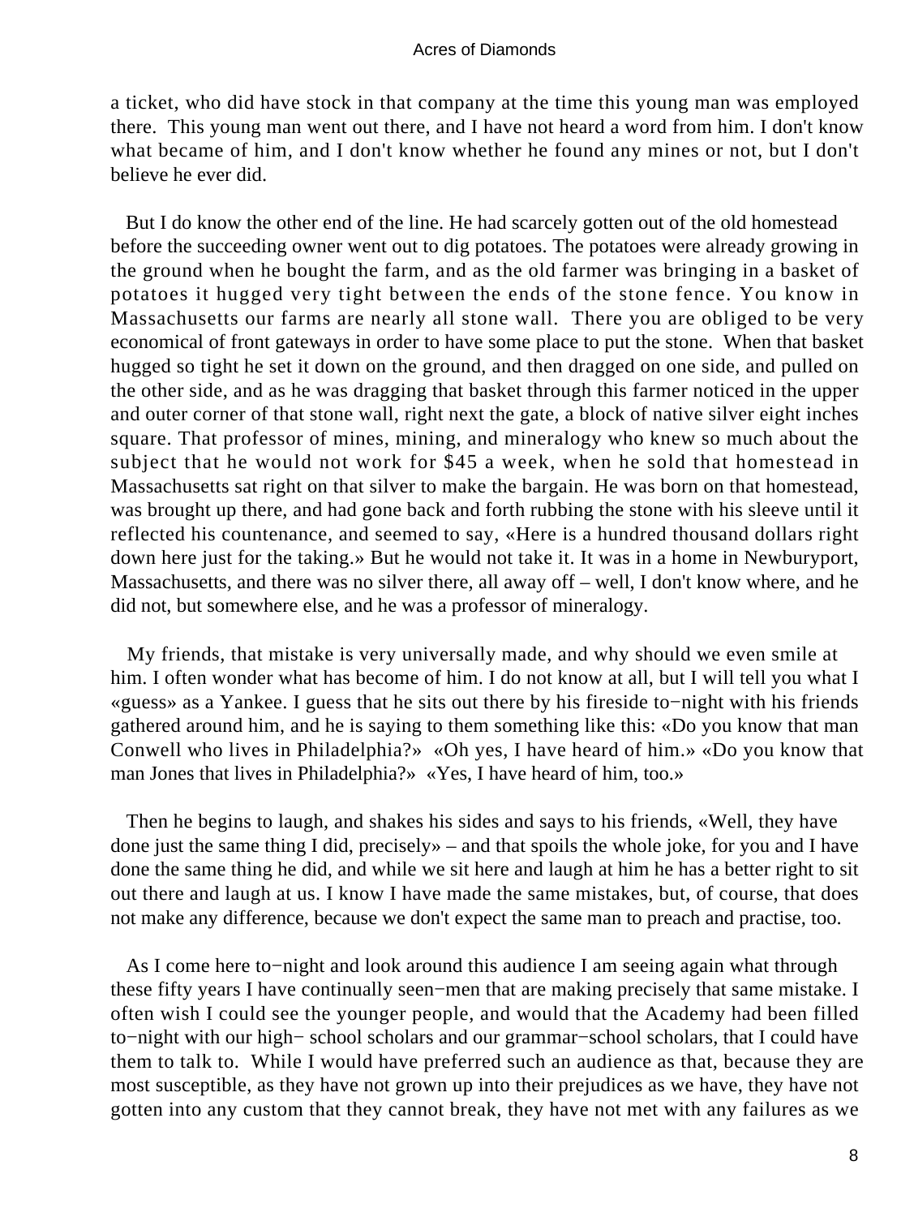a ticket, who did have stock in that company at the time this young man was employed there. This young man went out there, and I have not heard a word from him. I don't know what became of him, and I don't know whether he found any mines or not, but I don't believe he ever did.

But I do know the other end of the line. He had scarcely gotten out of the old homestead before the succeeding owner went out to dig potatoes. The potatoes were already growing in the ground when he bought the farm, and as the old farmer was bringing in a basket of potatoes it hugged very tight between the ends of the stone fence. You know in Massachusetts our farms are nearly all stone wall. There you are obliged to be very economical of front gateways in order to have some place to put the stone. When that basket hugged so tight he set it down on the ground, and then dragged on one side, and pulled on the other side, and as he was dragging that basket through this farmer noticed in the upper and outer corner of that stone wall, right next the gate, a block of native silver eight inches square. That professor of mines, mining, and mineralogy who knew so much about the subject that he would not work for $45 a week, when he sold that homestead in Massachusetts sat right on that silver to make the bargain. He was born on that homestead, was brought up there, and had gone back and forth rubbing the stone with his sleeve until it reflected his countenance, and seemed to say, «Here is a hundred thousand dollars right down here just for the taking.» But he would not take it. It was in a home in Newburyport, Massachusetts, and there was no silver there, all away off – well, I don't know where, and he did not, but somewhere else, and he was a professor of mineralogy.

My friends, that mistake is very universally made, and why should we even smile at him. I often wonder what has become of him. I do not know at all, but I will tell you what I «guess» as a Yankee. I guess that he sits out there by his fireside to−night with his friends gathered around him, and he is saying to them something like this: «Do you know that man Conwell who lives in Philadelphia?» «Oh yes, I have heard of him.» «Do you know that man Jones that lives in Philadelphia?» «Yes, I have heard of him, too.»

Then he begins to laugh, and shakes his sides and says to his friends, «Well, they have done just the same thing I did, precisely» – and that spoils the whole joke, for you and I have done the same thing he did, and while we sit here and laugh at him he has a better right to sit out there and laugh at us. I know I have made the same mistakes, but, of course, that does not make any difference, because we don't expect the same man to preach and practise, too.

As I come here to−night and look around this audience I am seeing again what through these fifty years I have continually seen−men that are making precisely that same mistake. I often wish I could see the younger people, and would that the Academy had been filled to−night with our high− school scholars and our grammar−school scholars, that I could have them to talk to. While I would have preferred such an audience as that, because they are most susceptible, as they have not grown up into their prejudices as we have, they have not gotten into any custom that they cannot break, they have not met with any failures as we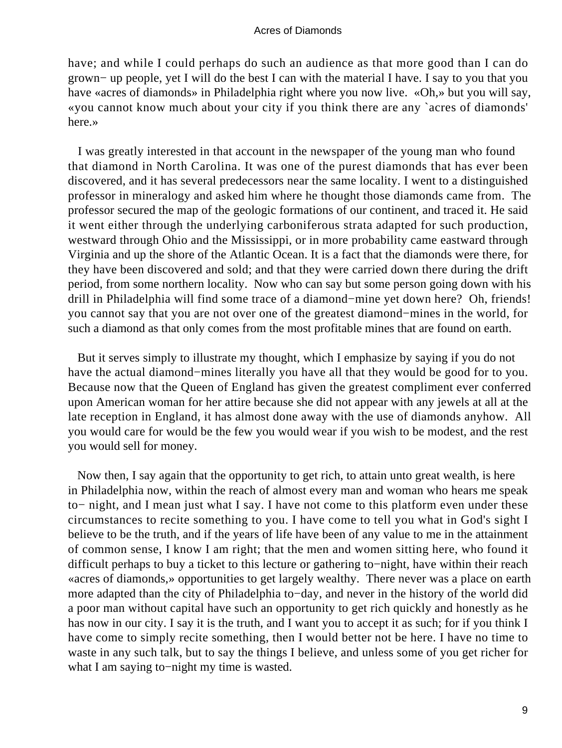have; and while I could perhaps do such an audience as that more good than I can do grown− up people, yet I will do the best I can with the material I have. I say to you that you have «acres of diamonds» in Philadelphia right where you now live. «Oh,» but you will say, «you cannot know much about your city if you think there are any `acres of diamonds' here.»

I was greatly interested in that account in the newspaper of the young man who found that diamond in North Carolina. It was one of the purest diamonds that has ever been discovered, and it has several predecessors near the same locality. I went to a distinguished professor in mineralogy and asked him where he thought those diamonds came from. The professor secured the map of the geologic formations of our continent, and traced it. He said it went either through the underlying carboniferous strata adapted for such production, westward through Ohio and the Mississippi, or in more probability came eastward through Virginia and up the shore of the Atlantic Ocean. It is a fact that the diamonds were there, for they have been discovered and sold; and that they were carried down there during the drift period, from some northern locality. Now who can say but some person going down with his drill in Philadelphia will find some trace of a diamond−mine yet down here? Oh, friends! you cannot say that you are not over one of the greatest diamond−mines in the world, for such a diamond as that only comes from the most profitable mines that are found on earth.

But it serves simply to illustrate my thought, which I emphasize by saying if you do not have the actual diamond−mines literally you have all that they would be good for to you. Because now that the Queen of England has given the greatest compliment ever conferred upon American woman for her attire because she did not appear with any jewels at all at the late reception in England, it has almost done away with the use of diamonds anyhow. All you would care for would be the few you would wear if you wish to be modest, and the rest you would sell for money.

Now then, I say again that the opportunity to get rich, to attain unto great wealth, is here in Philadelphia now, within the reach of almost every man and woman who hears me speak to− night, and I mean just what I say. I have not come to this platform even under these circumstances to recite something to you. I have come to tell you what in God's sight I believe to be the truth, and if the years of life have been of any value to me in the attainment of common sense, I know I am right; that the men and women sitting here, who found it difficult perhaps to buy a ticket to this lecture or gathering to−night, have within their reach «acres of diamonds,» opportunities to get largely wealthy. There never was a place on earth more adapted than the city of Philadelphia to−day, and never in the history of the world did a poor man without capital have such an opportunity to get rich quickly and honestly as he has now in our city. I say it is the truth, and I want you to accept it as such; for if you think I have come to simply recite something, then I would better not be here. I have no time to waste in any such talk, but to say the things I believe, and unless some of you get richer for what I am saying to−night my time is wasted.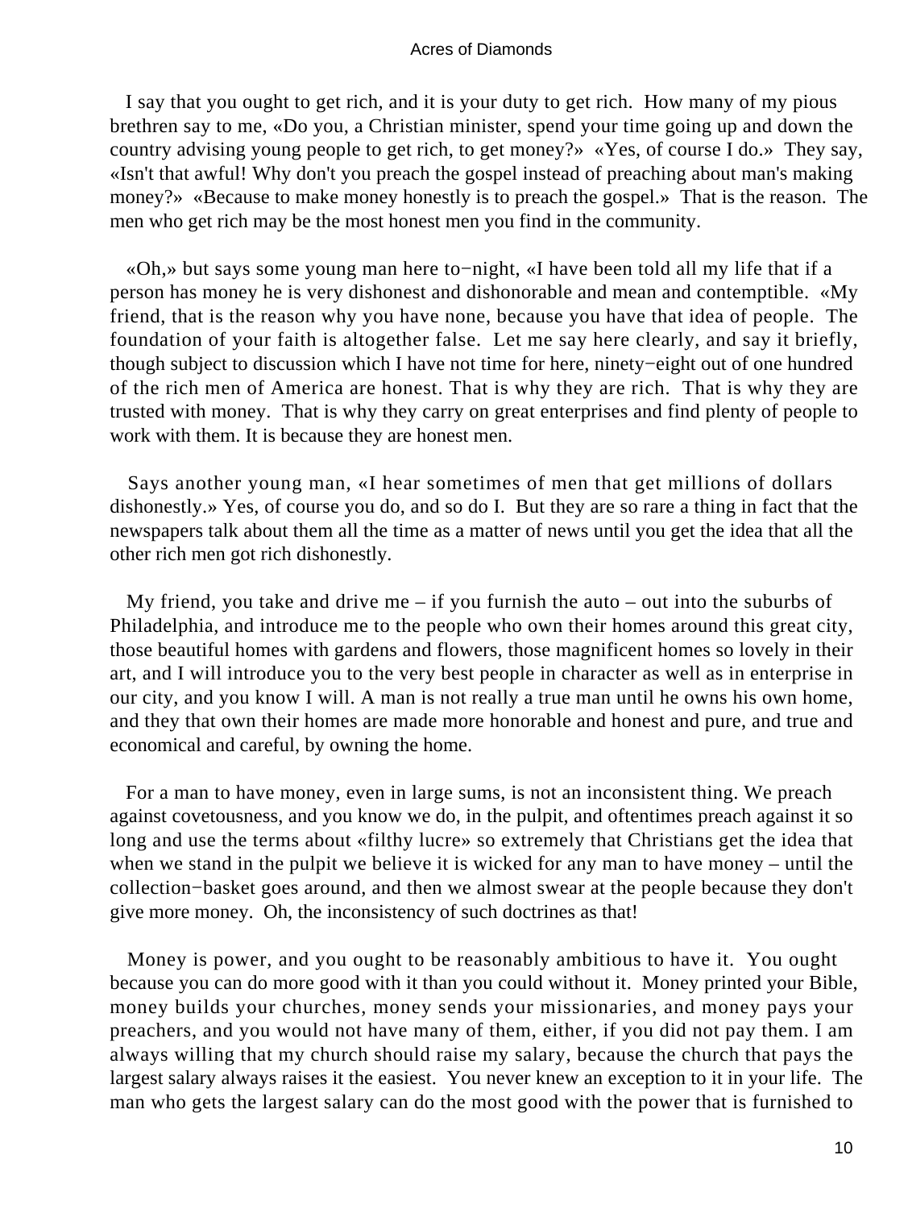I say that you ought to get rich, and it is your duty to get rich. How many of my pious brethren say to me, «Do you, a Christian minister, spend your time going up and down the country advising young people to get rich, to get money?» «Yes, of course I do.» They say, «Isn't that awful! Why don't you preach the gospel instead of preaching about man's making money?» «Because to make money honestly is to preach the gospel.» That is the reason. The men who get rich may be the most honest men you find in the community.

«Oh,» but says some young man here to−night, «I have been told all my life that if a person has money he is very dishonest and dishonorable and mean and contemptible. «My friend, that is the reason why you have none, because you have that idea of people. The foundation of your faith is altogether false. Let me say here clearly, and say it briefly, though subject to discussion which I have not time for here, ninety−eight out of one hundred of the rich men of America are honest. That is why they are rich. That is why they are trusted with money. That is why they carry on great enterprises and find plenty of people to work with them. It is because they are honest men.

Says another young man, «I hear sometimes of men that get millions of dollars dishonestly.» Yes, of course you do, and so do I. But they are so rare a thing in fact that the newspapers talk about them all the time as a matter of news until you get the idea that all the other rich men got rich dishonestly.

My friend, you take and drive me – if you furnish the auto – out into the suburbs of Philadelphia, and introduce me to the people who own their homes around this great city, those beautiful homes with gardens and flowers, those magnificent homes so lovely in their art, and I will introduce you to the very best people in character as well as in enterprise in our city, and you know I will. A man is not really a true man until he owns his own home, and they that own their homes are made more honorable and honest and pure, and true and economical and careful, by owning the home.

For a man to have money, even in large sums, is not an inconsistent thing. We preach against covetousness, and you know we do, in the pulpit, and oftentimes preach against it so long and use the terms about «filthy lucre» so extremely that Christians get the idea that when we stand in the pulpit we believe it is wicked for any man to have money – until the collection−basket goes around, and then we almost swear at the people because they don't give more money. Oh, the inconsistency of such doctrines as that!

Money is power, and you ought to be reasonably ambitious to have it. You ought because you can do more good with it than you could without it. Money printed your Bible, money builds your churches, money sends your missionaries, and money pays your preachers, and you would not have many of them, either, if you did not pay them. I am always willing that my church should raise my salary, because the church that pays the largest salary always raises it the easiest. You never knew an exception to it in your life. The man who gets the largest salary can do the most good with the power that is furnished to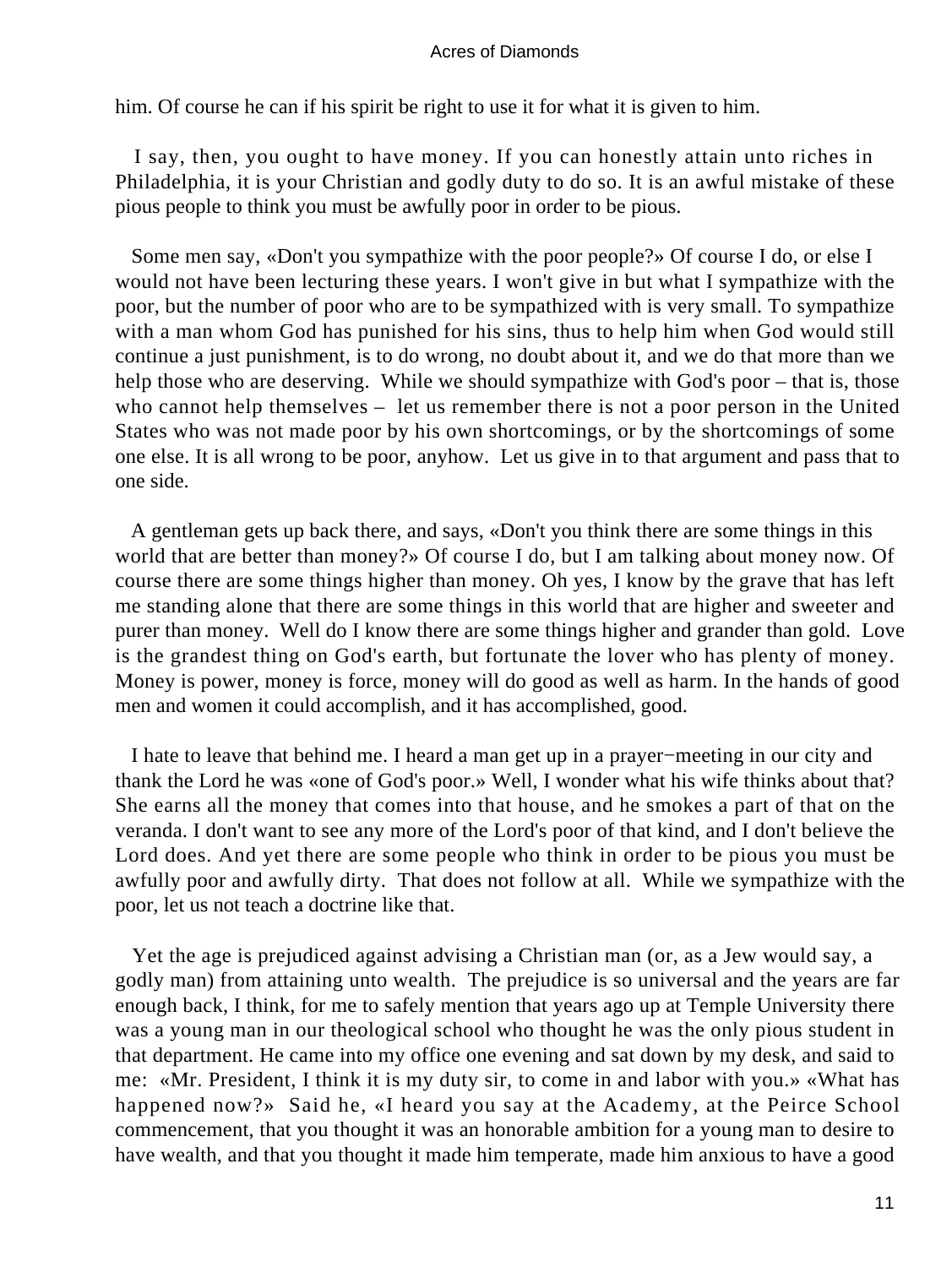him. Of course he can if his spirit be right to use it for what it is given to him.

I say, then, you ought to have money. If you can honestly attain unto riches in Philadelphia, it is your Christian and godly duty to do so. It is an awful mistake of these pious people to think you must be awfully poor in order to be pious.

Some men say, «Don't you sympathize with the poor people?» Of course I do, or else I would not have been lecturing these years. I won't give in but what I sympathize with the poor, but the number of poor who are to be sympathized with is very small. To sympathize with a man whom God has punished for his sins, thus to help him when God would still continue a just punishment, is to do wrong, no doubt about it, and we do that more than we help those who are deserving. While we should sympathize with God's poor – that is, those who cannot help themselves – let us remember there is not a poor person in the United States who was not made poor by his own shortcomings, or by the shortcomings of some one else. It is all wrong to be poor, anyhow. Let us give in to that argument and pass that to one side.

A gentleman gets up back there, and says, «Don't you think there are some things in this world that are better than money?» Of course I do, but I am talking about money now. Of course there are some things higher than money. Oh yes, I know by the grave that has left me standing alone that there are some things in this world that are higher and sweeter and purer than money. Well do I know there are some things higher and grander than gold. Love is the grandest thing on God's earth, but fortunate the lover who has plenty of money. Money is power, money is force, money will do good as well as harm. In the hands of good men and women it could accomplish, and it has accomplished, good.

I hate to leave that behind me. I heard a man get up in a prayer−meeting in our city and thank the Lord he was «one of God's poor.» Well, I wonder what his wife thinks about that? She earns all the money that comes into that house, and he smokes a part of that on the veranda. I don't want to see any more of the Lord's poor of that kind, and I don't believe the Lord does. And yet there are some people who think in order to be pious you must be awfully poor and awfully dirty. That does not follow at all. While we sympathize with the poor, let us not teach a doctrine like that.

Yet the age is prejudiced against advising a Christian man (or, as a Jew would say, a godly man) from attaining unto wealth. The prejudice is so universal and the years are far enough back, I think, for me to safely mention that years ago up at Temple University there was a young man in our theological school who thought he was the only pious student in that department. He came into my office one evening and sat down by my desk, and said to me: «Mr. President, I think it is my duty sir, to come in and labor with you.» «What has happened now?» Said he, «I heard you say at the Academy, at the Peirce School commencement, that you thought it was an honorable ambition for a young man to desire to have wealth, and that you thought it made him temperate, made him anxious to have a good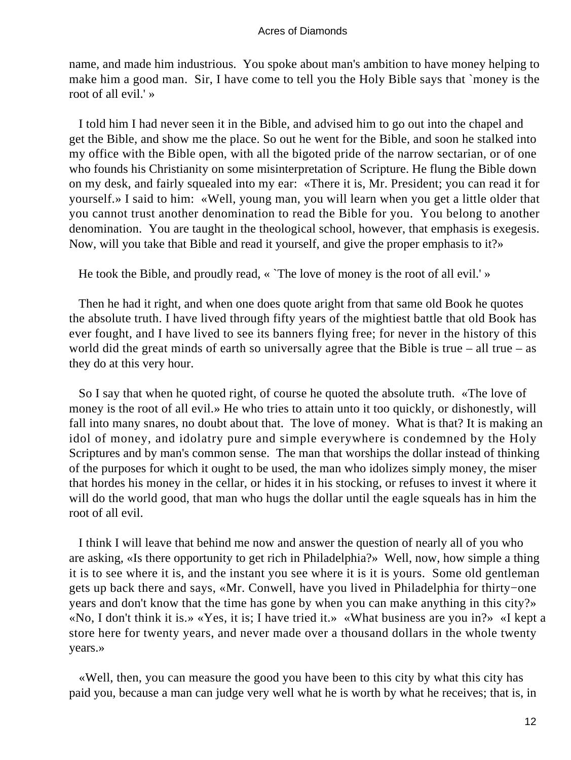name, and made him industrious. You spoke about man's ambition to have money helping to make him a good man. Sir, I have come to tell you the Holy Bible says that `money is the root of all evil.' »

I told him I had never seen it in the Bible, and advised him to go out into the chapel and get the Bible, and show me the place. So out he went for the Bible, and soon he stalked into my office with the Bible open, with all the bigoted pride of the narrow sectarian, or of one who founds his Christianity on some misinterpretation of Scripture. He flung the Bible down on my desk, and fairly squealed into my ear: «There it is, Mr. President; you can read it for yourself.» I said to him: «Well, young man, you will learn when you get a little older that you cannot trust another denomination to read the Bible for you. You belong to another denomination. You are taught in the theological school, however, that emphasis is exegesis. Now, will you take that Bible and read it yourself, and give the proper emphasis to it?»

He took the Bible, and proudly read, « `The love of money is the root of all evil.' »

Then he had it right, and when one does quote aright from that same old Book he quotes the absolute truth. I have lived through fifty years of the mightiest battle that old Book has ever fought, and I have lived to see its banners flying free; for never in the history of this world did the great minds of earth so universally agree that the Bible is true – all true – as they do at this very hour.

So I say that when he quoted right, of course he quoted the absolute truth. «The love of money is the root of all evil.» He who tries to attain unto it too quickly, or dishonestly, will fall into many snares, no doubt about that. The love of money. What is that? It is making an idol of money, and idolatry pure and simple everywhere is condemned by the Holy Scriptures and by man's common sense. The man that worships the dollar instead of thinking of the purposes for which it ought to be used, the man who idolizes simply money, the miser that hordes his money in the cellar, or hides it in his stocking, or refuses to invest it where it will do the world good, that man who hugs the dollar until the eagle squeals has in him the root of all evil.

I think I will leave that behind me now and answer the question of nearly all of you who are asking, «Is there opportunity to get rich in Philadelphia?» Well, now, how simple a thing it is to see where it is, and the instant you see where it is it is yours. Some old gentleman gets up back there and says, «Mr. Conwell, have you lived in Philadelphia for thirty−one years and don't know that the time has gone by when you can make anything in this city?» «No, I don't think it is.» «Yes, it is; I have tried it.» «What business are you in?» «I kept a store here for twenty years, and never made over a thousand dollars in the whole twenty years.»

«Well, then, you can measure the good you have been to this city by what this city has paid you, because a man can judge very well what he is worth by what he receives; that is, in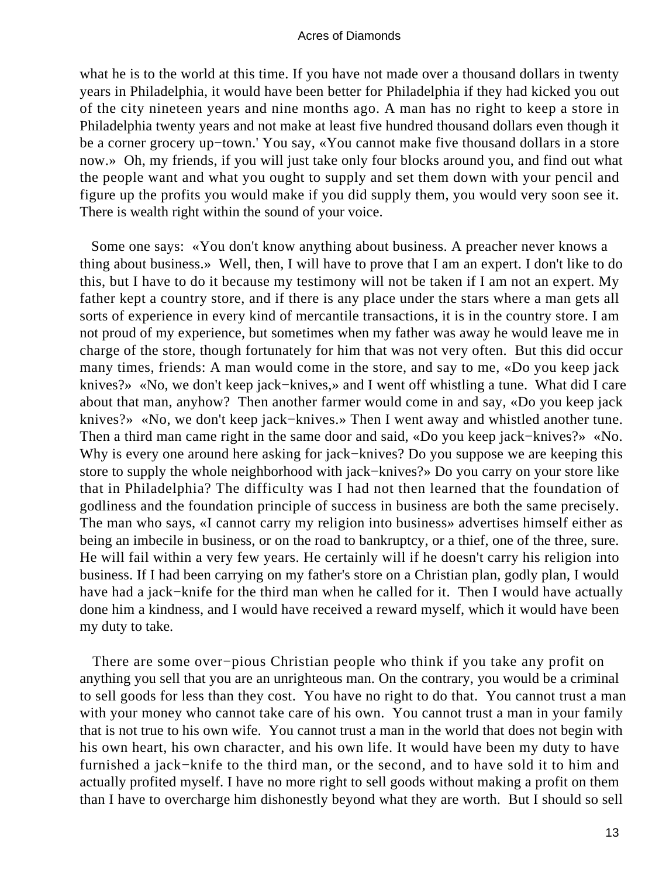what he is to the world at this time. If you have not made over a thousand dollars in twenty years in Philadelphia, it would have been better for Philadelphia if they had kicked you out of the city nineteen years and nine months ago. A man has no right to keep a store in Philadelphia twenty years and not make at least five hundred thousand dollars even though it be a corner grocery up−town.' You say, «You cannot make five thousand dollars in a store now.» Oh, my friends, if you will just take only four blocks around you, and find out what the people want and what you ought to supply and set them down with your pencil and figure up the profits you would make if you did supply them, you would very soon see it. There is wealth right within the sound of your voice.

Some one says: «You don't know anything about business. A preacher never knows a thing about business.» Well, then, I will have to prove that I am an expert. I don't like to do this, but I have to do it because my testimony will not be taken if I am not an expert. My father kept a country store, and if there is any place under the stars where a man gets all sorts of experience in every kind of mercantile transactions, it is in the country store. I am not proud of my experience, but sometimes when my father was away he would leave me in charge of the store, though fortunately for him that was not very often. But this did occur many times, friends: A man would come in the store, and say to me, «Do you keep jack knives?» «No, we don't keep jack−knives,» and I went off whistling a tune. What did I care about that man, anyhow? Then another farmer would come in and say, «Do you keep jack knives?» «No, we don't keep jack−knives.» Then I went away and whistled another tune. Then a third man came right in the same door and said, «Do you keep jack−knives?» «No. Why is every one around here asking for jack−knives? Do you suppose we are keeping this store to supply the whole neighborhood with jack−knives?» Do you carry on your store like that in Philadelphia? The difficulty was I had not then learned that the foundation of godliness and the foundation principle of success in business are both the same precisely. The man who says, «I cannot carry my religion into business» advertises himself either as being an imbecile in business, or on the road to bankruptcy, or a thief, one of the three, sure. He will fail within a very few years. He certainly will if he doesn't carry his religion into business. If I had been carrying on my father's store on a Christian plan, godly plan, I would have had a jack−knife for the third man when he called for it. Then I would have actually done him a kindness, and I would have received a reward myself, which it would have been my duty to take.

There are some over−pious Christian people who think if you take any profit on anything you sell that you are an unrighteous man. On the contrary, you would be a criminal to sell goods for less than they cost. You have no right to do that. You cannot trust a man with your money who cannot take care of his own. You cannot trust a man in your family that is not true to his own wife. You cannot trust a man in the world that does not begin with his own heart, his own character, and his own life. It would have been my duty to have furnished a jack−knife to the third man, or the second, and to have sold it to him and actually profited myself. I have no more right to sell goods without making a profit on them than I have to overcharge him dishonestly beyond what they are worth. But I should so sell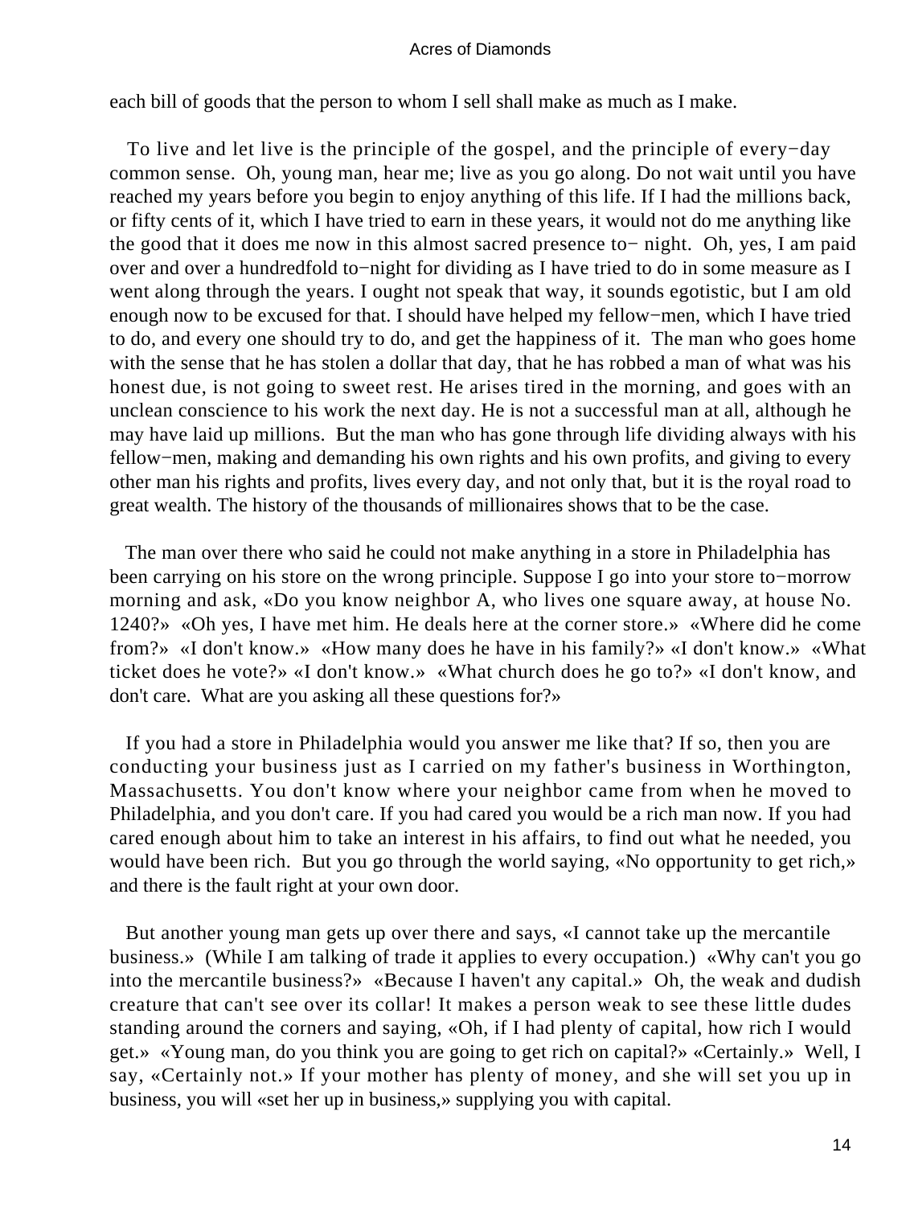each bill of goods that the person to whom I sell shall make as much as I make.

To live and let live is the principle of the gospel, and the principle of every−day common sense. Oh, young man, hear me; live as you go along. Do not wait until you have reached my years before you begin to enjoy anything of this life. If I had the millions back, or fifty cents of it, which I have tried to earn in these years, it would not do me anything like the good that it does me now in this almost sacred presence to− night. Oh, yes, I am paid over and over a hundredfold to−night for dividing as I have tried to do in some measure as I went along through the years. I ought not speak that way, it sounds egotistic, but I am old enough now to be excused for that. I should have helped my fellow−men, which I have tried to do, and every one should try to do, and get the happiness of it. The man who goes home with the sense that he has stolen a dollar that day, that he has robbed a man of what was his honest due, is not going to sweet rest. He arises tired in the morning, and goes with an unclean conscience to his work the next day. He is not a successful man at all, although he may have laid up millions. But the man who has gone through life dividing always with his fellow−men, making and demanding his own rights and his own profits, and giving to every other man his rights and profits, lives every day, and not only that, but it is the royal road to great wealth. The history of the thousands of millionaires shows that to be the case.

The man over there who said he could not make anything in a store in Philadelphia has been carrying on his store on the wrong principle. Suppose I go into your store to−morrow morning and ask, «Do you know neighbor A, who lives one square away, at house No. 1240?» «Oh yes, I have met him. He deals here at the corner store.» «Where did he come from?» «I don't know.» «How many does he have in his family?» «I don't know.» «What ticket does he vote?» «I don't know.» «What church does he go to?» «I don't know, and don't care. What are you asking all these questions for?»

If you had a store in Philadelphia would you answer me like that? If so, then you are conducting your business just as I carried on my father's business in Worthington, Massachusetts. You don't know where your neighbor came from when he moved to Philadelphia, and you don't care. If you had cared you would be a rich man now. If you had cared enough about him to take an interest in his affairs, to find out what he needed, you would have been rich. But you go through the world saying, «No opportunity to get rich,» and there is the fault right at your own door.

But another young man gets up over there and says, «I cannot take up the mercantile business.» (While I am talking of trade it applies to every occupation.) «Why can't you go into the mercantile business?» «Because I haven't any capital.» Oh, the weak and dudish creature that can't see over its collar! It makes a person weak to see these little dudes standing around the corners and saying, «Oh, if I had plenty of capital, how rich I would get.» «Young man, do you think you are going to get rich on capital?» «Certainly.» Well, I say, «Certainly not.» If your mother has plenty of money, and she will set you up in business, you will «set her up in business,» supplying you with capital.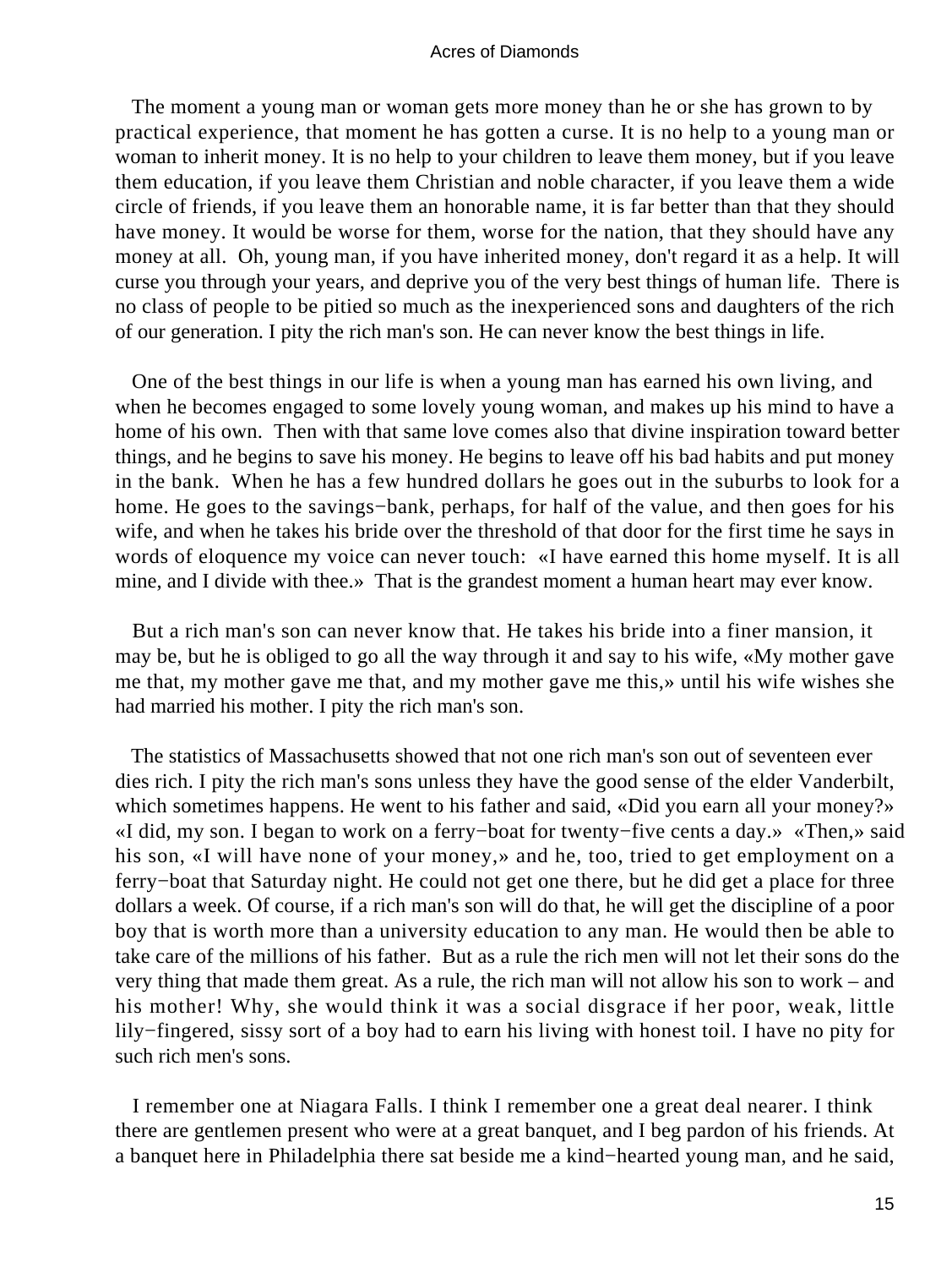The moment a young man or woman gets more money than he or she has grown to by practical experience, that moment he has gotten a curse. It is no help to a young man or woman to inherit money. It is no help to your children to leave them money, but if you leave them education, if you leave them Christian and noble character, if you leave them a wide circle of friends, if you leave them an honorable name, it is far better than that they should have money. It would be worse for them, worse for the nation, that they should have any money at all. Oh, young man, if you have inherited money, don't regard it as a help. It will curse you through your years, and deprive you of the very best things of human life. There is no class of people to be pitied so much as the inexperienced sons and daughters of the rich of our generation. I pity the rich man's son. He can never know the best things in life.

One of the best things in our life is when a young man has earned his own living, and when he becomes engaged to some lovely young woman, and makes up his mind to have a home of his own. Then with that same love comes also that divine inspiration toward better things, and he begins to save his money. He begins to leave off his bad habits and put money in the bank. When he has a few hundred dollars he goes out in the suburbs to look for a home. He goes to the savings−bank, perhaps, for half of the value, and then goes for his wife, and when he takes his bride over the threshold of that door for the first time he says in words of eloquence my voice can never touch: «I have earned this home myself. It is all mine, and I divide with thee.» That is the grandest moment a human heart may ever know.

But a rich man's son can never know that. He takes his bride into a finer mansion, it may be, but he is obliged to go all the way through it and say to his wife, «My mother gave me that, my mother gave me that, and my mother gave me this,» until his wife wishes she had married his mother. I pity the rich man's son.

The statistics of Massachusetts showed that not one rich man's son out of seventeen ever dies rich. I pity the rich man's sons unless they have the good sense of the elder Vanderbilt, which sometimes happens. He went to his father and said, «Did you earn all your money?» «I did, my son. I began to work on a ferry−boat for twenty−five cents a day.» «Then,» said his son, «I will have none of your money,» and he, too, tried to get employment on a ferry−boat that Saturday night. He could not get one there, but he did get a place for three dollars a week. Of course, if a rich man's son will do that, he will get the discipline of a poor boy that is worth more than a university education to any man. He would then be able to take care of the millions of his father. But as a rule the rich men will not let their sons do the very thing that made them great. As a rule, the rich man will not allow his son to work – and his mother! Why, she would think it was a social disgrace if her poor, weak, little lily−fingered, sissy sort of a boy had to earn his living with honest toil. I have no pity for such rich men's sons.

I remember one at Niagara Falls. I think I remember one a great deal nearer. I think there are gentlemen present who were at a great banquet, and I beg pardon of his friends. At a banquet here in Philadelphia there sat beside me a kind−hearted young man, and he said,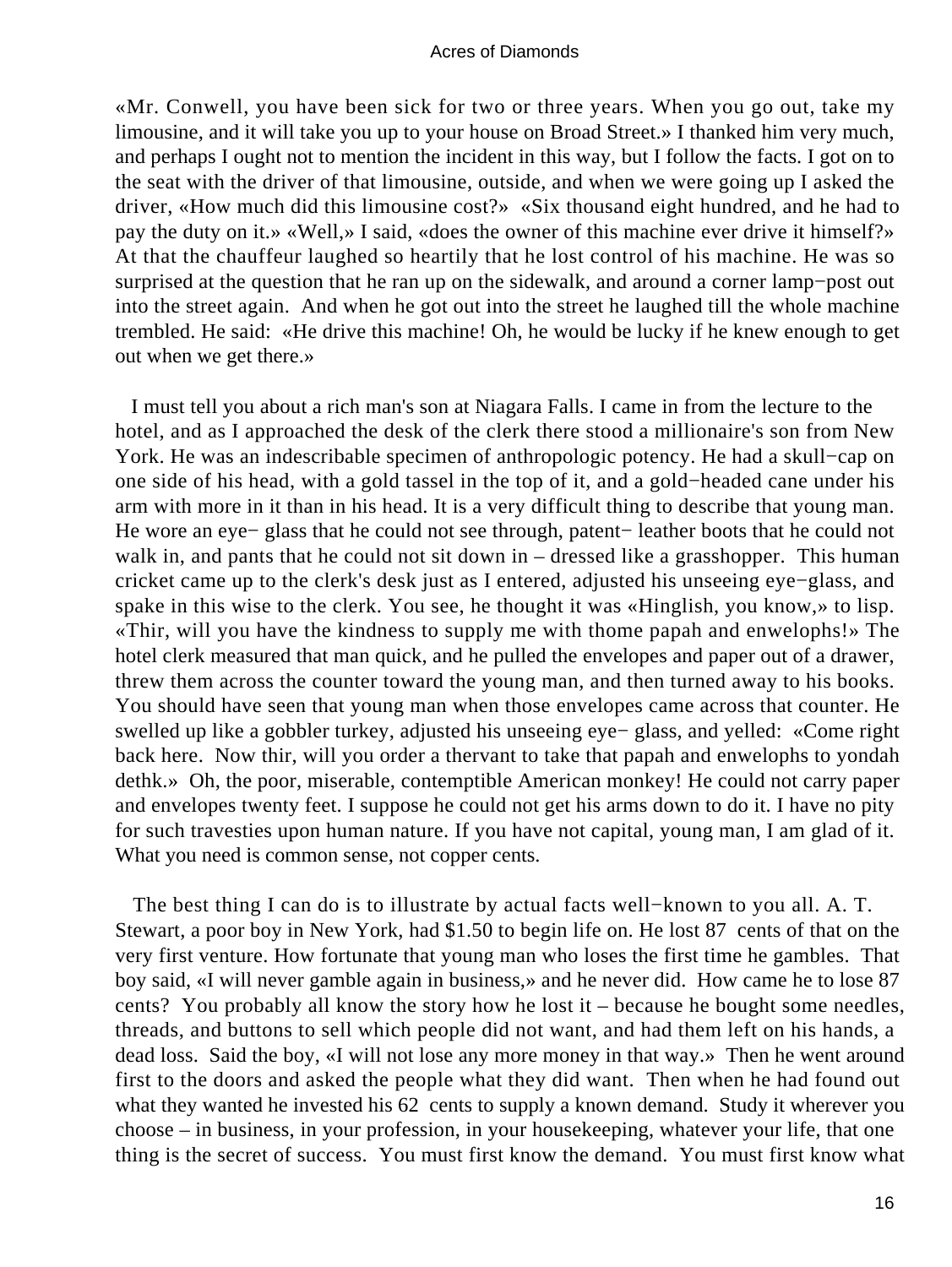«Mr. Conwell, you have been sick for two or three years. When you go out, take my limousine, and it will take you up to your house on Broad Street.» I thanked him very much, and perhaps I ought not to mention the incident in this way, but I follow the facts. I got on to the seat with the driver of that limousine, outside, and when we were going up I asked the driver, «How much did this limousine cost?» «Six thousand eight hundred, and he had to pay the duty on it.» «Well,» I said, «does the owner of this machine ever drive it himself?» At that the chauffeur laughed so heartily that he lost control of his machine. He was so surprised at the question that he ran up on the sidewalk, and around a corner lamp−post out into the street again. And when he got out into the street he laughed till the whole machine trembled. He said: «He drive this machine! Oh, he would be lucky if he knew enough to get out when we get there.»

I must tell you about a rich man's son at Niagara Falls. I came in from the lecture to the hotel, and as I approached the desk of the clerk there stood a millionaire's son from New York. He was an indescribable specimen of anthropologic potency. He had a skull−cap on one side of his head, with a gold tassel in the top of it, and a gold−headed cane under his arm with more in it than in his head. It is a very difficult thing to describe that young man. He wore an eye− glass that he could not see through, patent− leather boots that he could not walk in, and pants that he could not sit down in – dressed like a grasshopper. This human cricket came up to the clerk's desk just as I entered, adjusted his unseeing eye−glass, and spake in this wise to the clerk. You see, he thought it was «Hinglish, you know,» to lisp. «Thir, will you have the kindness to supply me with thome papah and enwelophs!» The hotel clerk measured that man quick, and he pulled the envelopes and paper out of a drawer, threw them across the counter toward the young man, and then turned away to his books. You should have seen that young man when those envelopes came across that counter. He swelled up like a gobbler turkey, adjusted his unseeing eye− glass, and yelled: «Come right back here. Now thir, will you order a thervant to take that papah and enwelophs to yondah dethk.» Oh, the poor, miserable, contemptible American monkey! He could not carry paper and envelopes twenty feet. I suppose he could not get his arms down to do it. I have no pity for such travesties upon human nature. If you have not capital, young man, I am glad of it. What you need is common sense, not copper cents.

The best thing I can do is to illustrate by actual facts well−known to you all. A. T. Stewart, a poor boy in New York, had $1.50 to begin life on. He lost 87 cents of that on the very first venture. How fortunate that young man who loses the first time he gambles. That boy said, «I will never gamble again in business,» and he never did. How came he to lose 87 cents? You probably all know the story how he lost it – because he bought some needles, threads, and buttons to sell which people did not want, and had them left on his hands, a dead loss. Said the boy, «I will not lose any more money in that way.» Then he went around first to the doors and asked the people what they did want. Then when he had found out what they wanted he invested his 62 cents to supply a known demand. Study it wherever you choose – in business, in your profession, in your housekeeping, whatever your life, that one thing is the secret of success. You must first know the demand. You must first know what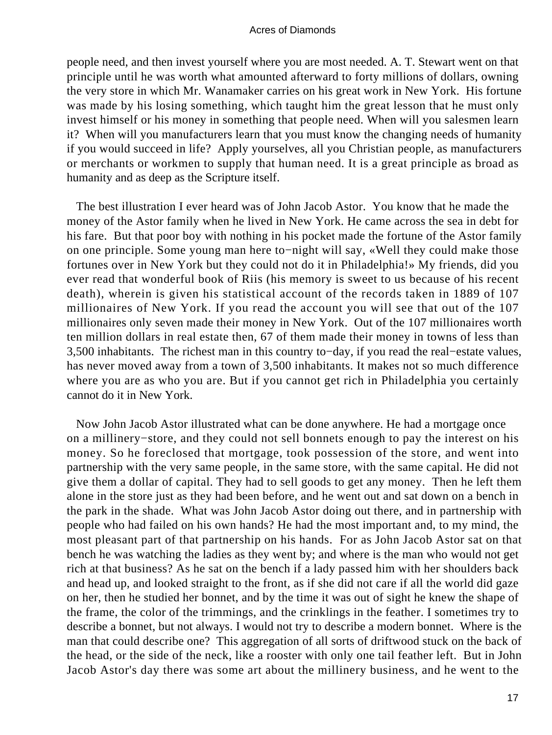people need, and then invest yourself where you are most needed. A. T. Stewart went on that principle until he was worth what amounted afterward to forty millions of dollars, owning the very store in which Mr. Wanamaker carries on his great work in New York. His fortune was made by his losing something, which taught him the great lesson that he must only invest himself or his money in something that people need. When will you salesmen learn it? When will you manufacturers learn that you must know the changing needs of humanity if you would succeed in life? Apply yourselves, all you Christian people, as manufacturers or merchants or workmen to supply that human need. It is a great principle as broad as humanity and as deep as the Scripture itself.

The best illustration I ever heard was of John Jacob Astor. You know that he made the money of the Astor family when he lived in New York. He came across the sea in debt for his fare. But that poor boy with nothing in his pocket made the fortune of the Astor family on one principle. Some young man here to−night will say, «Well they could make those fortunes over in New York but they could not do it in Philadelphia!» My friends, did you ever read that wonderful book of Riis (his memory is sweet to us because of his recent death), wherein is given his statistical account of the records taken in 1889 of 107 millionaires of New York. If you read the account you will see that out of the 107 millionaires only seven made their money in New York. Out of the 107 millionaires worth ten million dollars in real estate then, 67 of them made their money in towns of less than 3,500 inhabitants. The richest man in this country to−day, if you read the real−estate values, has never moved away from a town of 3,500 inhabitants. It makes not so much difference where you are as who you are. But if you cannot get rich in Philadelphia you certainly cannot do it in New York.

Now John Jacob Astor illustrated what can be done anywhere. He had a mortgage once on a millinery−store, and they could not sell bonnets enough to pay the interest on his money. So he foreclosed that mortgage, took possession of the store, and went into partnership with the very same people, in the same store, with the same capital. He did not give them a dollar of capital. They had to sell goods to get any money. Then he left them alone in the store just as they had been before, and he went out and sat down on a bench in the park in the shade. What was John Jacob Astor doing out there, and in partnership with people who had failed on his own hands? He had the most important and, to my mind, the most pleasant part of that partnership on his hands. For as John Jacob Astor sat on that bench he was watching the ladies as they went by; and where is the man who would not get rich at that business? As he sat on the bench if a lady passed him with her shoulders back and head up, and looked straight to the front, as if she did not care if all the world did gaze on her, then he studied her bonnet, and by the time it was out of sight he knew the shape of the frame, the color of the trimmings, and the crinklings in the feather. I sometimes try to describe a bonnet, but not always. I would not try to describe a modern bonnet. Where is the man that could describe one? This aggregation of all sorts of driftwood stuck on the back of the head, or the side of the neck, like a rooster with only one tail feather left. But in John Jacob Astor's day there was some art about the millinery business, and he went to the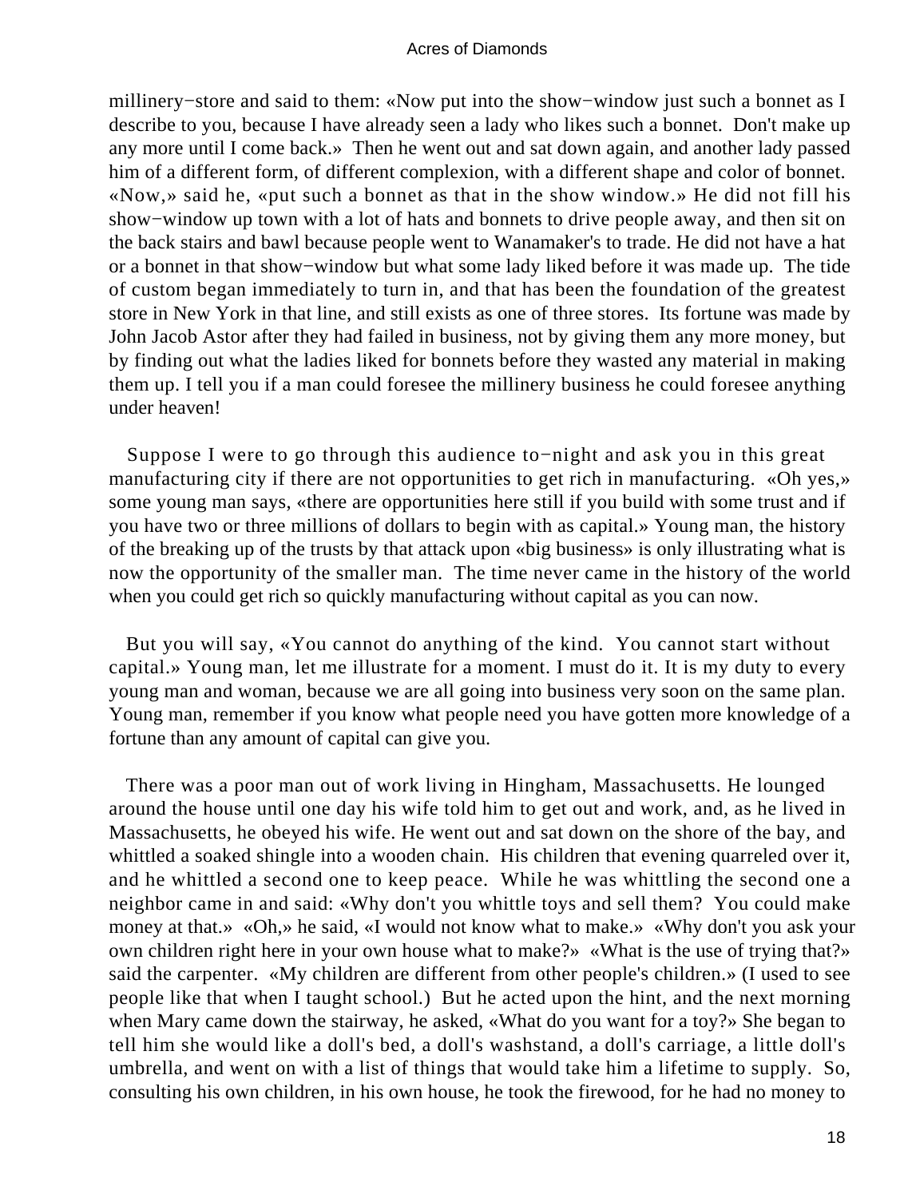millinery−store and said to them: «Now put into the show−window just such a bonnet as I describe to you, because I have already seen a lady who likes such a bonnet. Don't make up any more until I come back.» Then he went out and sat down again, and another lady passed him of a different form, of different complexion, with a different shape and color of bonnet. «Now,» said he, «put such a bonnet as that in the show window.» He did not fill his show−window up town with a lot of hats and bonnets to drive people away, and then sit on the back stairs and bawl because people went to Wanamaker's to trade. He did not have a hat or a bonnet in that show−window but what some lady liked before it was made up. The tide of custom began immediately to turn in, and that has been the foundation of the greatest store in New York in that line, and still exists as one of three stores. Its fortune was made by John Jacob Astor after they had failed in business, not by giving them any more money, but by finding out what the ladies liked for bonnets before they wasted any material in making them up. I tell you if a man could foresee the millinery business he could foresee anything under heaven!

Suppose I were to go through this audience to−night and ask you in this great manufacturing city if there are not opportunities to get rich in manufacturing. «Oh yes,» some young man says, «there are opportunities here still if you build with some trust and if you have two or three millions of dollars to begin with as capital.» Young man, the history of the breaking up of the trusts by that attack upon «big business» is only illustrating what is now the opportunity of the smaller man. The time never came in the history of the world when you could get rich so quickly manufacturing without capital as you can now.

But you will say, «You cannot do anything of the kind. You cannot start without capital.» Young man, let me illustrate for a moment. I must do it. It is my duty to every young man and woman, because we are all going into business very soon on the same plan. Young man, remember if you know what people need you have gotten more knowledge of a fortune than any amount of capital can give you.

There was a poor man out of work living in Hingham, Massachusetts. He lounged around the house until one day his wife told him to get out and work, and, as he lived in Massachusetts, he obeyed his wife. He went out and sat down on the shore of the bay, and whittled a soaked shingle into a wooden chain. His children that evening quarreled over it, and he whittled a second one to keep peace. While he was whittling the second one a neighbor came in and said: «Why don't you whittle toys and sell them? You could make money at that.» «Oh,» he said, «I would not know what to make.» «Why don't you ask your own children right here in your own house what to make?» «What is the use of trying that?» said the carpenter. «My children are different from other people's children.» (I used to see people like that when I taught school.) But he acted upon the hint, and the next morning when Mary came down the stairway, he asked, «What do you want for a toy?» She began to tell him she would like a doll's bed, a doll's washstand, a doll's carriage, a little doll's umbrella, and went on with a list of things that would take him a lifetime to supply. So, consulting his own children, in his own house, he took the firewood, for he had no money to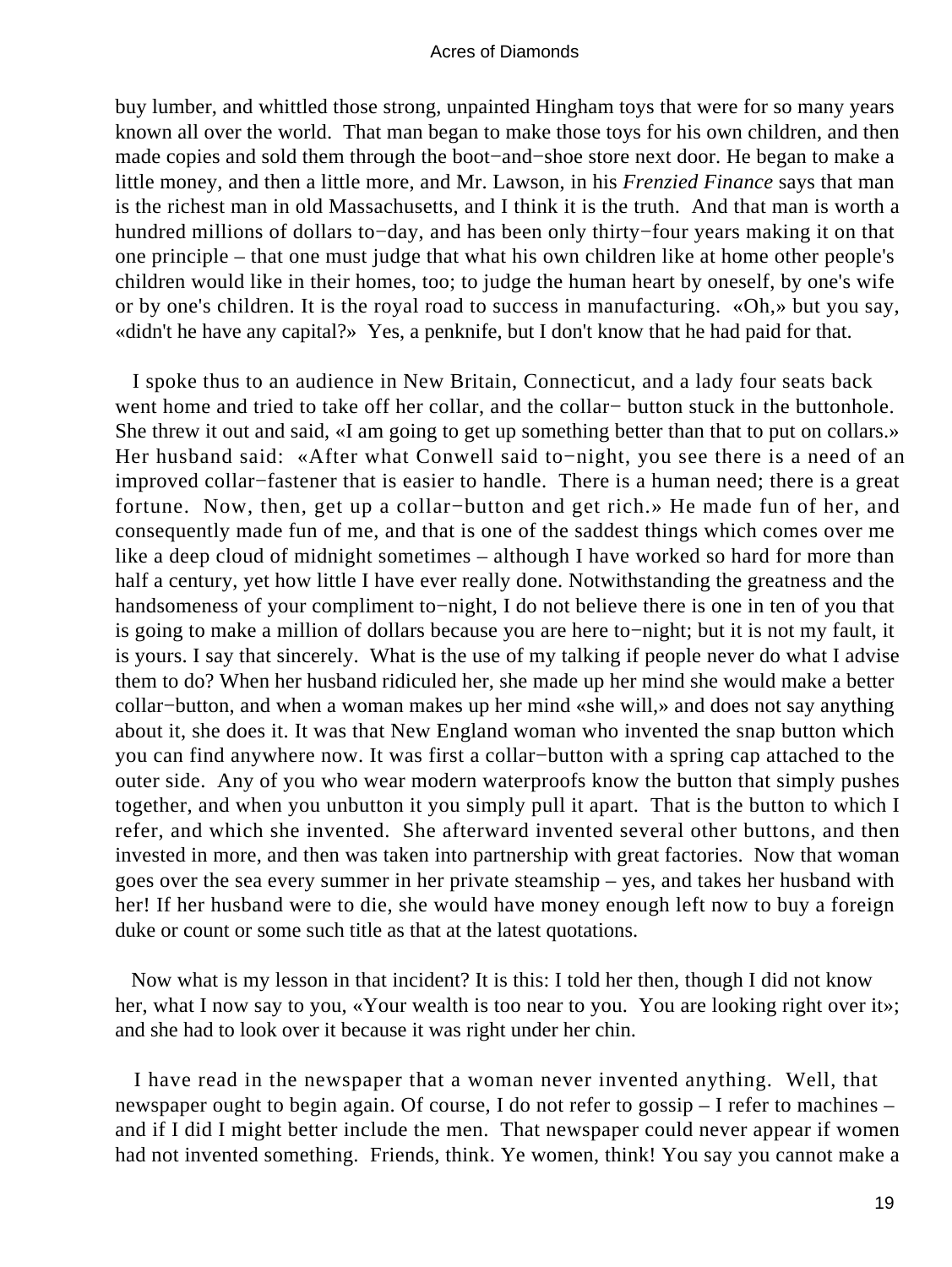buy lumber, and whittled those strong, unpainted Hingham toys that were for so many years known all over the world. That man began to make those toys for his own children, and then made copies and sold them through the boot−and−shoe store next door. He began to make a little money, and then a little more, and Mr. Lawson, in his *Frenzied Finance* says that man is the richest man in old Massachusetts, and I think it is the truth. And that man is worth a hundred millions of dollars to−day, and has been only thirty−four years making it on that one principle – that one must judge that what his own children like at home other people's children would like in their homes, too; to judge the human heart by oneself, by one's wife or by one's children. It is the royal road to success in manufacturing. «Oh,» but you say, «didn't he have any capital?» Yes, a penknife, but I don't know that he had paid for that.

I spoke thus to an audience in New Britain, Connecticut, and a lady four seats back went home and tried to take off her collar, and the collar− button stuck in the buttonhole. She threw it out and said, «I am going to get up something better than that to put on collars.» Her husband said: «After what Conwell said to−night, you see there is a need of an improved collar−fastener that is easier to handle. There is a human need; there is a great fortune. Now, then, get up a collar−button and get rich.» He made fun of her, and consequently made fun of me, and that is one of the saddest things which comes over me like a deep cloud of midnight sometimes – although I have worked so hard for more than half a century, yet how little I have ever really done. Notwithstanding the greatness and the handsomeness of your compliment to−night, I do not believe there is one in ten of you that is going to make a million of dollars because you are here to−night; but it is not my fault, it is yours. I say that sincerely. What is the use of my talking if people never do what I advise them to do? When her husband ridiculed her, she made up her mind she would make a better collar−button, and when a woman makes up her mind «she will,» and does not say anything about it, she does it. It was that New England woman who invented the snap button which you can find anywhere now. It was first a collar−button with a spring cap attached to the outer side. Any of you who wear modern waterproofs know the button that simply pushes together, and when you unbutton it you simply pull it apart. That is the button to which I refer, and which she invented. She afterward invented several other buttons, and then invested in more, and then was taken into partnership with great factories. Now that woman goes over the sea every summer in her private steamship – yes, and takes her husband with her! If her husband were to die, she would have money enough left now to buy a foreign duke or count or some such title as that at the latest quotations.

Now what is my lesson in that incident? It is this: I told her then, though I did not know her, what I now say to you, «Your wealth is too near to you. You are looking right over it»; and she had to look over it because it was right under her chin.

I have read in the newspaper that a woman never invented anything. Well, that newspaper ought to begin again. Of course, I do not refer to gossip – I refer to machines – and if I did I might better include the men. That newspaper could never appear if women had not invented something. Friends, think. Ye women, think! You say you cannot make a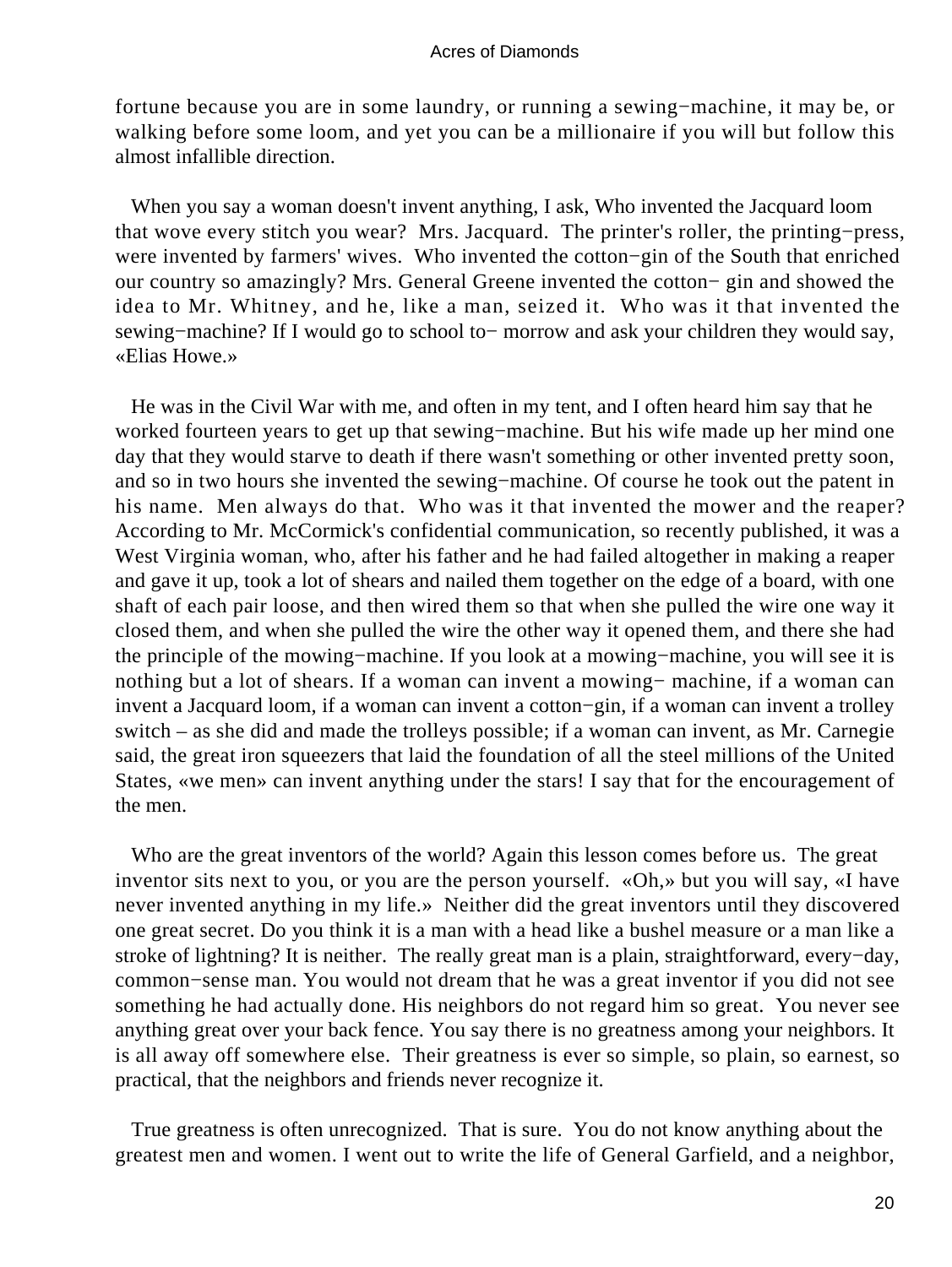fortune because you are in some laundry, or running a sewing−machine, it may be, or walking before some loom, and yet you can be a millionaire if you will but follow this almost infallible direction.

When you say a woman doesn't invent anything, I ask, Who invented the Jacquard loom that wove every stitch you wear? Mrs. Jacquard. The printer's roller, the printing−press, were invented by farmers' wives. Who invented the cotton−gin of the South that enriched our country so amazingly? Mrs. General Greene invented the cotton− gin and showed the idea to Mr. Whitney, and he, like a man, seized it. Who was it that invented the sewing−machine? If I would go to school to− morrow and ask your children they would say, «Elias Howe.»

He was in the Civil War with me, and often in my tent, and I often heard him say that he worked fourteen years to get up that sewing−machine. But his wife made up her mind one day that they would starve to death if there wasn't something or other invented pretty soon, and so in two hours she invented the sewing−machine. Of course he took out the patent in his name. Men always do that. Who was it that invented the mower and the reaper? According to Mr. McCormick's confidential communication, so recently published, it was a West Virginia woman, who, after his father and he had failed altogether in making a reaper and gave it up, took a lot of shears and nailed them together on the edge of a board, with one shaft of each pair loose, and then wired them so that when she pulled the wire one way it closed them, and when she pulled the wire the other way it opened them, and there she had the principle of the mowing−machine. If you look at a mowing−machine, you will see it is nothing but a lot of shears. If a woman can invent a mowing− machine, if a woman can invent a Jacquard loom, if a woman can invent a cotton−gin, if a woman can invent a trolley switch – as she did and made the trolleys possible; if a woman can invent, as Mr. Carnegie said, the great iron squeezers that laid the foundation of all the steel millions of the United States, «we men» can invent anything under the stars! I say that for the encouragement of the men.

Who are the great inventors of the world? Again this lesson comes before us. The great inventor sits next to you, or you are the person yourself. «Oh,» but you will say, «I have never invented anything in my life.» Neither did the great inventors until they discovered one great secret. Do you think it is a man with a head like a bushel measure or a man like a stroke of lightning? It is neither. The really great man is a plain, straightforward, every−day, common−sense man. You would not dream that he was a great inventor if you did not see something he had actually done. His neighbors do not regard him so great. You never see anything great over your back fence. You say there is no greatness among your neighbors. It is all away off somewhere else. Their greatness is ever so simple, so plain, so earnest, so practical, that the neighbors and friends never recognize it.

True greatness is often unrecognized. That is sure. You do not know anything about the greatest men and women. I went out to write the life of General Garfield, and a neighbor,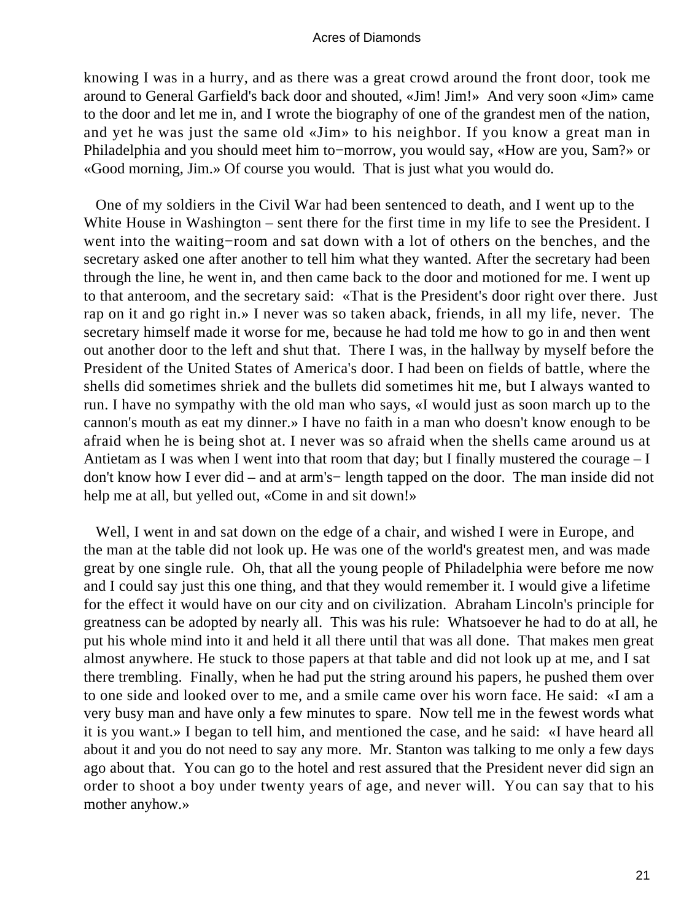knowing I was in a hurry, and as there was a great crowd around the front door, took me around to General Garfield's back door and shouted, «Jim! Jim!» And very soon «Jim» came to the door and let me in, and I wrote the biography of one of the grandest men of the nation, and yet he was just the same old «Jim» to his neighbor. If you know a great man in Philadelphia and you should meet him to−morrow, you would say, «How are you, Sam?» or «Good morning, Jim.» Of course you would. That is just what you would do.

One of my soldiers in the Civil War had been sentenced to death, and I went up to the White House in Washington – sent there for the first time in my life to see the President. I went into the waiting−room and sat down with a lot of others on the benches, and the secretary asked one after another to tell him what they wanted. After the secretary had been through the line, he went in, and then came back to the door and motioned for me. I went up to that anteroom, and the secretary said: «That is the President's door right over there. Just rap on it and go right in.» I never was so taken aback, friends, in all my life, never. The secretary himself made it worse for me, because he had told me how to go in and then went out another door to the left and shut that. There I was, in the hallway by myself before the President of the United States of America's door. I had been on fields of battle, where the shells did sometimes shriek and the bullets did sometimes hit me, but I always wanted to run. I have no sympathy with the old man who says, «I would just as soon march up to the cannon's mouth as eat my dinner.» I have no faith in a man who doesn't know enough to be afraid when he is being shot at. I never was so afraid when the shells came around us at Antietam as I was when I went into that room that day; but I finally mustered the courage – I don't know how I ever did – and at arm's− length tapped on the door. The man inside did not help me at all, but yelled out, «Come in and sit down!»

Well, I went in and sat down on the edge of a chair, and wished I were in Europe, and the man at the table did not look up. He was one of the world's greatest men, and was made great by one single rule. Oh, that all the young people of Philadelphia were before me now and I could say just this one thing, and that they would remember it. I would give a lifetime for the effect it would have on our city and on civilization. Abraham Lincoln's principle for greatness can be adopted by nearly all. This was his rule: Whatsoever he had to do at all, he put his whole mind into it and held it all there until that was all done. That makes men great almost anywhere. He stuck to those papers at that table and did not look up at me, and I sat there trembling. Finally, when he had put the string around his papers, he pushed them over to one side and looked over to me, and a smile came over his worn face. He said: «I am a very busy man and have only a few minutes to spare. Now tell me in the fewest words what it is you want.» I began to tell him, and mentioned the case, and he said: «I have heard all about it and you do not need to say any more. Mr. Stanton was talking to me only a few days ago about that. You can go to the hotel and rest assured that the President never did sign an order to shoot a boy under twenty years of age, and never will. You can say that to his mother anyhow.»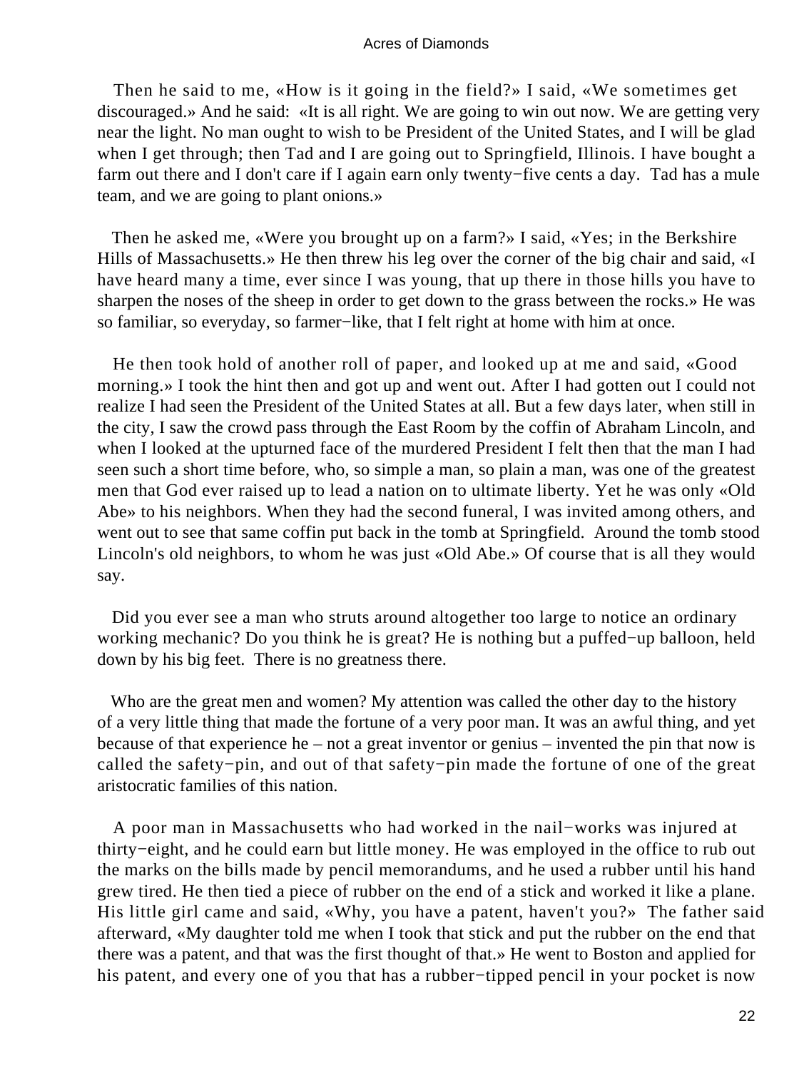Then he said to me, «How is it going in the field?» I said, «We sometimes get discouraged.» And he said: «It is all right. We are going to win out now. We are getting very near the light. No man ought to wish to be President of the United States, and I will be glad when I get through; then Tad and I are going out to Springfield, Illinois. I have bought a farm out there and I don't care if I again earn only twenty−five cents a day. Tad has a mule team, and we are going to plant onions.»

Then he asked me, «Were you brought up on a farm?» I said, «Yes; in the Berkshire Hills of Massachusetts.» He then threw his leg over the corner of the big chair and said, «I have heard many a time, ever since I was young, that up there in those hills you have to sharpen the noses of the sheep in order to get down to the grass between the rocks.» He was so familiar, so everyday, so farmer−like, that I felt right at home with him at once.

He then took hold of another roll of paper, and looked up at me and said, «Good morning.» I took the hint then and got up and went out. After I had gotten out I could not realize I had seen the President of the United States at all. But a few days later, when still in the city, I saw the crowd pass through the East Room by the coffin of Abraham Lincoln, and when I looked at the upturned face of the murdered President I felt then that the man I had seen such a short time before, who, so simple a man, so plain a man, was one of the greatest men that God ever raised up to lead a nation on to ultimate liberty. Yet he was only «Old Abe» to his neighbors. When they had the second funeral, I was invited among others, and went out to see that same coffin put back in the tomb at Springfield. Around the tomb stood Lincoln's old neighbors, to whom he was just «Old Abe.» Of course that is all they would say.

Did you ever see a man who struts around altogether too large to notice an ordinary working mechanic? Do you think he is great? He is nothing but a puffed−up balloon, held down by his big feet. There is no greatness there.

Who are the great men and women? My attention was called the other day to the history of a very little thing that made the fortune of a very poor man. It was an awful thing, and yet because of that experience he – not a great inventor or genius – invented the pin that now is called the safety−pin, and out of that safety−pin made the fortune of one of the great aristocratic families of this nation.

A poor man in Massachusetts who had worked in the nail−works was injured at thirty−eight, and he could earn but little money. He was employed in the office to rub out the marks on the bills made by pencil memorandums, and he used a rubber until his hand grew tired. He then tied a piece of rubber on the end of a stick and worked it like a plane. His little girl came and said, «Why, you have a patent, haven't you?» The father said afterward, «My daughter told me when I took that stick and put the rubber on the end that there was a patent, and that was the first thought of that.» He went to Boston and applied for his patent, and every one of you that has a rubber−tipped pencil in your pocket is now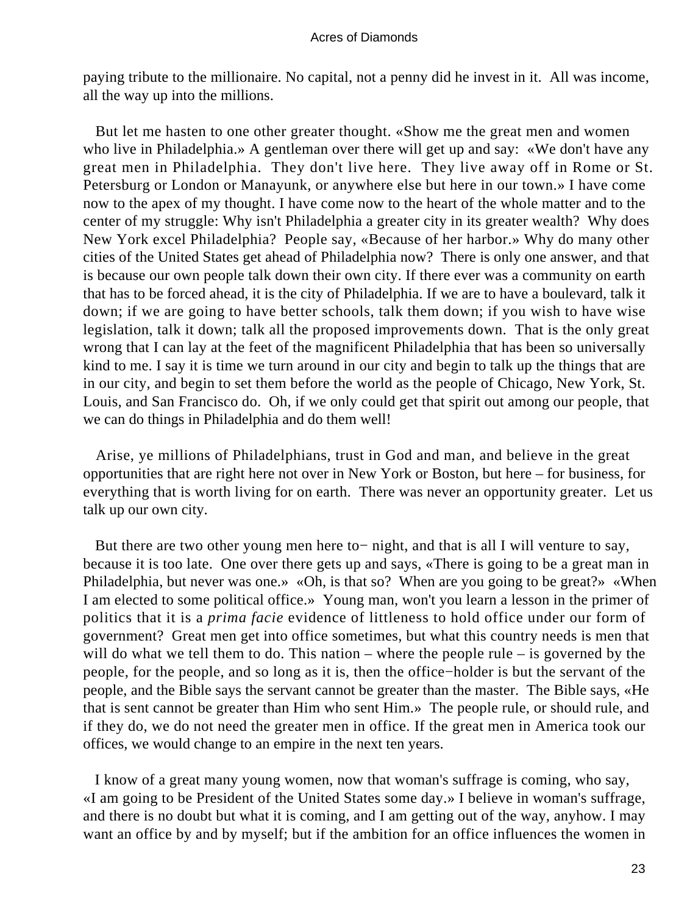paying tribute to the millionaire. No capital, not a penny did he invest in it. All was income, all the way up into the millions.

But let me hasten to one other greater thought. «Show me the great men and women who live in Philadelphia.» A gentleman over there will get up and say: «We don't have any great men in Philadelphia. They don't live here. They live away off in Rome or St. Petersburg or London or Manayunk, or anywhere else but here in our town.» I have come now to the apex of my thought. I have come now to the heart of the whole matter and to the center of my struggle: Why isn't Philadelphia a greater city in its greater wealth? Why does New York excel Philadelphia? People say, «Because of her harbor.» Why do many other cities of the United States get ahead of Philadelphia now? There is only one answer, and that is because our own people talk down their own city. If there ever was a community on earth that has to be forced ahead, it is the city of Philadelphia. If we are to have a boulevard, talk it down; if we are going to have better schools, talk them down; if you wish to have wise legislation, talk it down; talk all the proposed improvements down. That is the only great wrong that I can lay at the feet of the magnificent Philadelphia that has been so universally kind to me. I say it is time we turn around in our city and begin to talk up the things that are in our city, and begin to set them before the world as the people of Chicago, New York, St. Louis, and San Francisco do. Oh, if we only could get that spirit out among our people, that we can do things in Philadelphia and do them well!

Arise, ye millions of Philadelphians, trust in God and man, and believe in the great opportunities that are right here not over in New York or Boston, but here – for business, for everything that is worth living for on earth. There was never an opportunity greater. Let us talk up our own city.

But there are two other young men here to− night, and that is all I will venture to say, because it is too late. One over there gets up and says, «There is going to be a great man in Philadelphia, but never was one.» «Oh, is that so? When are you going to be great?» «When I am elected to some political office.» Young man, won't you learn a lesson in the primer of politics that it is a *prima facie* evidence of littleness to hold office under our form of government? Great men get into office sometimes, but what this country needs is men that will do what we tell them to do. This nation – where the people rule – is governed by the people, for the people, and so long as it is, then the office−holder is but the servant of the people, and the Bible says the servant cannot be greater than the master. The Bible says, «He that is sent cannot be greater than Him who sent Him.» The people rule, or should rule, and if they do, we do not need the greater men in office. If the great men in America took our offices, we would change to an empire in the next ten years.

I know of a great many young women, now that woman's suffrage is coming, who say, «I am going to be President of the United States some day.» I believe in woman's suffrage, and there is no doubt but what it is coming, and I am getting out of the way, anyhow. I may want an office by and by myself; but if the ambition for an office influences the women in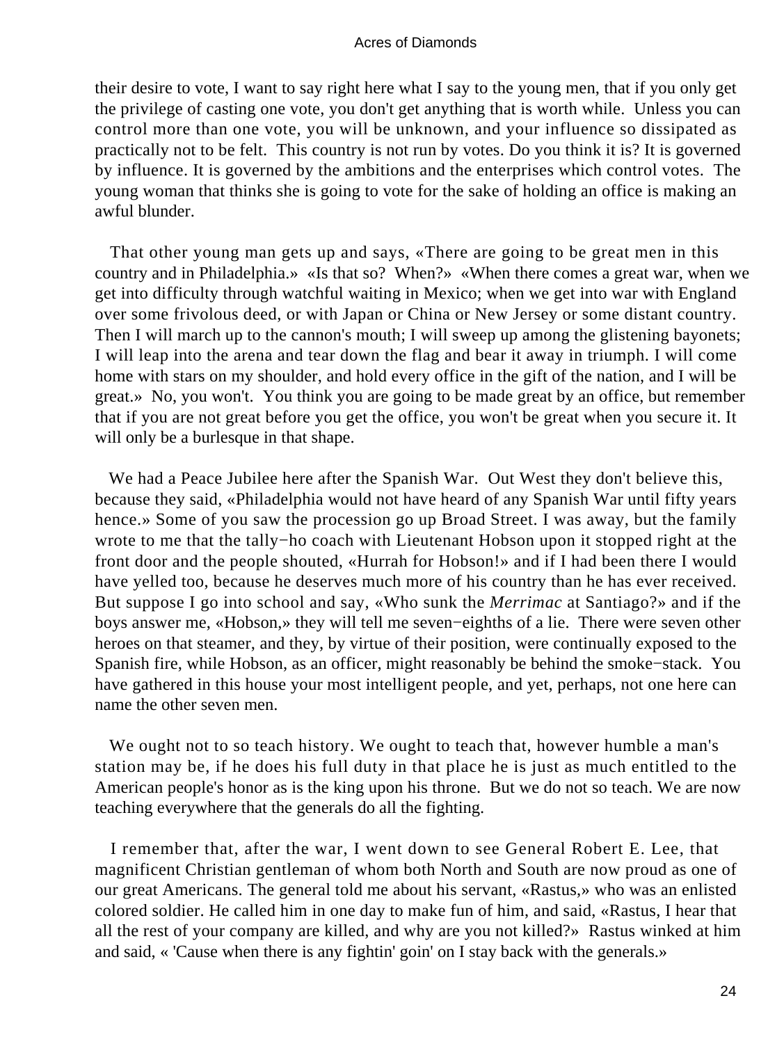their desire to vote, I want to say right here what I say to the young men, that if you only get the privilege of casting one vote, you don't get anything that is worth while. Unless you can control more than one vote, you will be unknown, and your influence so dissipated as practically not to be felt. This country is not run by votes. Do you think it is? It is governed by influence. It is governed by the ambitions and the enterprises which control votes. The young woman that thinks she is going to vote for the sake of holding an office is making an awful blunder.

That other young man gets up and says, «There are going to be great men in this country and in Philadelphia.» «Is that so? When?» «When there comes a great war, when we get into difficulty through watchful waiting in Mexico; when we get into war with England over some frivolous deed, or with Japan or China or New Jersey or some distant country. Then I will march up to the cannon's mouth; I will sweep up among the glistening bayonets; I will leap into the arena and tear down the flag and bear it away in triumph. I will come home with stars on my shoulder, and hold every office in the gift of the nation, and I will be great.» No, you won't. You think you are going to be made great by an office, but remember that if you are not great before you get the office, you won't be great when you secure it. It will only be a burlesque in that shape.

We had a Peace Jubilee here after the Spanish War. Out West they don't believe this, because they said, «Philadelphia would not have heard of any Spanish War until fifty years hence.» Some of you saw the procession go up Broad Street. I was away, but the family wrote to me that the tally−ho coach with Lieutenant Hobson upon it stopped right at the front door and the people shouted, «Hurrah for Hobson!» and if I had been there I would have yelled too, because he deserves much more of his country than he has ever received. But suppose I go into school and say, «Who sunk the *Merrimac* at Santiago?» and if the boys answer me, «Hobson,» they will tell me seven−eighths of a lie. There were seven other heroes on that steamer, and they, by virtue of their position, were continually exposed to the Spanish fire, while Hobson, as an officer, might reasonably be behind the smoke−stack. You have gathered in this house your most intelligent people, and yet, perhaps, not one here can name the other seven men.

We ought not to so teach history. We ought to teach that, however humble a man's station may be, if he does his full duty in that place he is just as much entitled to the American people's honor as is the king upon his throne. But we do not so teach. We are now teaching everywhere that the generals do all the fighting.

I remember that, after the war, I went down to see General Robert E. Lee, that magnificent Christian gentleman of whom both North and South are now proud as one of our great Americans. The general told me about his servant, «Rastus,» who was an enlisted colored soldier. He called him in one day to make fun of him, and said, «Rastus, I hear that all the rest of your company are killed, and why are you not killed?» Rastus winked at him and said, « 'Cause when there is any fightin' goin' on I stay back with the generals.»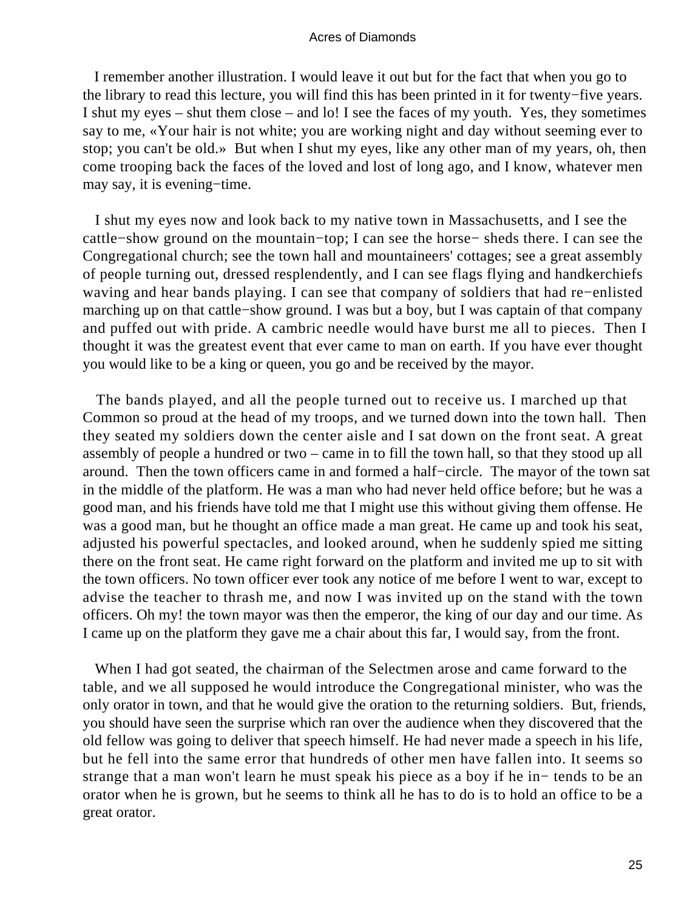I remember another illustration. I would leave it out but for the fact that when you go to the library to read this lecture, you will find this has been printed in it for twenty−five years. I shut my eyes – shut them close – and lo! I see the faces of my youth. Yes, they sometimes say to me, «Your hair is not white; you are working night and day without seeming ever to stop; you can't be old.» But when I shut my eyes, like any other man of my years, oh, then come trooping back the faces of the loved and lost of long ago, and I know, whatever men may say, it is evening−time.

I shut my eyes now and look back to my native town in Massachusetts, and I see the cattle−show ground on the mountain−top; I can see the horse− sheds there. I can see the Congregational church; see the town hall and mountaineers' cottages; see a great assembly of people turning out, dressed resplendently, and I can see flags flying and handkerchiefs waving and hear bands playing. I can see that company of soldiers that had re−enlisted marching up on that cattle−show ground. I was but a boy, but I was captain of that company and puffed out with pride. A cambric needle would have burst me all to pieces. Then I thought it was the greatest event that ever came to man on earth. If you have ever thought you would like to be a king or queen, you go and be received by the mayor.

The bands played, and all the people turned out to receive us. I marched up that Common so proud at the head of my troops, and we turned down into the town hall. Then they seated my soldiers down the center aisle and I sat down on the front seat. A great assembly of people a hundred or two – came in to fill the town hall, so that they stood up all around. Then the town officers came in and formed a half−circle. The mayor of the town sat in the middle of the platform. He was a man who had never held office before; but he was a good man, and his friends have told me that I might use this without giving them offense. He was a good man, but he thought an office made a man great. He came up and took his seat, adjusted his powerful spectacles, and looked around, when he suddenly spied me sitting there on the front seat. He came right forward on the platform and invited me up to sit with the town officers. No town officer ever took any notice of me before I went to war, except to advise the teacher to thrash me, and now I was invited up on the stand with the town officers. Oh my! the town mayor was then the emperor, the king of our day and our time. As I came up on the platform they gave me a chair about this far, I would say, from the front.

When I had got seated, the chairman of the Selectmen arose and came forward to the table, and we all supposed he would introduce the Congregational minister, who was the only orator in town, and that he would give the oration to the returning soldiers. But, friends, you should have seen the surprise which ran over the audience when they discovered that the old fellow was going to deliver that speech himself. He had never made a speech in his life, but he fell into the same error that hundreds of other men have fallen into. It seems so strange that a man won't learn he must speak his piece as a boy if he in− tends to be an orator when he is grown, but he seems to think all he has to do is to hold an office to be a great orator.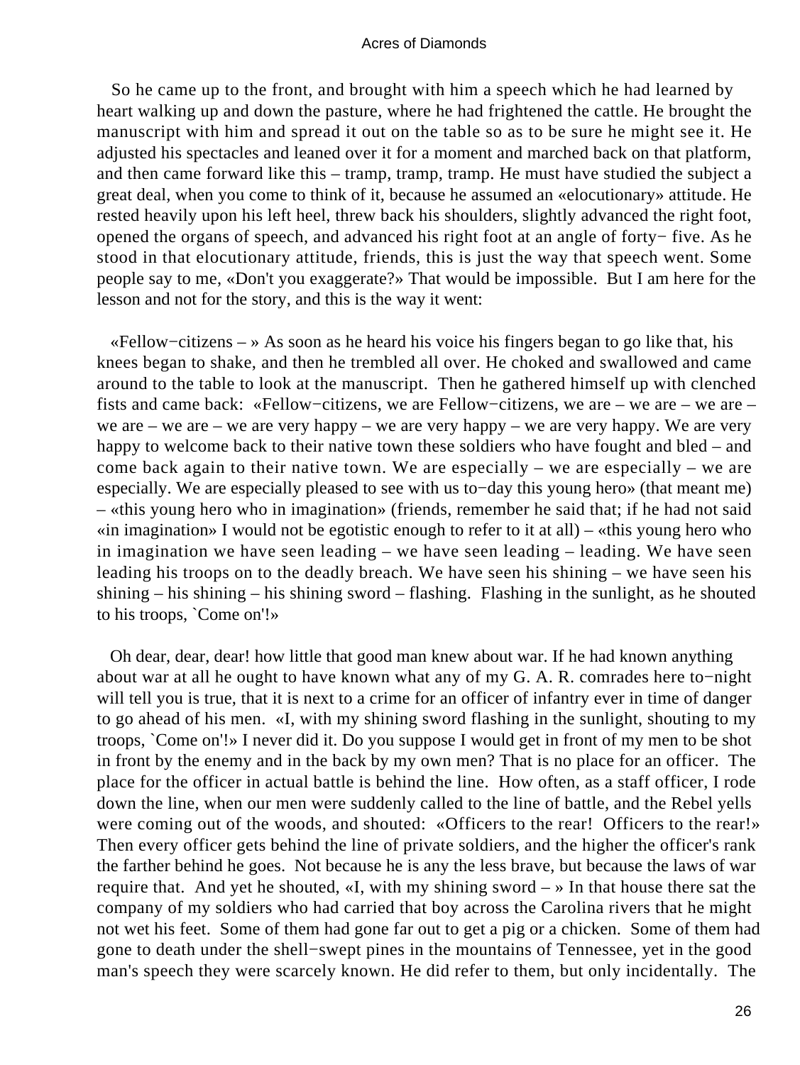So he came up to the front, and brought with him a speech which he had learned by heart walking up and down the pasture, where he had frightened the cattle. He brought the manuscript with him and spread it out on the table so as to be sure he might see it. He adjusted his spectacles and leaned over it for a moment and marched back on that platform, and then came forward like this – tramp, tramp, tramp. He must have studied the subject a great deal, when you come to think of it, because he assumed an «elocutionary» attitude. He rested heavily upon his left heel, threw back his shoulders, slightly advanced the right foot, opened the organs of speech, and advanced his right foot at an angle of forty− five. As he stood in that elocutionary attitude, friends, this is just the way that speech went. Some people say to me, «Don't you exaggerate?» That would be impossible. But I am here for the lesson and not for the story, and this is the way it went:

«Fellow−citizens – » As soon as he heard his voice his fingers began to go like that, his knees began to shake, and then he trembled all over. He choked and swallowed and came around to the table to look at the manuscript. Then he gathered himself up with clenched fists and came back: «Fellow−citizens, we are Fellow−citizens, we are – we are – we are – we are – we are – we are very happy – we are very happy – we are very happy. We are very happy to welcome back to their native town these soldiers who have fought and bled – and come back again to their native town. We are especially – we are especially – we are especially. We are especially pleased to see with us to−day this young hero» (that meant me) – «this young hero who in imagination» (friends, remember he said that; if he had not said «in imagination» I would not be egotistic enough to refer to it at all) – «this young hero who in imagination we have seen leading – we have seen leading – leading. We have seen leading his troops on to the deadly breach. We have seen his shining – we have seen his shining – his shining – his shining sword – flashing. Flashing in the sunlight, as he shouted to his troops, `Come on'!»

Oh dear, dear, dear! how little that good man knew about war. If he had known anything about war at all he ought to have known what any of my G. A. R. comrades here to−night will tell you is true, that it is next to a crime for an officer of infantry ever in time of danger to go ahead of his men. «I, with my shining sword flashing in the sunlight, shouting to my troops, `Come on'!» I never did it. Do you suppose I would get in front of my men to be shot in front by the enemy and in the back by my own men? That is no place for an officer. The place for the officer in actual battle is behind the line. How often, as a staff officer, I rode down the line, when our men were suddenly called to the line of battle, and the Rebel yells were coming out of the woods, and shouted: «Officers to the rear! Officers to the rear!» Then every officer gets behind the line of private soldiers, and the higher the officer's rank the farther behind he goes. Not because he is any the less brave, but because the laws of war require that. And yet he shouted, «I, with my shining sword – » In that house there sat the company of my soldiers who had carried that boy across the Carolina rivers that he might not wet his feet. Some of them had gone far out to get a pig or a chicken. Some of them had gone to death under the shell−swept pines in the mountains of Tennessee, yet in the good man's speech they were scarcely known. He did refer to them, but only incidentally. The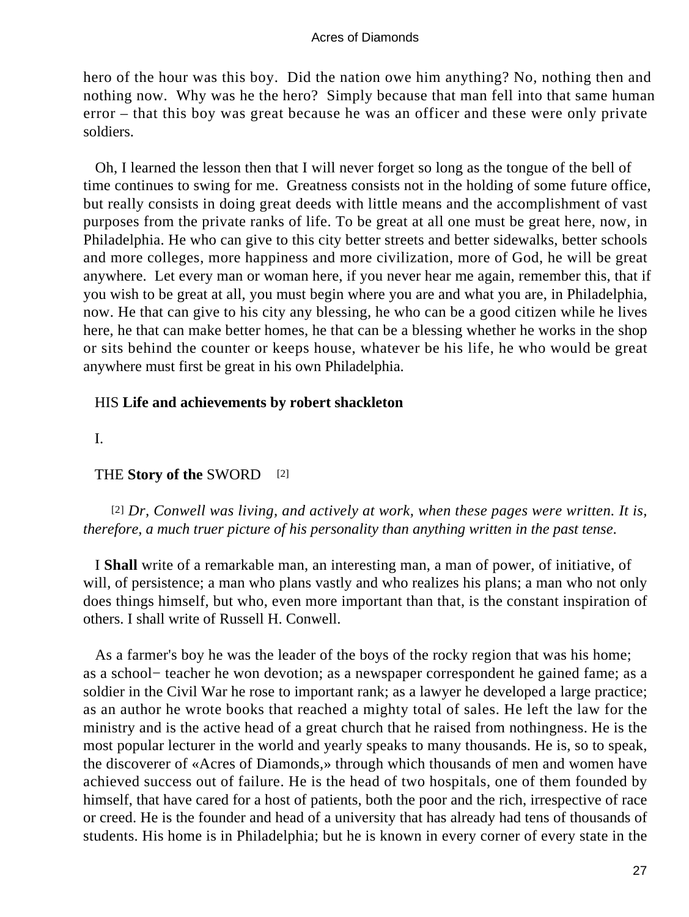hero of the hour was this boy. Did the nation owe him anything? No, nothing then and nothing now. Why was he the hero? Simply because that man fell into that same human error – that this boy was great because he was an officer and these were only private soldiers.

Oh, I learned the lesson then that I will never forget so long as the tongue of the bell of time continues to swing for me. Greatness consists not in the holding of some future office, but really consists in doing great deeds with little means and the accomplishment of vast purposes from the private ranks of life. To be great at all one must be great here, now, in Philadelphia. He who can give to this city better streets and better sidewalks, better schools and more colleges, more happiness and more civilization, more of God, he will be great anywhere. Let every man or woman here, if you never hear me again, remember this, that if you wish to be great at all, you must begin where you are and what you are, in Philadelphia, now. He that can give to his city any blessing, he who can be a good citizen while he lives here, he that can make better homes, he that can be a blessing whether he works in the shop or sits behind the counter or keeps house, whatever be his life, he who would be great anywhere must first be great in his own Philadelphia.

## HIS **Life and achievements by robert shackleton**

## I.

## THE **Story of the** SWORD [2]

[2] *Dr, Conwell was living, and actively at work, when these pages were written. It is, therefore, a much truer picture of his personality than anything written in the past tense.*

I **Shall** write of a remarkable man, an interesting man, a man of power, of initiative, of will, of persistence; a man who plans vastly and who realizes his plans; a man who not only does things himself, but who, even more important than that, is the constant inspiration of others. I shall write of Russell H. Conwell.

As a farmer's boy he was the leader of the boys of the rocky region that was his home; as a school− teacher he won devotion; as a newspaper correspondent he gained fame; as a soldier in the Civil War he rose to important rank; as a lawyer he developed a large practice; as an author he wrote books that reached a mighty total of sales. He left the law for the ministry and is the active head of a great church that he raised from nothingness. He is the most popular lecturer in the world and yearly speaks to many thousands. He is, so to speak, the discoverer of «Acres of Diamonds,» through which thousands of men and women have achieved success out of failure. He is the head of two hospitals, one of them founded by himself, that have cared for a host of patients, both the poor and the rich, irrespective of race or creed. He is the founder and head of a university that has already had tens of thousands of students. His home is in Philadelphia; but he is known in every corner of every state in the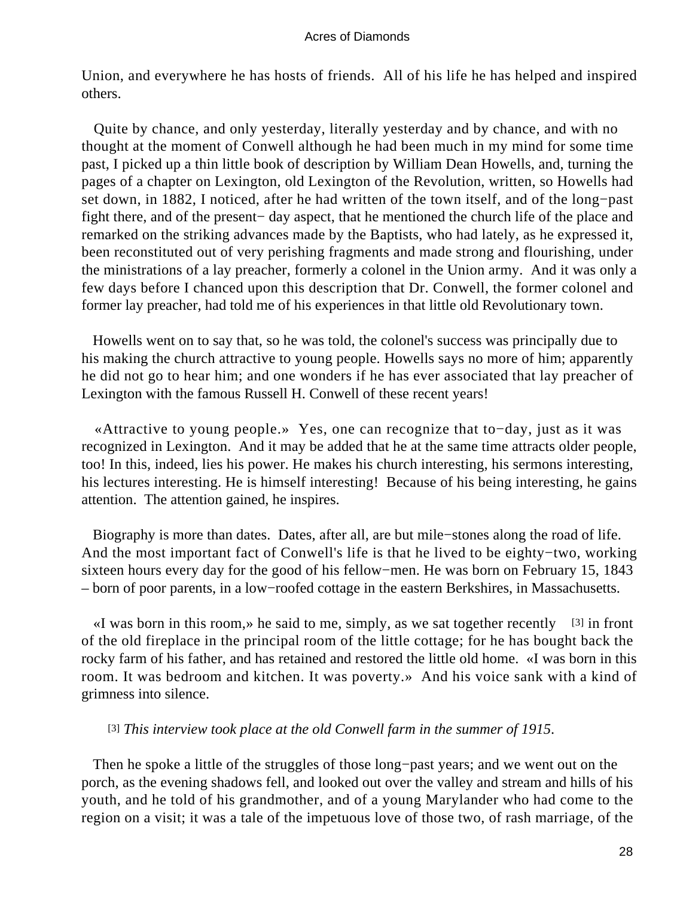Union, and everywhere he has hosts of friends. All of his life he has helped and inspired others.

Quite by chance, and only yesterday, literally yesterday and by chance, and with no thought at the moment of Conwell although he had been much in my mind for some time past, I picked up a thin little book of description by William Dean Howells, and, turning the pages of a chapter on Lexington, old Lexington of the Revolution, written, so Howells had set down, in 1882, I noticed, after he had written of the town itself, and of the long−past fight there, and of the present− day aspect, that he mentioned the church life of the place and remarked on the striking advances made by the Baptists, who had lately, as he expressed it, been reconstituted out of very perishing fragments and made strong and flourishing, under the ministrations of a lay preacher, formerly a colonel in the Union army. And it was only a few days before I chanced upon this description that Dr. Conwell, the former colonel and former lay preacher, had told me of his experiences in that little old Revolutionary town.

Howells went on to say that, so he was told, the colonel's success was principally due to his making the church attractive to young people. Howells says no more of him; apparently he did not go to hear him; and one wonders if he has ever associated that lay preacher of Lexington with the famous Russell H. Conwell of these recent years!

«Attractive to young people.» Yes, one can recognize that to−day, just as it was recognized in Lexington. And it may be added that he at the same time attracts older people, too! In this, indeed, lies his power. He makes his church interesting, his sermons interesting, his lectures interesting. He is himself interesting! Because of his being interesting, he gains attention. The attention gained, he inspires.

Biography is more than dates. Dates, after all, are but mile−stones along the road of life. And the most important fact of Conwell's life is that he lived to be eighty−two, working sixteen hours every day for the good of his fellow−men. He was born on February 15, 1843 – born of poor parents, in a low−roofed cottage in the eastern Berkshires, in Massachusetts.

«I was born in this room,» he said to me, simply, as we sat together recently [3] in front of the old fireplace in the principal room of the little cottage; for he has bought back the rocky farm of his father, and has retained and restored the little old home. «I was born in this room. It was bedroom and kitchen. It was poverty.» And his voice sank with a kind of grimness into silence.

[3] *This interview took place at the old Conwell farm in the summer of 1915.*

Then he spoke a little of the struggles of those long−past years; and we went out on the porch, as the evening shadows fell, and looked out over the valley and stream and hills of his youth, and he told of his grandmother, and of a young Marylander who had come to the region on a visit; it was a tale of the impetuous love of those two, of rash marriage, of the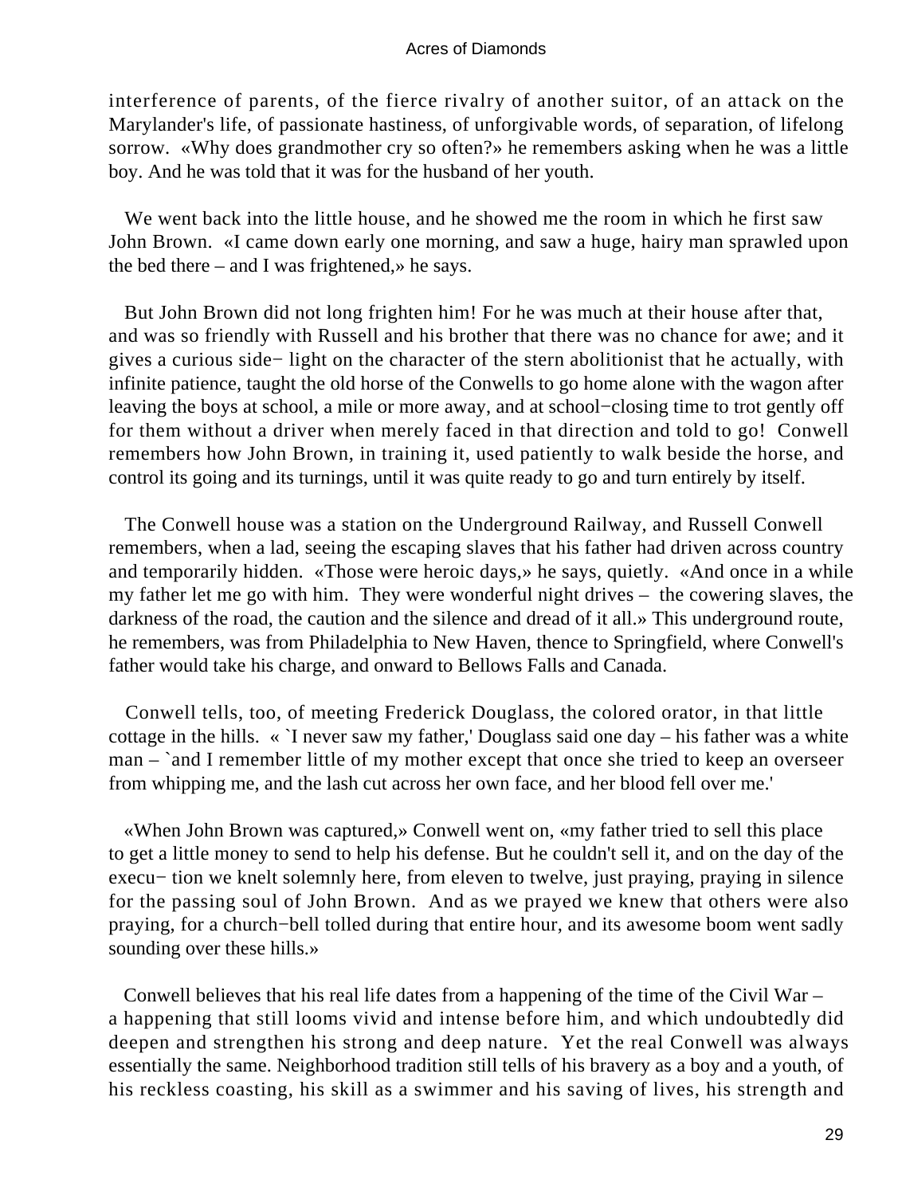interference of parents, of the fierce rivalry of another suitor, of an attack on the Marylander's life, of passionate hastiness, of unforgivable words, of separation, of lifelong sorrow. «Why does grandmother cry so often?» he remembers asking when he was a little boy. And he was told that it was for the husband of her youth.

We went back into the little house, and he showed me the room in which he first saw John Brown. «I came down early one morning, and saw a huge, hairy man sprawled upon the bed there – and I was frightened,» he says.

But John Brown did not long frighten him! For he was much at their house after that, and was so friendly with Russell and his brother that there was no chance for awe; and it gives a curious side− light on the character of the stern abolitionist that he actually, with infinite patience, taught the old horse of the Conwells to go home alone with the wagon after leaving the boys at school, a mile or more away, and at school−closing time to trot gently off for them without a driver when merely faced in that direction and told to go! Conwell remembers how John Brown, in training it, used patiently to walk beside the horse, and control its going and its turnings, until it was quite ready to go and turn entirely by itself.

The Conwell house was a station on the Underground Railway, and Russell Conwell remembers, when a lad, seeing the escaping slaves that his father had driven across country and temporarily hidden. «Those were heroic days,» he says, quietly. «And once in a while my father let me go with him. They were wonderful night drives – the cowering slaves, the darkness of the road, the caution and the silence and dread of it all.» This underground route, he remembers, was from Philadelphia to New Haven, thence to Springfield, where Conwell's father would take his charge, and onward to Bellows Falls and Canada.

Conwell tells, too, of meeting Frederick Douglass, the colored orator, in that little cottage in the hills. « `I never saw my father,' Douglass said one day – his father was a white man – `and I remember little of my mother except that once she tried to keep an overseer from whipping me, and the lash cut across her own face, and her blood fell over me.'

«When John Brown was captured,» Conwell went on, «my father tried to sell this place to get a little money to send to help his defense. But he couldn't sell it, and on the day of the execu− tion we knelt solemnly here, from eleven to twelve, just praying, praying in silence for the passing soul of John Brown. And as we prayed we knew that others were also praying, for a church−bell tolled during that entire hour, and its awesome boom went sadly sounding over these hills.»

Conwell believes that his real life dates from a happening of the time of the Civil War – a happening that still looms vivid and intense before him, and which undoubtedly did deepen and strengthen his strong and deep nature. Yet the real Conwell was always essentially the same. Neighborhood tradition still tells of his bravery as a boy and a youth, of his reckless coasting, his skill as a swimmer and his saving of lives, his strength and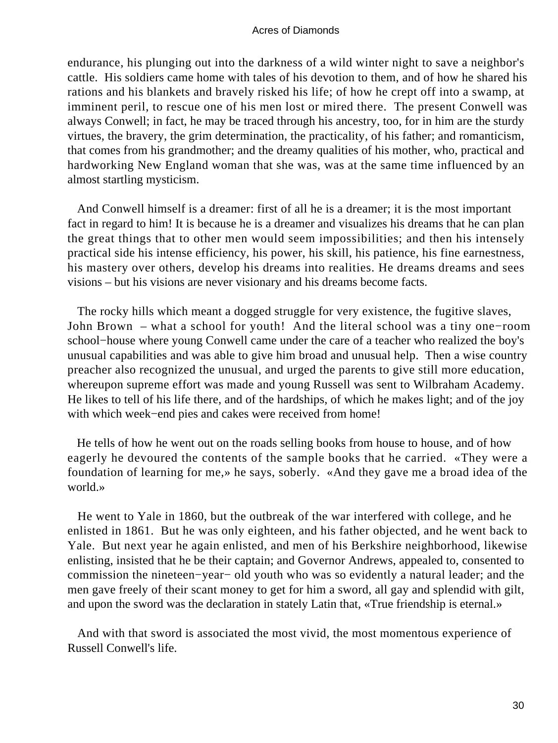endurance, his plunging out into the darkness of a wild winter night to save a neighbor's cattle. His soldiers came home with tales of his devotion to them, and of how he shared his rations and his blankets and bravely risked his life; of how he crept off into a swamp, at imminent peril, to rescue one of his men lost or mired there. The present Conwell was always Conwell; in fact, he may be traced through his ancestry, too, for in him are the sturdy virtues, the bravery, the grim determination, the practicality, of his father; and romanticism, that comes from his grandmother; and the dreamy qualities of his mother, who, practical and hardworking New England woman that she was, was at the same time influenced by an almost startling mysticism.

And Conwell himself is a dreamer: first of all he is a dreamer; it is the most important fact in regard to him! It is because he is a dreamer and visualizes his dreams that he can plan the great things that to other men would seem impossibilities; and then his intensely practical side his intense efficiency, his power, his skill, his patience, his fine earnestness, his mastery over others, develop his dreams into realities. He dreams dreams and sees visions – but his visions are never visionary and his dreams become facts.

The rocky hills which meant a dogged struggle for very existence, the fugitive slaves, John Brown – what a school for youth! And the literal school was a tiny one−room school−house where young Conwell came under the care of a teacher who realized the boy's unusual capabilities and was able to give him broad and unusual help. Then a wise country preacher also recognized the unusual, and urged the parents to give still more education, whereupon supreme effort was made and young Russell was sent to Wilbraham Academy. He likes to tell of his life there, and of the hardships, of which he makes light; and of the joy with which week−end pies and cakes were received from home!

He tells of how he went out on the roads selling books from house to house, and of how eagerly he devoured the contents of the sample books that he carried. «They were a foundation of learning for me,» he says, soberly. «And they gave me a broad idea of the world.»

He went to Yale in 1860, but the outbreak of the war interfered with college, and he enlisted in 1861. But he was only eighteen, and his father objected, and he went back to Yale. But next year he again enlisted, and men of his Berkshire neighborhood, likewise enlisting, insisted that he be their captain; and Governor Andrews, appealed to, consented to commission the nineteen−year− old youth who was so evidently a natural leader; and the men gave freely of their scant money to get for him a sword, all gay and splendid with gilt, and upon the sword was the declaration in stately Latin that, «True friendship is eternal.»

And with that sword is associated the most vivid, the most momentous experience of Russell Conwell's life.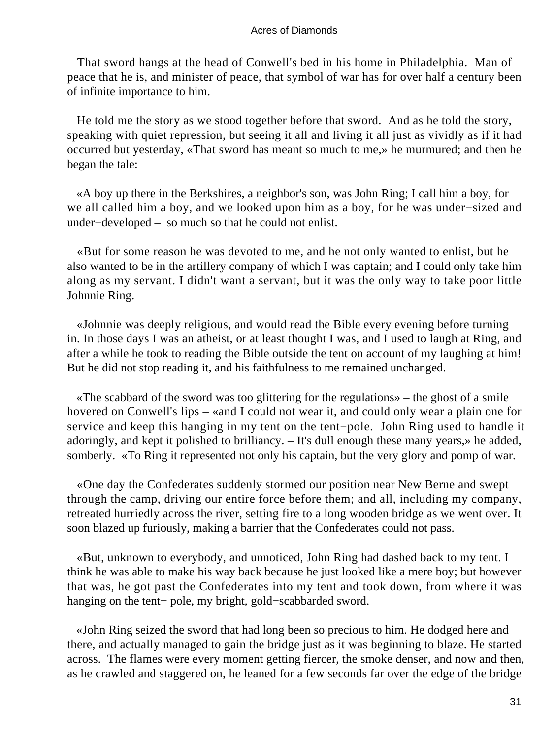That sword hangs at the head of Conwell's bed in his home in Philadelphia. Man of peace that he is, and minister of peace, that symbol of war has for over half a century been of infinite importance to him.

He told me the story as we stood together before that sword. And as he told the story, speaking with quiet repression, but seeing it all and living it all just as vividly as if it had occurred but yesterday, «That sword has meant so much to me,» he murmured; and then he began the tale:

«A boy up there in the Berkshires, a neighbor's son, was John Ring; I call him a boy, for we all called him a boy, and we looked upon him as a boy, for he was under−sized and under−developed – so much so that he could not enlist.

«But for some reason he was devoted to me, and he not only wanted to enlist, but he also wanted to be in the artillery company of which I was captain; and I could only take him along as my servant. I didn't want a servant, but it was the only way to take poor little Johnnie Ring.

«Johnnie was deeply religious, and would read the Bible every evening before turning in. In those days I was an atheist, or at least thought I was, and I used to laugh at Ring, and after a while he took to reading the Bible outside the tent on account of my laughing at him! But he did not stop reading it, and his faithfulness to me remained unchanged.

«The scabbard of the sword was too glittering for the regulations» – the ghost of a smile hovered on Conwell's lips – «and I could not wear it, and could only wear a plain one for service and keep this hanging in my tent on the tent−pole. John Ring used to handle it adoringly, and kept it polished to brilliancy. – It's dull enough these many years,» he added, somberly. «To Ring it represented not only his captain, but the very glory and pomp of war.

«One day the Confederates suddenly stormed our position near New Berne and swept through the camp, driving our entire force before them; and all, including my company, retreated hurriedly across the river, setting fire to a long wooden bridge as we went over. It soon blazed up furiously, making a barrier that the Confederates could not pass.

«But, unknown to everybody, and unnoticed, John Ring had dashed back to my tent. I think he was able to make his way back because he just looked like a mere boy; but however that was, he got past the Confederates into my tent and took down, from where it was hanging on the tent− pole, my bright, gold−scabbarded sword.

«John Ring seized the sword that had long been so precious to him. He dodged here and there, and actually managed to gain the bridge just as it was beginning to blaze. He started across. The flames were every moment getting fiercer, the smoke denser, and now and then, as he crawled and staggered on, he leaned for a few seconds far over the edge of the bridge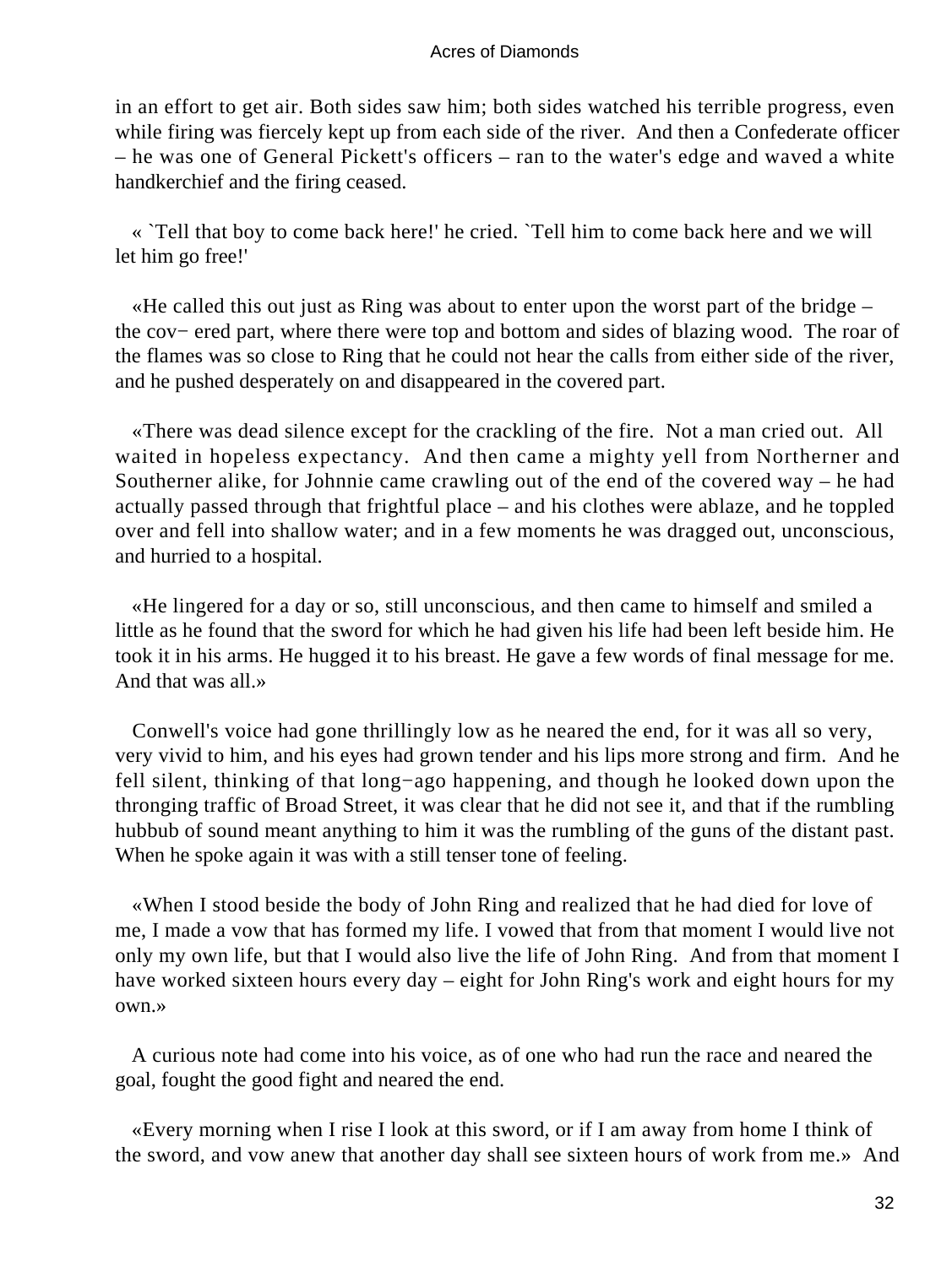in an effort to get air. Both sides saw him; both sides watched his terrible progress, even while firing was fiercely kept up from each side of the river. And then a Confederate officer – he was one of General Pickett's officers – ran to the water's edge and waved a white handkerchief and the firing ceased.

« `Tell that boy to come back here!' he cried. `Tell him to come back here and we will let him go free!'

«He called this out just as Ring was about to enter upon the worst part of the bridge – the cov− ered part, where there were top and bottom and sides of blazing wood. The roar of the flames was so close to Ring that he could not hear the calls from either side of the river, and he pushed desperately on and disappeared in the covered part.

«There was dead silence except for the crackling of the fire. Not a man cried out. All waited in hopeless expectancy. And then came a mighty yell from Northerner and Southerner alike, for Johnnie came crawling out of the end of the covered way – he had actually passed through that frightful place – and his clothes were ablaze, and he toppled over and fell into shallow water; and in a few moments he was dragged out, unconscious, and hurried to a hospital.

«He lingered for a day or so, still unconscious, and then came to himself and smiled a little as he found that the sword for which he had given his life had been left beside him. He took it in his arms. He hugged it to his breast. He gave a few words of final message for me. And that was all.»

Conwell's voice had gone thrillingly low as he neared the end, for it was all so very, very vivid to him, and his eyes had grown tender and his lips more strong and firm. And he fell silent, thinking of that long−ago happening, and though he looked down upon the thronging traffic of Broad Street, it was clear that he did not see it, and that if the rumbling hubbub of sound meant anything to him it was the rumbling of the guns of the distant past. When he spoke again it was with a still tenser tone of feeling.

«When I stood beside the body of John Ring and realized that he had died for love of me, I made a vow that has formed my life. I vowed that from that moment I would live not only my own life, but that I would also live the life of John Ring. And from that moment I have worked sixteen hours every day – eight for John Ring's work and eight hours for my own.»

A curious note had come into his voice, as of one who had run the race and neared the goal, fought the good fight and neared the end.

«Every morning when I rise I look at this sword, or if I am away from home I think of the sword, and vow anew that another day shall see sixteen hours of work from me.» And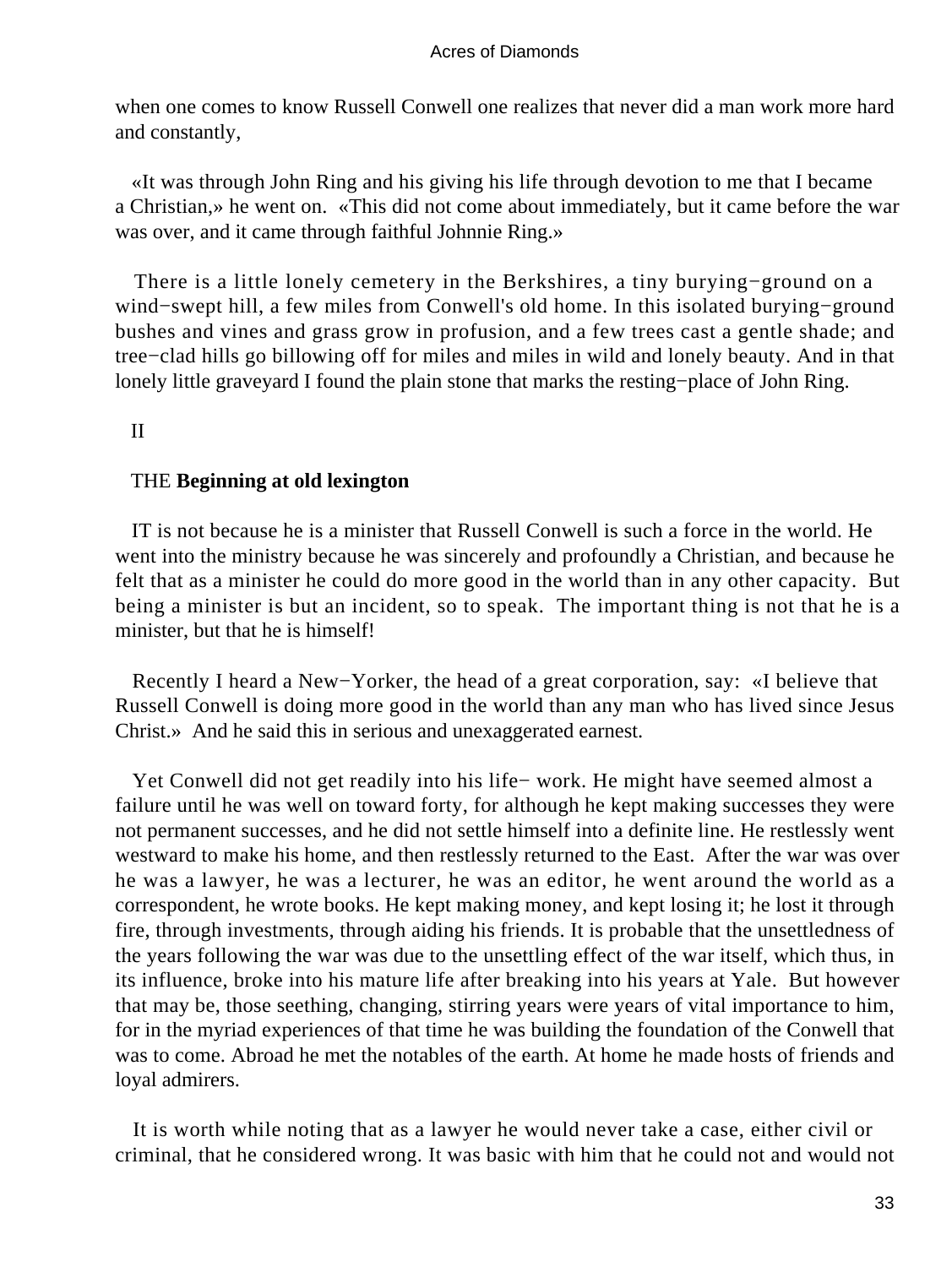when one comes to know Russell Conwell one realizes that never did a man work more hard and constantly,

«It was through John Ring and his giving his life through devotion to me that I became a Christian,» he went on. «This did not come about immediately, but it came before the war was over, and it came through faithful Johnnie Ring.»

There is a little lonely cemetery in the Berkshires, a tiny burying−ground on a wind−swept hill, a few miles from Conwell's old home. In this isolated burying−ground bushes and vines and grass grow in profusion, and a few trees cast a gentle shade; and tree−clad hills go billowing off for miles and miles in wild and lonely beauty. And in that lonely little graveyard I found the plain stone that marks the resting−place of John Ring.

## II

## THE **Beginning at old lexington**

IT is not because he is a minister that Russell Conwell is such a force in the world. He went into the ministry because he was sincerely and profoundly a Christian, and because he felt that as a minister he could do more good in the world than in any other capacity. But being a minister is but an incident, so to speak. The important thing is not that he is a minister, but that he is himself!

Recently I heard a New−Yorker, the head of a great corporation, say: «I believe that Russell Conwell is doing more good in the world than any man who has lived since Jesus Christ.» And he said this in serious and unexaggerated earnest.

Yet Conwell did not get readily into his life− work. He might have seemed almost a failure until he was well on toward forty, for although he kept making successes they were not permanent successes, and he did not settle himself into a definite line. He restlessly went westward to make his home, and then restlessly returned to the East. After the war was over he was a lawyer, he was a lecturer, he was an editor, he went around the world as a correspondent, he wrote books. He kept making money, and kept losing it; he lost it through fire, through investments, through aiding his friends. It is probable that the unsettledness of the years following the war was due to the unsettling effect of the war itself, which thus, in its influence, broke into his mature life after breaking into his years at Yale. But however that may be, those seething, changing, stirring years were years of vital importance to him, for in the myriad experiences of that time he was building the foundation of the Conwell that was to come. Abroad he met the notables of the earth. At home he made hosts of friends and loyal admirers.

It is worth while noting that as a lawyer he would never take a case, either civil or criminal, that he considered wrong. It was basic with him that he could not and would not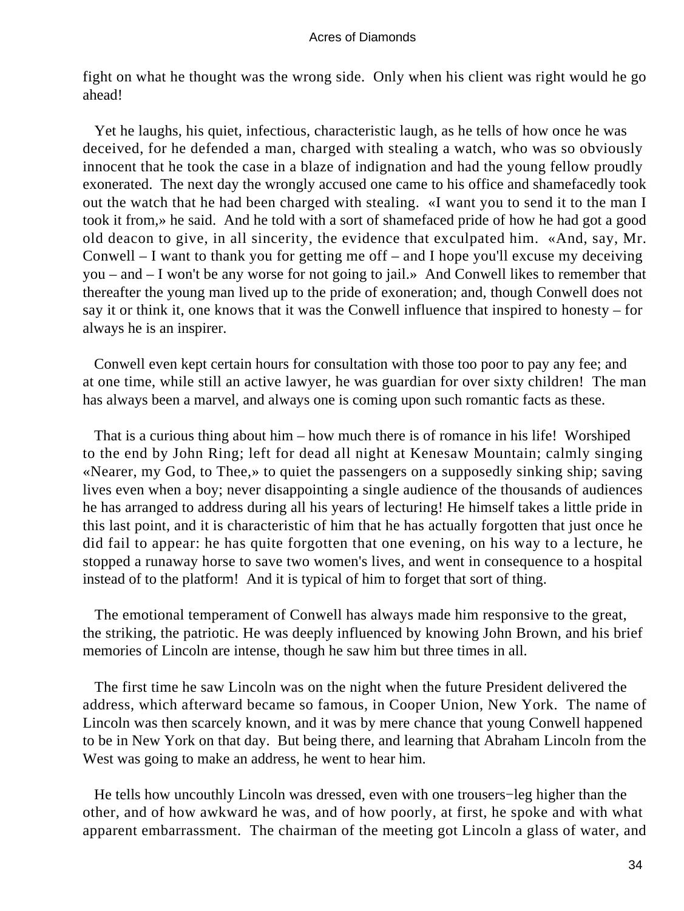fight on what he thought was the wrong side. Only when his client was right would he go ahead!

Yet he laughs, his quiet, infectious, characteristic laugh, as he tells of how once he was deceived, for he defended a man, charged with stealing a watch, who was so obviously innocent that he took the case in a blaze of indignation and had the young fellow proudly exonerated. The next day the wrongly accused one came to his office and shamefacedly took out the watch that he had been charged with stealing. «I want you to send it to the man I took it from,» he said. And he told with a sort of shamefaced pride of how he had got a good old deacon to give, in all sincerity, the evidence that exculpated him. «And, say, Mr. Conwell – I want to thank you for getting me off – and I hope you'll excuse my deceiving you – and – I won't be any worse for not going to jail.» And Conwell likes to remember that thereafter the young man lived up to the pride of exoneration; and, though Conwell does not say it or think it, one knows that it was the Conwell influence that inspired to honesty – for always he is an inspirer.

Conwell even kept certain hours for consultation with those too poor to pay any fee; and at one time, while still an active lawyer, he was guardian for over sixty children! The man has always been a marvel, and always one is coming upon such romantic facts as these.

That is a curious thing about him – how much there is of romance in his life! Worshiped to the end by John Ring; left for dead all night at Kenesaw Mountain; calmly singing «Nearer, my God, to Thee,» to quiet the passengers on a supposedly sinking ship; saving lives even when a boy; never disappointing a single audience of the thousands of audiences he has arranged to address during all his years of lecturing! He himself takes a little pride in this last point, and it is characteristic of him that he has actually forgotten that just once he did fail to appear: he has quite forgotten that one evening, on his way to a lecture, he stopped a runaway horse to save two women's lives, and went in consequence to a hospital instead of to the platform! And it is typical of him to forget that sort of thing.

The emotional temperament of Conwell has always made him responsive to the great, the striking, the patriotic. He was deeply influenced by knowing John Brown, and his brief memories of Lincoln are intense, though he saw him but three times in all.

The first time he saw Lincoln was on the night when the future President delivered the address, which afterward became so famous, in Cooper Union, New York. The name of Lincoln was then scarcely known, and it was by mere chance that young Conwell happened to be in New York on that day. But being there, and learning that Abraham Lincoln from the West was going to make an address, he went to hear him.

He tells how uncouthly Lincoln was dressed, even with one trousers−leg higher than the other, and of how awkward he was, and of how poorly, at first, he spoke and with what apparent embarrassment. The chairman of the meeting got Lincoln a glass of water, and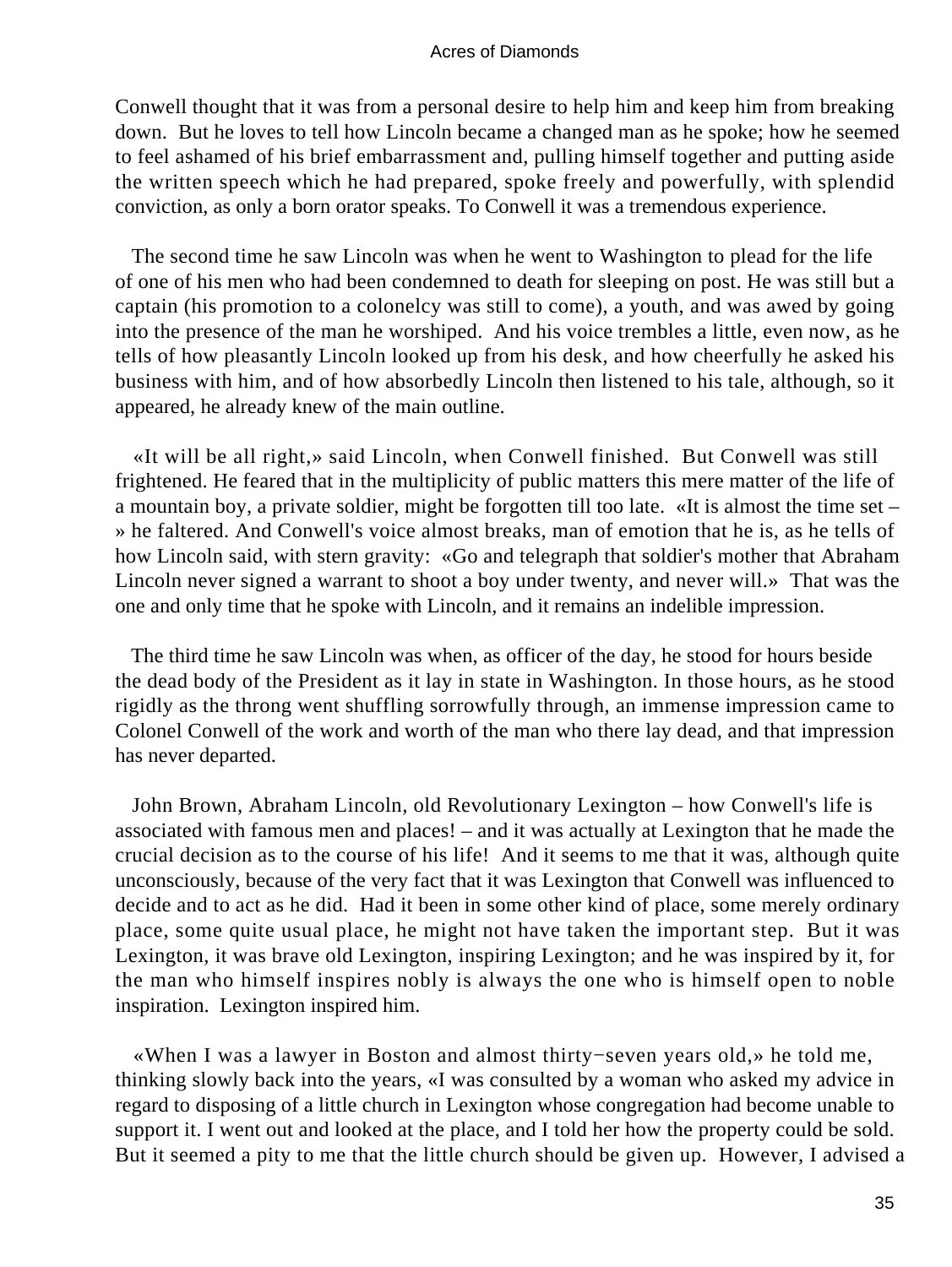Conwell thought that it was from a personal desire to help him and keep him from breaking down. But he loves to tell how Lincoln became a changed man as he spoke; how he seemed to feel ashamed of his brief embarrassment and, pulling himself together and putting aside the written speech which he had prepared, spoke freely and powerfully, with splendid conviction, as only a born orator speaks. To Conwell it was a tremendous experience.

The second time he saw Lincoln was when he went to Washington to plead for the life of one of his men who had been condemned to death for sleeping on post. He was still but a captain (his promotion to a colonelcy was still to come), a youth, and was awed by going into the presence of the man he worshiped. And his voice trembles a little, even now, as he tells of how pleasantly Lincoln looked up from his desk, and how cheerfully he asked his business with him, and of how absorbedly Lincoln then listened to his tale, although, so it appeared, he already knew of the main outline.

«It will be all right,» said Lincoln, when Conwell finished. But Conwell was still frightened. He feared that in the multiplicity of public matters this mere matter of the life of a mountain boy, a private soldier, might be forgotten till too late. «It is almost the time set – » he faltered. And Conwell's voice almost breaks, man of emotion that he is, as he tells of how Lincoln said, with stern gravity: «Go and telegraph that soldier's mother that Abraham Lincoln never signed a warrant to shoot a boy under twenty, and never will.» That was the one and only time that he spoke with Lincoln, and it remains an indelible impression.

The third time he saw Lincoln was when, as officer of the day, he stood for hours beside the dead body of the President as it lay in state in Washington. In those hours, as he stood rigidly as the throng went shuffling sorrowfully through, an immense impression came to Colonel Conwell of the work and worth of the man who there lay dead, and that impression has never departed.

John Brown, Abraham Lincoln, old Revolutionary Lexington – how Conwell's life is associated with famous men and places! – and it was actually at Lexington that he made the crucial decision as to the course of his life! And it seems to me that it was, although quite unconsciously, because of the very fact that it was Lexington that Conwell was influenced to decide and to act as he did. Had it been in some other kind of place, some merely ordinary place, some quite usual place, he might not have taken the important step. But it was Lexington, it was brave old Lexington, inspiring Lexington; and he was inspired by it, for the man who himself inspires nobly is always the one who is himself open to noble inspiration. Lexington inspired him.

«When I was a lawyer in Boston and almost thirty−seven years old,» he told me, thinking slowly back into the years, «I was consulted by a woman who asked my advice in regard to disposing of a little church in Lexington whose congregation had become unable to support it. I went out and looked at the place, and I told her how the property could be sold. But it seemed a pity to me that the little church should be given up. However, I advised a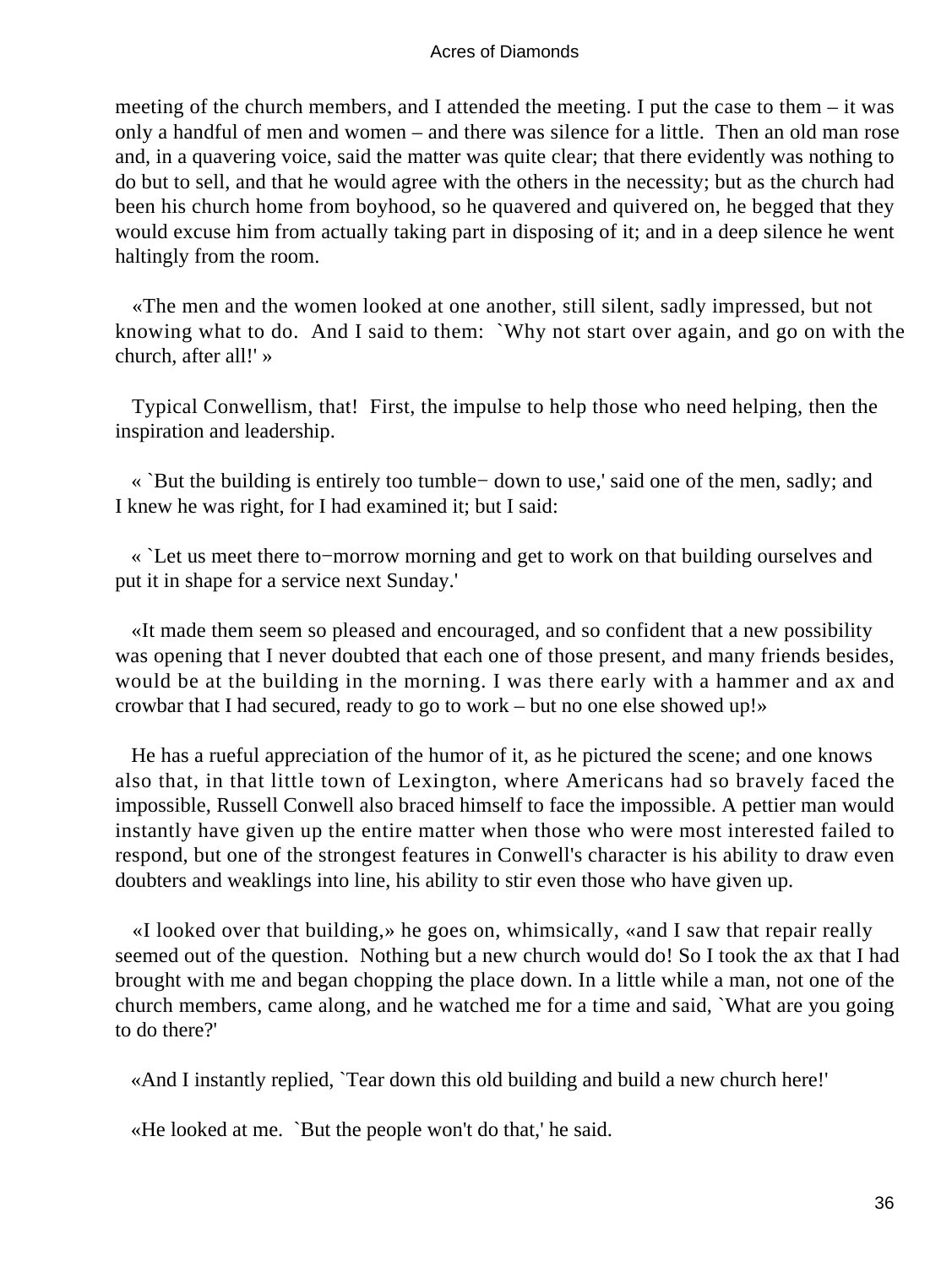meeting of the church members, and I attended the meeting. I put the case to them – it was only a handful of men and women – and there was silence for a little. Then an old man rose and, in a quavering voice, said the matter was quite clear; that there evidently was nothing to do but to sell, and that he would agree with the others in the necessity; but as the church had been his church home from boyhood, so he quavered and quivered on, he begged that they would excuse him from actually taking part in disposing of it; and in a deep silence he went haltingly from the room.

«The men and the women looked at one another, still silent, sadly impressed, but not knowing what to do. And I said to them: `Why not start over again, and go on with the church, after all!' »

Typical Conwellism, that! First, the impulse to help those who need helping, then the inspiration and leadership.

« `But the building is entirely too tumble− down to use,' said one of the men, sadly; and I knew he was right, for I had examined it; but I said:

« `Let us meet there to−morrow morning and get to work on that building ourselves and put it in shape for a service next Sunday.'

«It made them seem so pleased and encouraged, and so confident that a new possibility was opening that I never doubted that each one of those present, and many friends besides, would be at the building in the morning. I was there early with a hammer and ax and crowbar that I had secured, ready to go to work – but no one else showed up!»

He has a rueful appreciation of the humor of it, as he pictured the scene; and one knows also that, in that little town of Lexington, where Americans had so bravely faced the impossible, Russell Conwell also braced himself to face the impossible. A pettier man would instantly have given up the entire matter when those who were most interested failed to respond, but one of the strongest features in Conwell's character is his ability to draw even doubters and weaklings into line, his ability to stir even those who have given up.

«I looked over that building,» he goes on, whimsically, «and I saw that repair really seemed out of the question. Nothing but a new church would do! So I took the ax that I had brought with me and began chopping the place down. In a little while a man, not one of the church members, came along, and he watched me for a time and said, `What are you going to do there?'

«And I instantly replied, `Tear down this old building and build a new church here!'

«He looked at me. `But the people won't do that,' he said.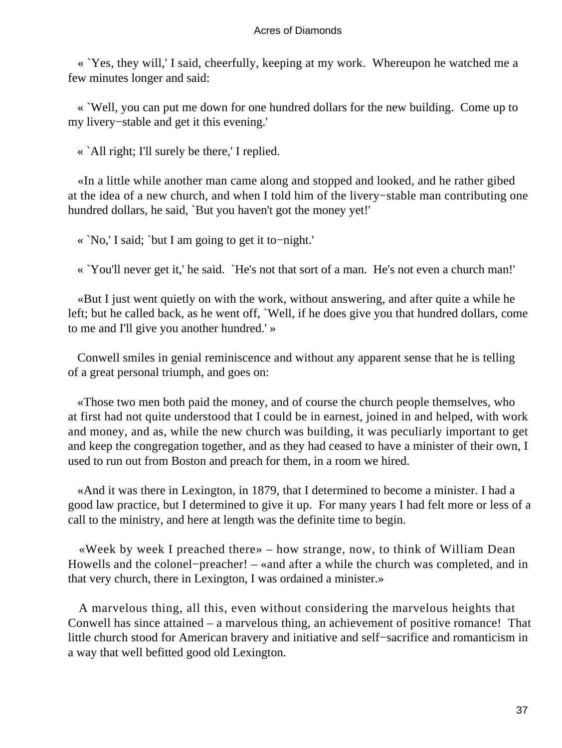« `Yes, they will,' I said, cheerfully, keeping at my work. Whereupon he watched me a few minutes longer and said:

« `Well, you can put me down for one hundred dollars for the new building. Come up to my livery−stable and get it this evening.'

« `All right; I'll surely be there,' I replied.

«In a little while another man came along and stopped and looked, and he rather gibed at the idea of a new church, and when I told him of the livery−stable man contributing one hundred dollars, he said, `But you haven't got the money yet!'

« `No,' I said; `but I am going to get it to−night.'

« `You'll never get it,' he said. `He's not that sort of a man. He's not even a church man!'

«But I just went quietly on with the work, without answering, and after quite a while he left; but he called back, as he went off, `Well, if he does give you that hundred dollars, come to me and I'll give you another hundred.' »

Conwell smiles in genial reminiscence and without any apparent sense that he is telling of a great personal triumph, and goes on:

«Those two men both paid the money, and of course the church people themselves, who at first had not quite understood that I could be in earnest, joined in and helped, with work and money, and as, while the new church was building, it was peculiarly important to get and keep the congregation together, and as they had ceased to have a minister of their own, I used to run out from Boston and preach for them, in a room we hired.

«And it was there in Lexington, in 1879, that I determined to become a minister. I had a good law practice, but I determined to give it up. For many years I had felt more or less of a call to the ministry, and here at length was the definite time to begin.

«Week by week I preached there» – how strange, now, to think of William Dean Howells and the colonel−preacher! – «and after a while the church was completed, and in that very church, there in Lexington, I was ordained a minister.»

A marvelous thing, all this, even without considering the marvelous heights that Conwell has since attained – a marvelous thing, an achievement of positive romance! That little church stood for American bravery and initiative and self−sacrifice and romanticism in a way that well befitted good old Lexington.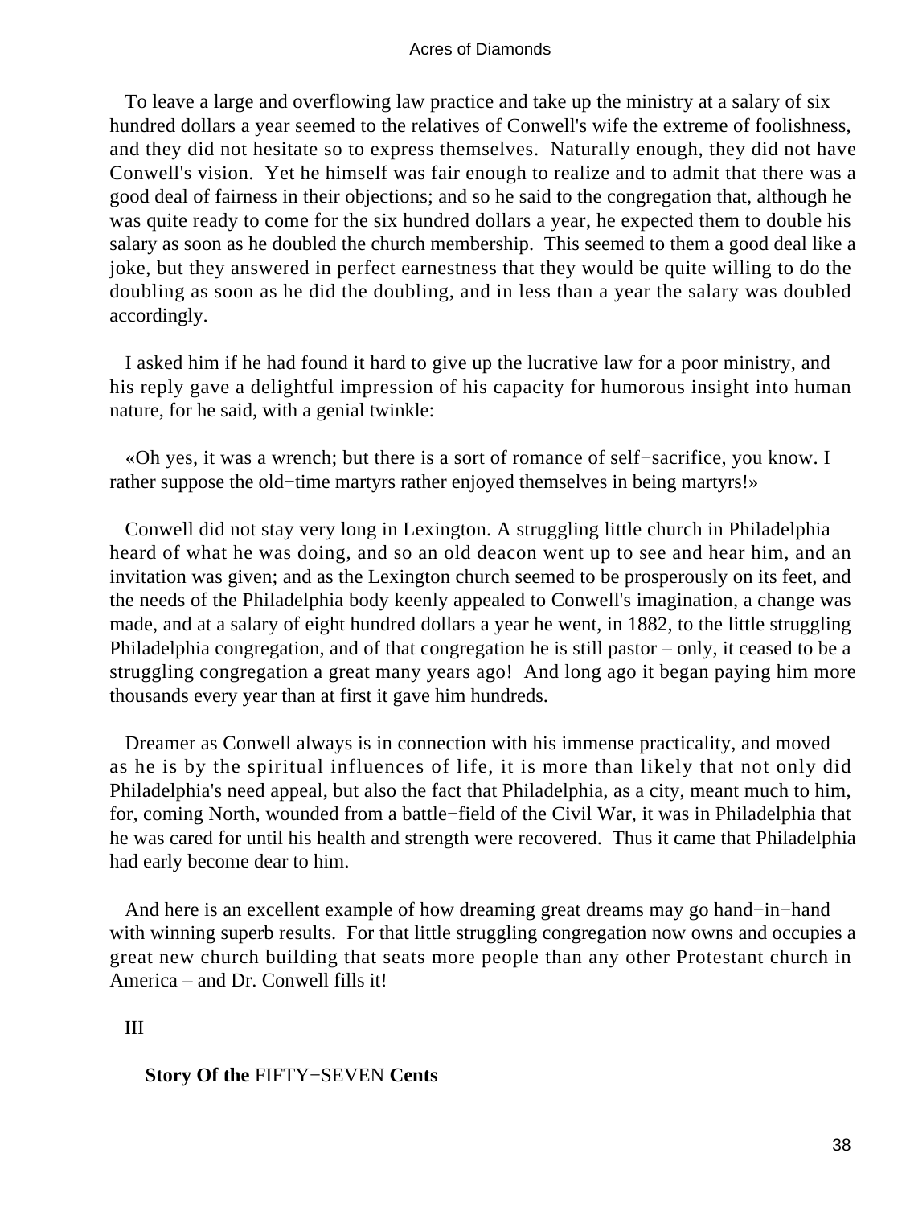To leave a large and overflowing law practice and take up the ministry at a salary of six hundred dollars a year seemed to the relatives of Conwell's wife the extreme of foolishness, and they did not hesitate so to express themselves. Naturally enough, they did not have Conwell's vision. Yet he himself was fair enough to realize and to admit that there was a good deal of fairness in their objections; and so he said to the congregation that, although he was quite ready to come for the six hundred dollars a year, he expected them to double his salary as soon as he doubled the church membership. This seemed to them a good deal like a joke, but they answered in perfect earnestness that they would be quite willing to do the doubling as soon as he did the doubling, and in less than a year the salary was doubled accordingly.

I asked him if he had found it hard to give up the lucrative law for a poor ministry, and his reply gave a delightful impression of his capacity for humorous insight into human nature, for he said, with a genial twinkle:

«Oh yes, it was a wrench; but there is a sort of romance of self−sacrifice, you know. I rather suppose the old−time martyrs rather enjoyed themselves in being martyrs!»

Conwell did not stay very long in Lexington. A struggling little church in Philadelphia heard of what he was doing, and so an old deacon went up to see and hear him, and an invitation was given; and as the Lexington church seemed to be prosperously on its feet, and the needs of the Philadelphia body keenly appealed to Conwell's imagination, a change was made, and at a salary of eight hundred dollars a year he went, in 1882, to the little struggling Philadelphia congregation, and of that congregation he is still pastor – only, it ceased to be a struggling congregation a great many years ago! And long ago it began paying him more thousands every year than at first it gave him hundreds.

Dreamer as Conwell always is in connection with his immense practicality, and moved as he is by the spiritual influences of life, it is more than likely that not only did Philadelphia's need appeal, but also the fact that Philadelphia, as a city, meant much to him, for, coming North, wounded from a battle−field of the Civil War, it was in Philadelphia that he was cared for until his health and strength were recovered. Thus it came that Philadelphia had early become dear to him.

And here is an excellent example of how dreaming great dreams may go hand−in−hand with winning superb results. For that little struggling congregation now owns and occupies a great new church building that seats more people than any other Protestant church in America – and Dr. Conwell fills it!

## III

### Story Of the FIFTY−SEVEN Cents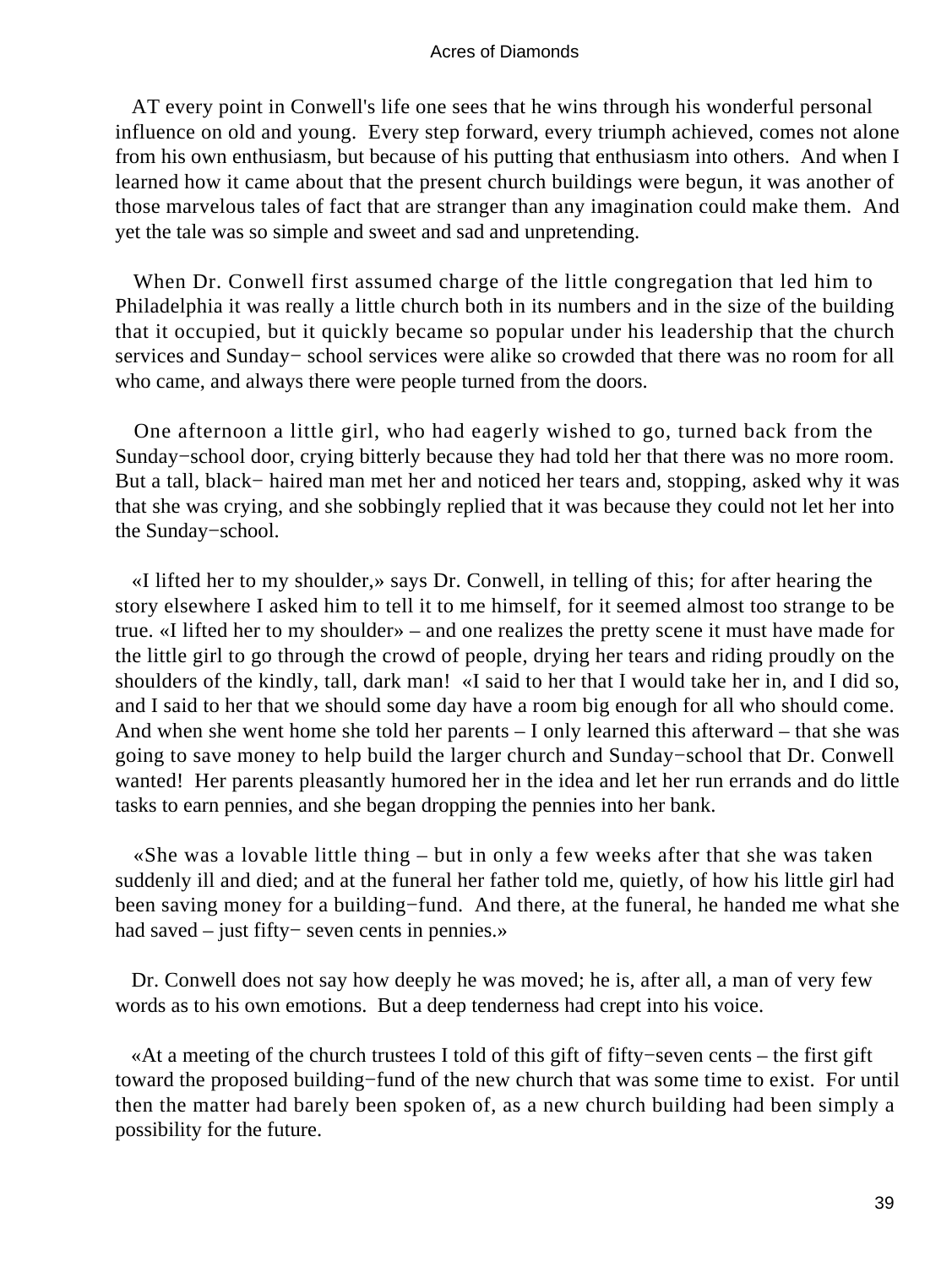AT every point in Conwell's life one sees that he wins through his wonderful personal influence on old and young. Every step forward, every triumph achieved, comes not alone from his own enthusiasm, but because of his putting that enthusiasm into others. And when I learned how it came about that the present church buildings were begun, it was another of those marvelous tales of fact that are stranger than any imagination could make them. And yet the tale was so simple and sweet and sad and unpretending.

When Dr. Conwell first assumed charge of the little congregation that led him to Philadelphia it was really a little church both in its numbers and in the size of the building that it occupied, but it quickly became so popular under his leadership that the church services and Sunday− school services were alike so crowded that there was no room for all who came, and always there were people turned from the doors.

One afternoon a little girl, who had eagerly wished to go, turned back from the Sunday−school door, crying bitterly because they had told her that there was no more room. But a tall, black− haired man met her and noticed her tears and, stopping, asked why it was that she was crying, and she sobbingly replied that it was because they could not let her into the Sunday−school.

«I lifted her to my shoulder,» says Dr. Conwell, in telling of this; for after hearing the story elsewhere I asked him to tell it to me himself, for it seemed almost too strange to be true. «I lifted her to my shoulder» – and one realizes the pretty scene it must have made for the little girl to go through the crowd of people, drying her tears and riding proudly on the shoulders of the kindly, tall, dark man! «I said to her that I would take her in, and I did so, and I said to her that we should some day have a room big enough for all who should come. And when she went home she told her parents – I only learned this afterward – that she was going to save money to help build the larger church and Sunday−school that Dr. Conwell wanted! Her parents pleasantly humored her in the idea and let her run errands and do little tasks to earn pennies, and she began dropping the pennies into her bank.

«She was a lovable little thing – but in only a few weeks after that she was taken suddenly ill and died; and at the funeral her father told me, quietly, of how his little girl had been saving money for a building−fund. And there, at the funeral, he handed me what she had saved – just fifty− seven cents in pennies.»

Dr. Conwell does not say how deeply he was moved; he is, after all, a man of very few words as to his own emotions. But a deep tenderness had crept into his voice.

«At a meeting of the church trustees I told of this gift of fifty−seven cents – the first gift toward the proposed building−fund of the new church that was some time to exist. For until then the matter had barely been spoken of, as a new church building had been simply a possibility for the future.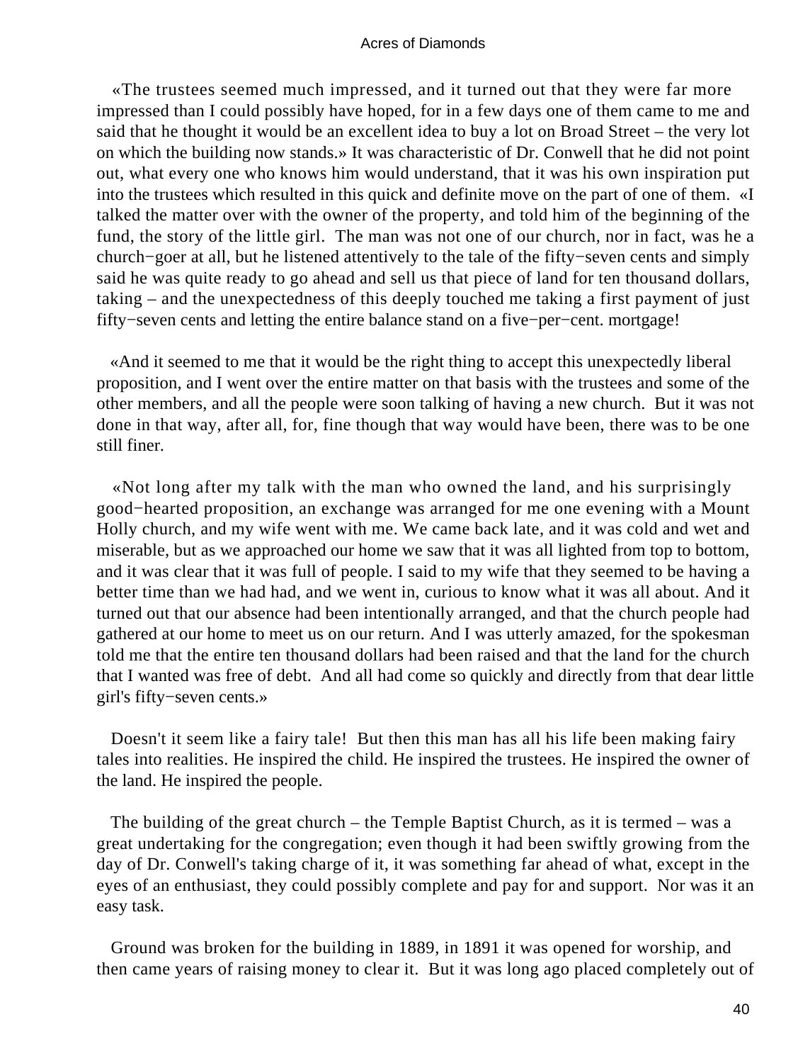«The trustees seemed much impressed, and it turned out that they were far more impressed than I could possibly have hoped, for in a few days one of them came to me and said that he thought it would be an excellent idea to buy a lot on Broad Street – the very lot on which the building now stands.» It was characteristic of Dr. Conwell that he did not point out, what every one who knows him would understand, that it was his own inspiration put into the trustees which resulted in this quick and definite move on the part of one of them. «I talked the matter over with the owner of the property, and told him of the beginning of the fund, the story of the little girl. The man was not one of our church, nor in fact, was he a church−goer at all, but he listened attentively to the tale of the fifty−seven cents and simply said he was quite ready to go ahead and sell us that piece of land for ten thousand dollars, taking – and the unexpectedness of this deeply touched me taking a first payment of just fifty−seven cents and letting the entire balance stand on a five−per−cent. mortgage!

«And it seemed to me that it would be the right thing to accept this unexpectedly liberal proposition, and I went over the entire matter on that basis with the trustees and some of the other members, and all the people were soon talking of having a new church. But it was not done in that way, after all, for, fine though that way would have been, there was to be one still finer.

«Not long after my talk with the man who owned the land, and his surprisingly good−hearted proposition, an exchange was arranged for me one evening with a Mount Holly church, and my wife went with me. We came back late, and it was cold and wet and miserable, but as we approached our home we saw that it was all lighted from top to bottom, and it was clear that it was full of people. I said to my wife that they seemed to be having a better time than we had had, and we went in, curious to know what it was all about. And it turned out that our absence had been intentionally arranged, and that the church people had gathered at our home to meet us on our return. And I was utterly amazed, for the spokesman told me that the entire ten thousand dollars had been raised and that the land for the church that I wanted was free of debt. And all had come so quickly and directly from that dear little girl's fifty−seven cents.»

Doesn't it seem like a fairy tale! But then this man has all his life been making fairy tales into realities. He inspired the child. He inspired the trustees. He inspired the owner of the land. He inspired the people.

The building of the great church – the Temple Baptist Church, as it is termed – was a great undertaking for the congregation; even though it had been swiftly growing from the day of Dr. Conwell's taking charge of it, it was something far ahead of what, except in the eyes of an enthusiast, they could possibly complete and pay for and support. Nor was it an easy task.

Ground was broken for the building in 1889, in 1891 it was opened for worship, and then came years of raising money to clear it. But it was long ago placed completely out of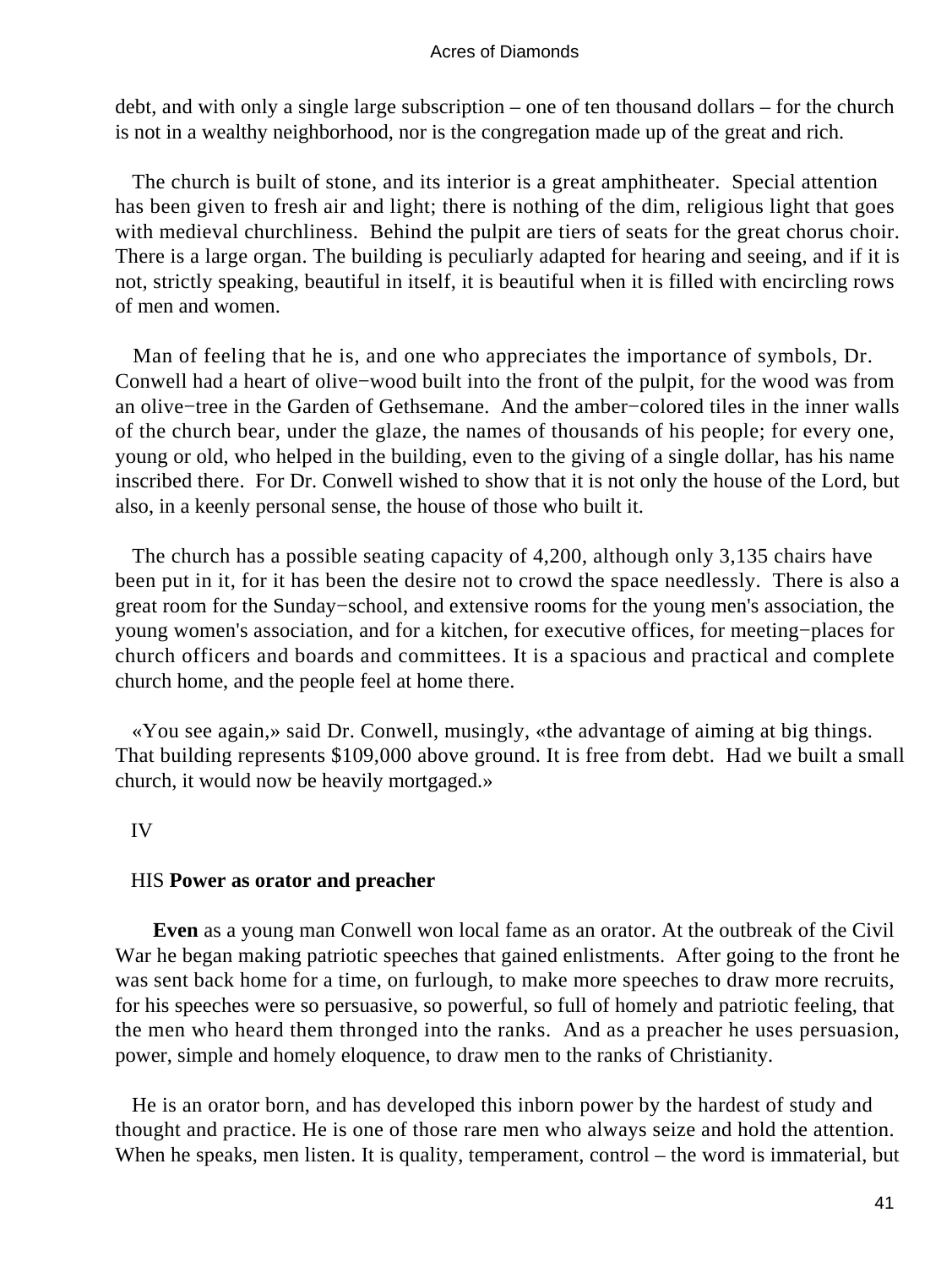debt, and with only a single large subscription – one of ten thousand dollars – for the church is not in a wealthy neighborhood, nor is the congregation made up of the great and rich.

The church is built of stone, and its interior is a great amphitheater. Special attention has been given to fresh air and light; there is nothing of the dim, religious light that goes with medieval churchliness. Behind the pulpit are tiers of seats for the great chorus choir. There is a large organ. The building is peculiarly adapted for hearing and seeing, and if it is not, strictly speaking, beautiful in itself, it is beautiful when it is filled with encircling rows of men and women.

Man of feeling that he is, and one who appreciates the importance of symbols, Dr. Conwell had a heart of olive−wood built into the front of the pulpit, for the wood was from an olive−tree in the Garden of Gethsemane. And the amber−colored tiles in the inner walls of the church bear, under the glaze, the names of thousands of his people; for every one, young or old, who helped in the building, even to the giving of a single dollar, has his name inscribed there. For Dr. Conwell wished to show that it is not only the house of the Lord, but also, in a keenly personal sense, the house of those who built it.

The church has a possible seating capacity of 4,200, although only 3,135 chairs have been put in it, for it has been the desire not to crowd the space needlessly. There is also a great room for the Sunday−school, and extensive rooms for the young men's association, the young women's association, and for a kitchen, for executive offices, for meeting−places for church officers and boards and committees. It is a spacious and practical and complete church home, and the people feel at home there.

«You see again,» said Dr. Conwell, musingly, «the advantage of aiming at big things. That building represents $109,000 above ground. It is free from debt. Had we built a small church, it would now be heavily mortgaged.»

## IV

## HIS **Power as orator and preacher**

**Even** as a young man Conwell won local fame as an orator. At the outbreak of the Civil War he began making patriotic speeches that gained enlistments. After going to the front he was sent back home for a time, on furlough, to make more speeches to draw more recruits, for his speeches were so persuasive, so powerful, so full of homely and patriotic feeling, that the men who heard them thronged into the ranks. And as a preacher he uses persuasion, power, simple and homely eloquence, to draw men to the ranks of Christianity.

He is an orator born, and has developed this inborn power by the hardest of study and thought and practice. He is one of those rare men who always seize and hold the attention. When he speaks, men listen. It is quality, temperament, control – the word is immaterial, but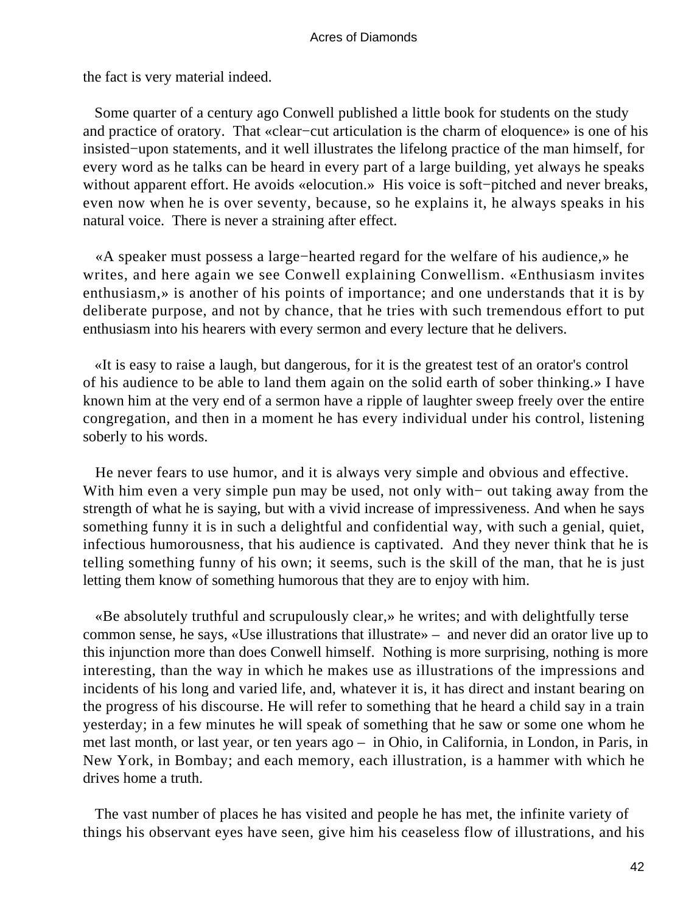the fact is very material indeed.

Some quarter of a century ago Conwell published a little book for students on the study and practice of oratory. That «clear−cut articulation is the charm of eloquence» is one of his insisted−upon statements, and it well illustrates the lifelong practice of the man himself, for every word as he talks can be heard in every part of a large building, yet always he speaks without apparent effort. He avoids «elocution.» His voice is soft−pitched and never breaks, even now when he is over seventy, because, so he explains it, he always speaks in his natural voice. There is never a straining after effect.

«A speaker must possess a large−hearted regard for the welfare of his audience,» he writes, and here again we see Conwell explaining Conwellism. «Enthusiasm invites enthusiasm,» is another of his points of importance; and one understands that it is by deliberate purpose, and not by chance, that he tries with such tremendous effort to put enthusiasm into his hearers with every sermon and every lecture that he delivers.

«It is easy to raise a laugh, but dangerous, for it is the greatest test of an orator's control of his audience to be able to land them again on the solid earth of sober thinking.» I have known him at the very end of a sermon have a ripple of laughter sweep freely over the entire congregation, and then in a moment he has every individual under his control, listening soberly to his words.

He never fears to use humor, and it is always very simple and obvious and effective. With him even a very simple pun may be used, not only with− out taking away from the strength of what he is saying, but with a vivid increase of impressiveness. And when he says something funny it is in such a delightful and confidential way, with such a genial, quiet, infectious humorousness, that his audience is captivated. And they never think that he is telling something funny of his own; it seems, such is the skill of the man, that he is just letting them know of something humorous that they are to enjoy with him.

«Be absolutely truthful and scrupulously clear,» he writes; and with delightfully terse common sense, he says, «Use illustrations that illustrate» – and never did an orator live up to this injunction more than does Conwell himself. Nothing is more surprising, nothing is more interesting, than the way in which he makes use as illustrations of the impressions and incidents of his long and varied life, and, whatever it is, it has direct and instant bearing on the progress of his discourse. He will refer to something that he heard a child say in a train yesterday; in a few minutes he will speak of something that he saw or some one whom he met last month, or last year, or ten years ago – in Ohio, in California, in London, in Paris, in New York, in Bombay; and each memory, each illustration, is a hammer with which he drives home a truth.

The vast number of places he has visited and people he has met, the infinite variety of things his observant eyes have seen, give him his ceaseless flow of illustrations, and his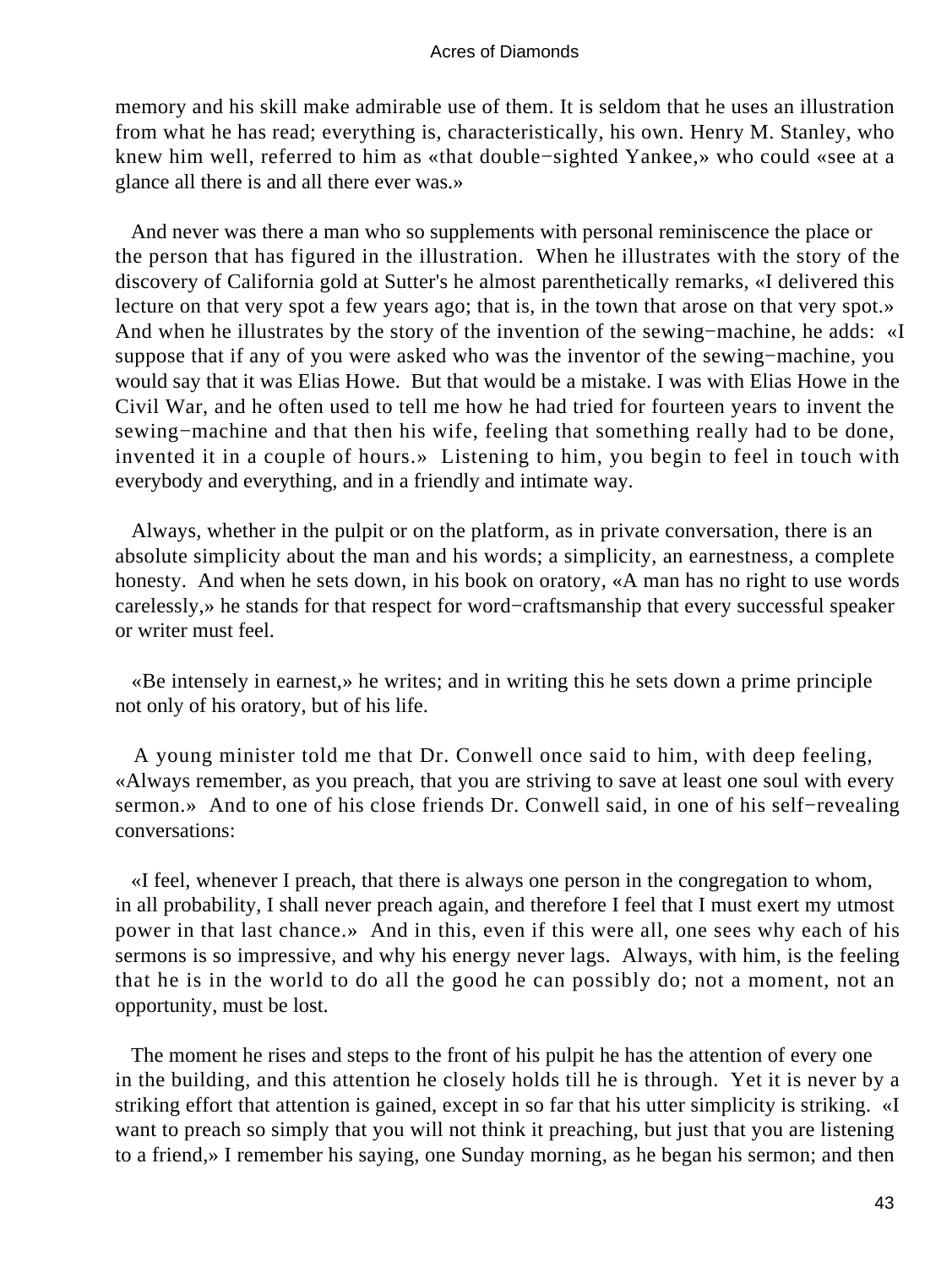memory and his skill make admirable use of them. It is seldom that he uses an illustration from what he has read; everything is, characteristically, his own. Henry M. Stanley, who knew him well, referred to him as «that double−sighted Yankee,» who could «see at a glance all there is and all there ever was.»

And never was there a man who so supplements with personal reminiscence the place or the person that has figured in the illustration. When he illustrates with the story of the discovery of California gold at Sutter's he almost parenthetically remarks, «I delivered this lecture on that very spot a few years ago; that is, in the town that arose on that very spot.» And when he illustrates by the story of the invention of the sewing−machine, he adds: «I suppose that if any of you were asked who was the inventor of the sewing−machine, you would say that it was Elias Howe. But that would be a mistake. I was with Elias Howe in the Civil War, and he often used to tell me how he had tried for fourteen years to invent the sewing−machine and that then his wife, feeling that something really had to be done, invented it in a couple of hours.» Listening to him, you begin to feel in touch with everybody and everything, and in a friendly and intimate way.

Always, whether in the pulpit or on the platform, as in private conversation, there is an absolute simplicity about the man and his words; a simplicity, an earnestness, a complete honesty. And when he sets down, in his book on oratory, «A man has no right to use words carelessly,» he stands for that respect for word−craftsmanship that every successful speaker or writer must feel.

«Be intensely in earnest,» he writes; and in writing this he sets down a prime principle not only of his oratory, but of his life.

A young minister told me that Dr. Conwell once said to him, with deep feeling, «Always remember, as you preach, that you are striving to save at least one soul with every sermon.» And to one of his close friends Dr. Conwell said, in one of his self−revealing conversations:

«I feel, whenever I preach, that there is always one person in the congregation to whom, in all probability, I shall never preach again, and therefore I feel that I must exert my utmost power in that last chance.» And in this, even if this were all, one sees why each of his sermons is so impressive, and why his energy never lags. Always, with him, is the feeling that he is in the world to do all the good he can possibly do; not a moment, not an opportunity, must be lost.

The moment he rises and steps to the front of his pulpit he has the attention of every one in the building, and this attention he closely holds till he is through. Yet it is never by a striking effort that attention is gained, except in so far that his utter simplicity is striking. «I want to preach so simply that you will not think it preaching, but just that you are listening to a friend,» I remember his saying, one Sunday morning, as he began his sermon; and then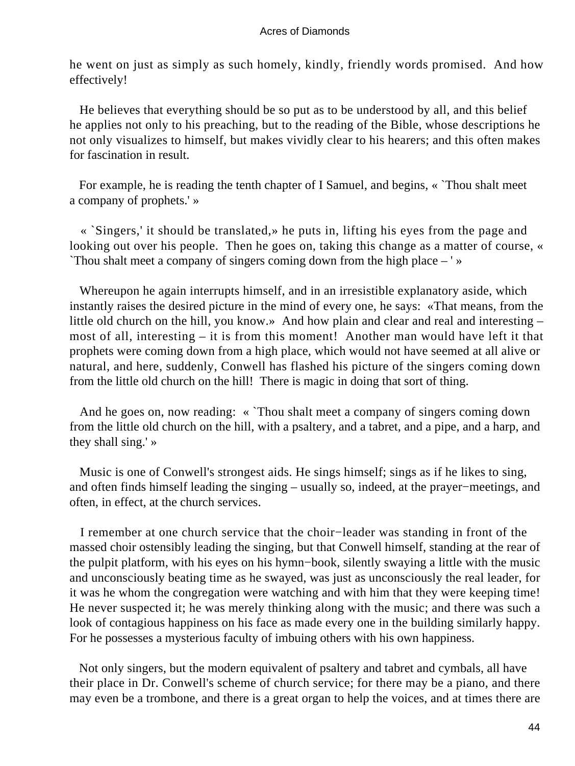he went on just as simply as such homely, kindly, friendly words promised. And how effectively!

He believes that everything should be so put as to be understood by all, and this belief he applies not only to his preaching, but to the reading of the Bible, whose descriptions he not only visualizes to himself, but makes vividly clear to his hearers; and this often makes for fascination in result.

For example, he is reading the tenth chapter of I Samuel, and begins, « `Thou shalt meet a company of prophets.' »

« `Singers,' it should be translated,» he puts in, lifting his eyes from the page and looking out over his people. Then he goes on, taking this change as a matter of course, « `Thou shalt meet a company of singers coming down from the high place – ' »

Whereupon he again interrupts himself, and in an irresistible explanatory aside, which instantly raises the desired picture in the mind of every one, he says: «That means, from the little old church on the hill, you know.» And how plain and clear and real and interesting – most of all, interesting – it is from this moment! Another man would have left it that prophets were coming down from a high place, which would not have seemed at all alive or natural, and here, suddenly, Conwell has flashed his picture of the singers coming down from the little old church on the hill! There is magic in doing that sort of thing.

And he goes on, now reading: « `Thou shalt meet a company of singers coming down from the little old church on the hill, with a psaltery, and a tabret, and a pipe, and a harp, and they shall sing.' »

Music is one of Conwell's strongest aids. He sings himself; sings as if he likes to sing, and often finds himself leading the singing – usually so, indeed, at the prayer−meetings, and often, in effect, at the church services.

I remember at one church service that the choir−leader was standing in front of the massed choir ostensibly leading the singing, but that Conwell himself, standing at the rear of the pulpit platform, with his eyes on his hymn−book, silently swaying a little with the music and unconsciously beating time as he swayed, was just as unconsciously the real leader, for it was he whom the congregation were watching and with him that they were keeping time! He never suspected it; he was merely thinking along with the music; and there was such a look of contagious happiness on his face as made every one in the building similarly happy. For he possesses a mysterious faculty of imbuing others with his own happiness.

Not only singers, but the modern equivalent of psaltery and tabret and cymbals, all have their place in Dr. Conwell's scheme of church service; for there may be a piano, and there may even be a trombone, and there is a great organ to help the voices, and at times there are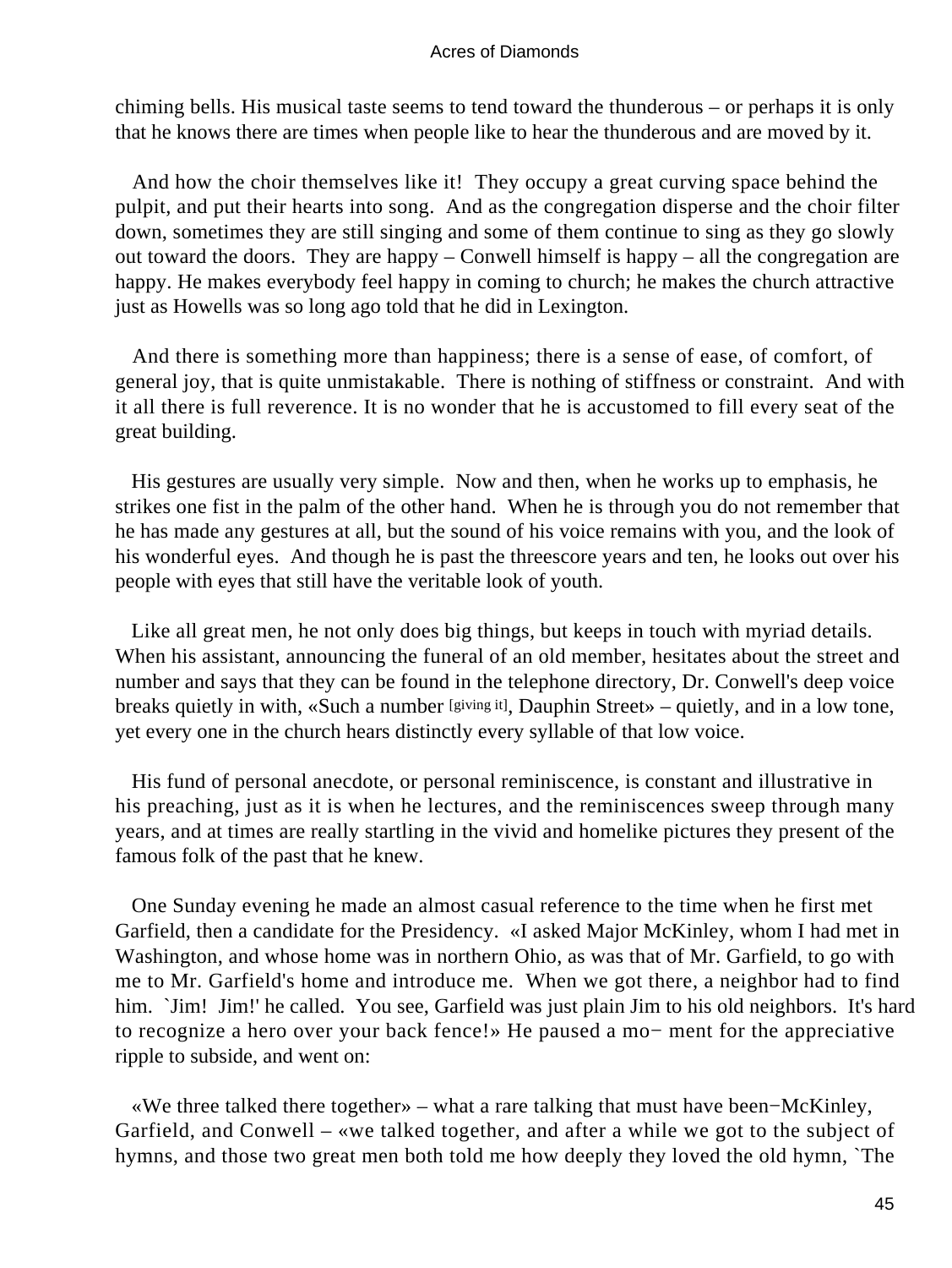chiming bells. His musical taste seems to tend toward the thunderous – or perhaps it is only that he knows there are times when people like to hear the thunderous and are moved by it.

And how the choir themselves like it! They occupy a great curving space behind the pulpit, and put their hearts into song. And as the congregation disperse and the choir filter down, sometimes they are still singing and some of them continue to sing as they go slowly out toward the doors. They are happy – Conwell himself is happy – all the congregation are happy. He makes everybody feel happy in coming to church; he makes the church attractive just as Howells was so long ago told that he did in Lexington.

And there is something more than happiness; there is a sense of ease, of comfort, of general joy, that is quite unmistakable. There is nothing of stiffness or constraint. And with it all there is full reverence. It is no wonder that he is accustomed to fill every seat of the great building.

His gestures are usually very simple. Now and then, when he works up to emphasis, he strikes one fist in the palm of the other hand. When he is through you do not remember that he has made any gestures at all, but the sound of his voice remains with you, and the look of his wonderful eyes. And though he is past the threescore years and ten, he looks out over his people with eyes that still have the veritable look of youth.

Like all great men, he not only does big things, but keeps in touch with myriad details. When his assistant, announcing the funeral of an old member, hesitates about the street and number and says that they can be found in the telephone directory, Dr. Conwell's deep voice breaks quietly in with, «Such a number [giving it], Dauphin Street» – quietly, and in a low tone, yet every one in the church hears distinctly every syllable of that low voice.

His fund of personal anecdote, or personal reminiscence, is constant and illustrative in his preaching, just as it is when he lectures, and the reminiscences sweep through many years, and at times are really startling in the vivid and homelike pictures they present of the famous folk of the past that he knew.

One Sunday evening he made an almost casual reference to the time when he first met Garfield, then a candidate for the Presidency. «I asked Major McKinley, whom I had met in Washington, and whose home was in northern Ohio, as was that of Mr. Garfield, to go with me to Mr. Garfield's home and introduce me. When we got there, a neighbor had to find him. `Jim! Jim!' he called. You see, Garfield was just plain Jim to his old neighbors. It's hard to recognize a hero over your back fence!» He paused a moment for the appreciative ripple to subside, and went on:

«We three talked there together» – what a rare talking that must have been−McKinley, Garfield, and Conwell – «we talked together, and after a while we got to the subject of hymns, and those two great men both told me how deeply they loved the old hymn, `The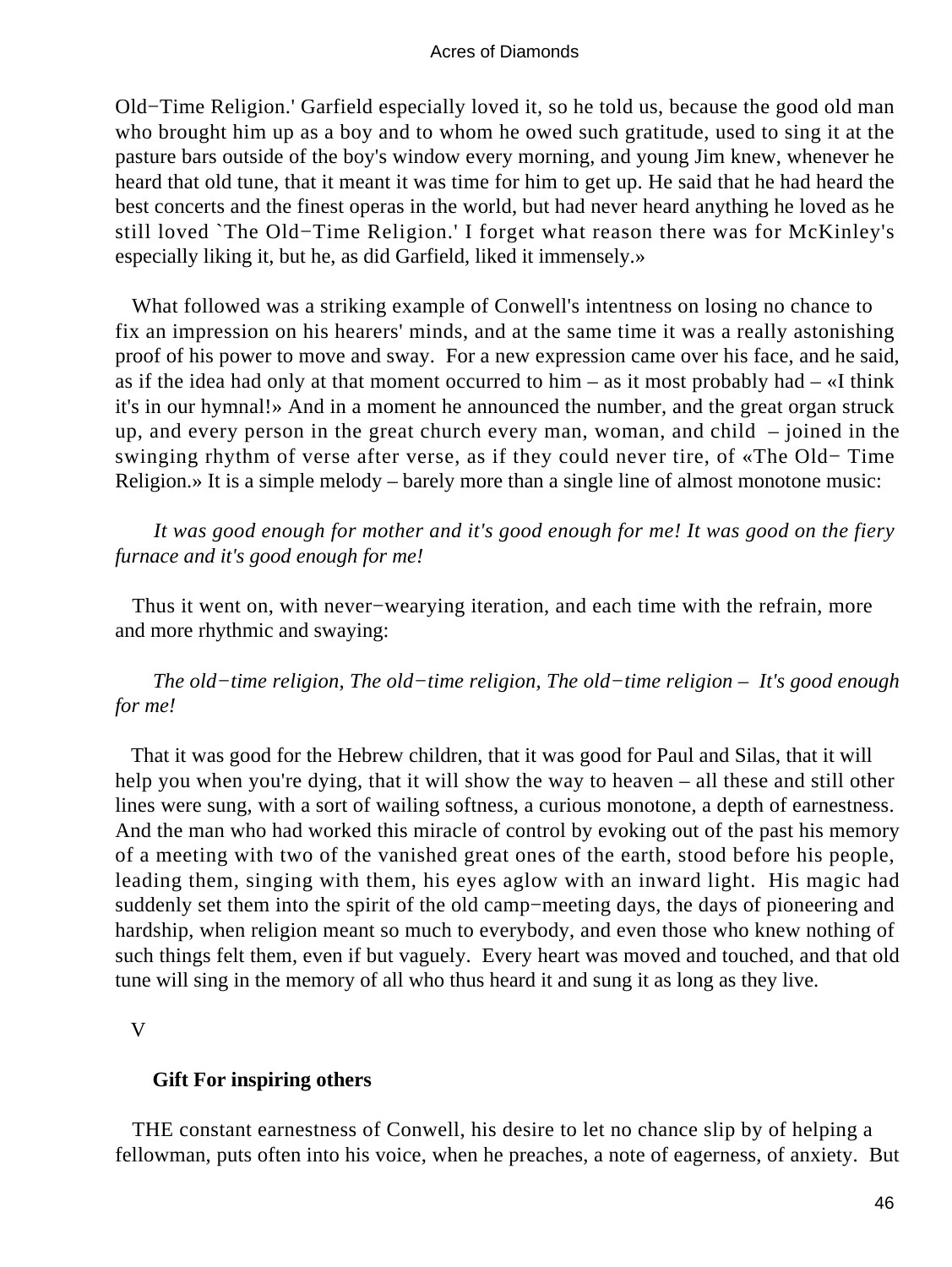Old−Time Religion.' Garfield especially loved it, so he told us, because the good old man who brought him up as a boy and to whom he owed such gratitude, used to sing it at the pasture bars outside of the boy's window every morning, and young Jim knew, whenever he heard that old tune, that it meant it was time for him to get up. He said that he had heard the best concerts and the finest operas in the world, but had never heard anything he loved as he still loved `The Old−Time Religion.' I forget what reason there was for McKinley's especially liking it, but he, as did Garfield, liked it immensely.»

What followed was a striking example of Conwell's intentness on losing no chance to fix an impression on his hearers' minds, and at the same time it was a really astonishing proof of his power to move and sway. For a new expression came over his face, and he said, as if the idea had only at that moment occurred to him – as it most probably had – «I think it's in our hymnal!» And in a moment he announced the number, and the great organ struck up, and every person in the great church every man, woman, and child – joined in the swinging rhythm of verse after verse, as if they could never tire, of «The Old− Time Religion.» It is a simple melody – barely more than a single line of almost monotone music:

*It was good enough for mother and it's good enough for me! It was good on the fiery furnace and it's good enough for me!*

Thus it went on, with never−wearying iteration, and each time with the refrain, more and more rhythmic and swaying:

*The old−time religion, The old−time religion, The old−time religion – It's good enough for me!*

That it was good for the Hebrew children, that it was good for Paul and Silas, that it will help you when you're dying, that it will show the way to heaven – all these and still other lines were sung, with a sort of wailing softness, a curious monotone, a depth of earnestness. And the man who had worked this miracle of control by evoking out of the past his memory of a meeting with two of the vanished great ones of the earth, stood before his people, leading them, singing with them, his eyes aglow with an inward light. His magic had suddenly set them into the spirit of the old camp−meeting days, the days of pioneering and hardship, when religion meant so much to everybody, and even those who knew nothing of such things felt them, even if but vaguely. Every heart was moved and touched, and that old tune will sing in the memory of all who thus heard it and sung it as long as they live.

## V

### Gift For inspiring others

THE constant earnestness of Conwell, his desire to let no chance slip by of helping a fellowman, puts often into his voice, when he preaches, a note of eagerness, of anxiety. But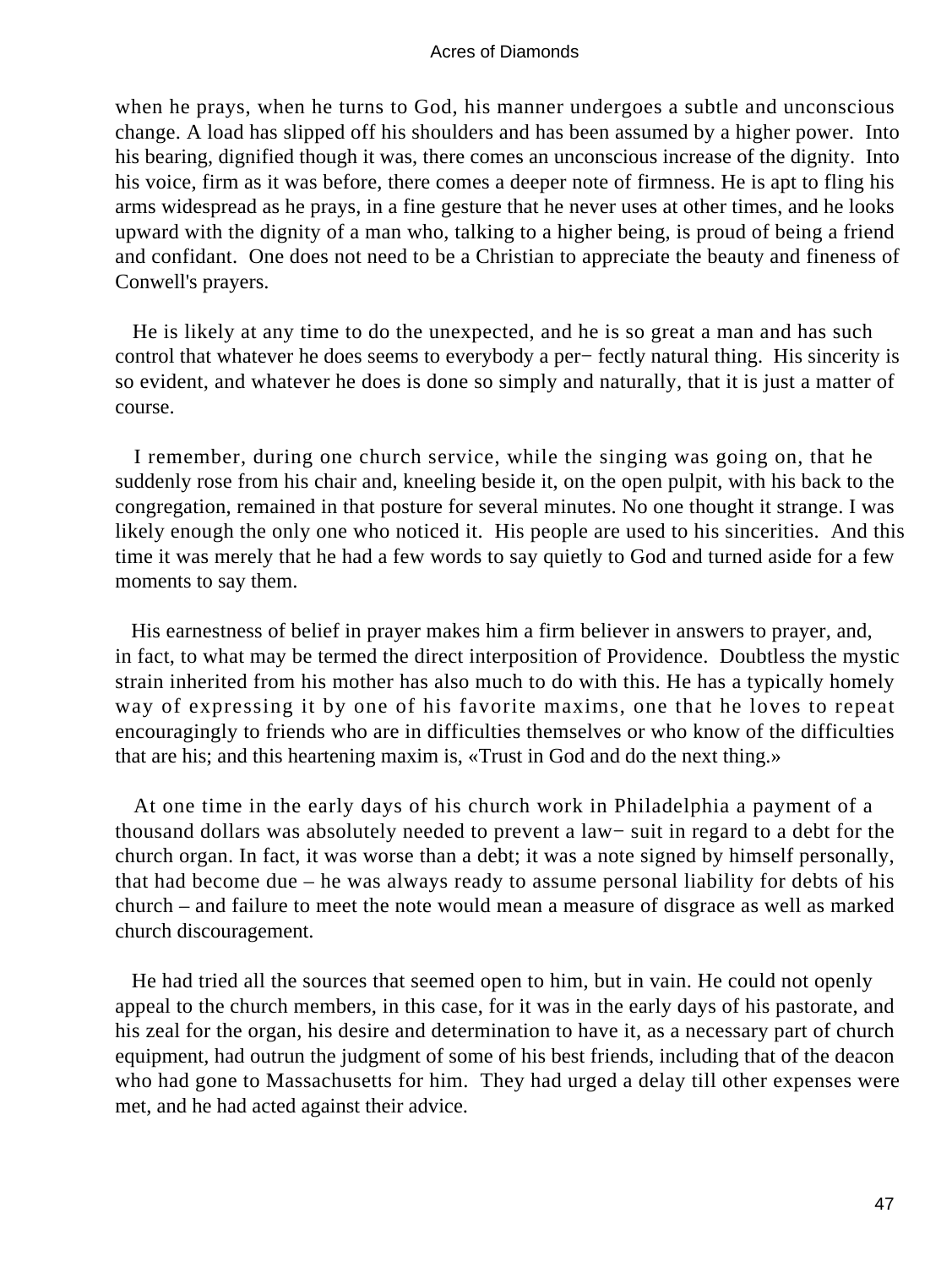when he prays, when he turns to God, his manner undergoes a subtle and unconscious change. A load has slipped off his shoulders and has been assumed by a higher power. Into his bearing, dignified though it was, there comes an unconscious increase of the dignity. Into his voice, firm as it was before, there comes a deeper note of firmness. He is apt to fling his arms widespread as he prays, in a fine gesture that he never uses at other times, and he looks upward with the dignity of a man who, talking to a higher being, is proud of being a friend and confidant. One does not need to be a Christian to appreciate the beauty and fineness of Conwell's prayers.

He is likely at any time to do the unexpected, and he is so great a man and has such control that whatever he does seems to everybody a perfectly natural thing. His sincerity is so evident, and whatever he does is done so simply and naturally, that it is just a matter of course.

I remember, during one church service, while the singing was going on, that he suddenly rose from his chair and, kneeling beside it, on the open pulpit, with his back to the congregation, remained in that posture for several minutes. No one thought it strange. I was likely enough the only one who noticed it. His people are used to his sincerities. And this time it was merely that he had a few words to say quietly to God and turned aside for a few moments to say them.

His earnestness of belief in prayer makes him a firm believer in answers to prayer, and, in fact, to what may be termed the direct interposition of Providence. Doubtless the mystic strain inherited from his mother has also much to do with this. He has a typically homely way of expressing it by one of his favorite maxims, one that he loves to repeat encouragingly to friends who are in difficulties themselves or who know of the difficulties that are his; and this heartening maxim is, «Trust in God and do the next thing.»

At one time in the early days of his church work in Philadelphia a payment of a thousand dollars was absolutely needed to prevent a lawsuit in regard to a debt for the church organ. In fact, it was worse than a debt; it was a note signed by himself personally, that had become due – he was always ready to assume personal liability for debts of his church – and failure to meet the note would mean a measure of disgrace as well as marked church discouragement.

He had tried all the sources that seemed open to him, but in vain. He could not openly appeal to the church members, in this case, for it was in the early days of his pastorate, and his zeal for the organ, his desire and determination to have it, as a necessary part of church equipment, had outrun the judgment of some of his best friends, including that of the deacon who had gone to Massachusetts for him. They had urged a delay till other expenses were met, and he had acted against their advice.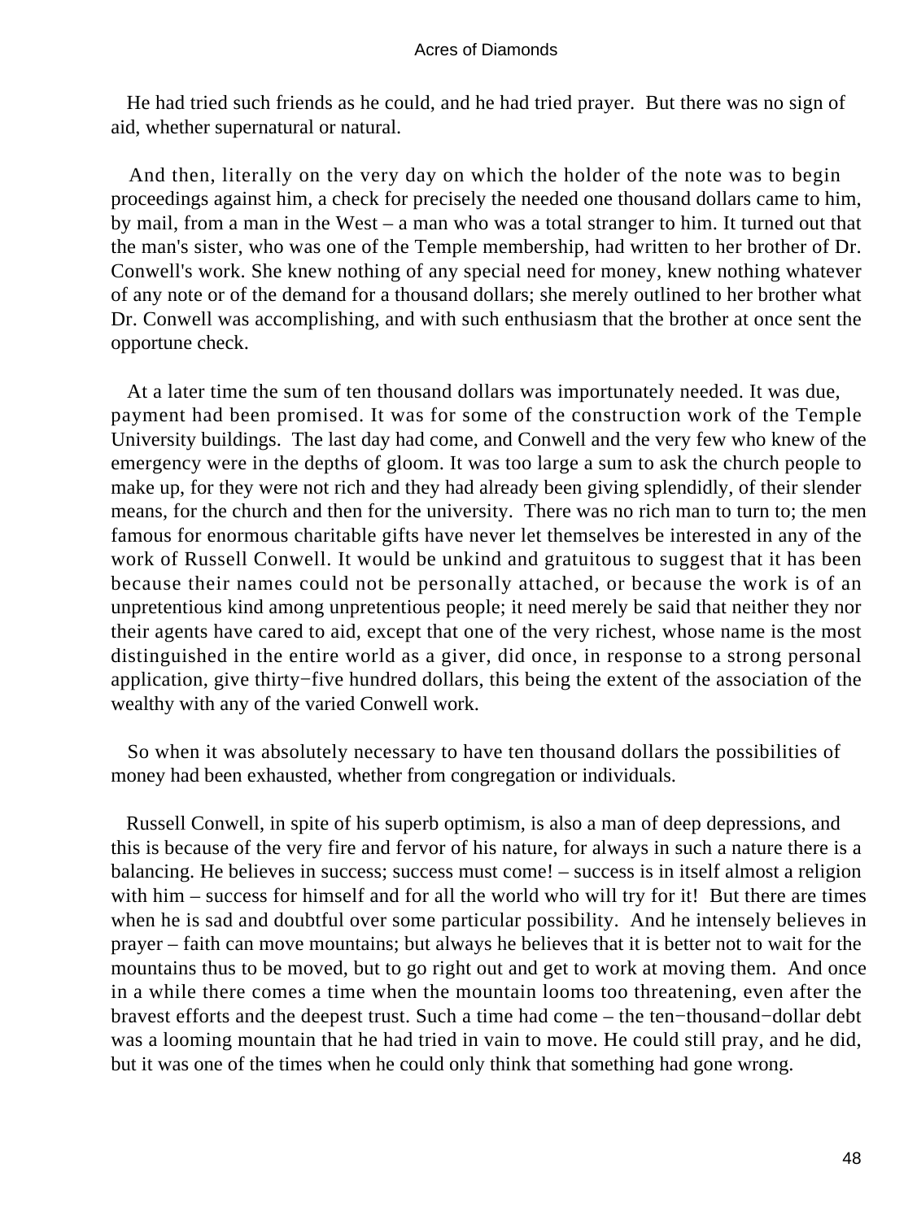He had tried such friends as he could, and he had tried prayer. But there was no sign of aid, whether supernatural or natural.

And then, literally on the very day on which the holder of the note was to begin proceedings against him, a check for precisely the needed one thousand dollars came to him, by mail, from a man in the West – a man who was a total stranger to him. It turned out that the man's sister, who was one of the Temple membership, had written to her brother of Dr. Conwell's work. She knew nothing of any special need for money, knew nothing whatever of any note or of the demand for a thousand dollars; she merely outlined to her brother what Dr. Conwell was accomplishing, and with such enthusiasm that the brother at once sent the opportune check.

At a later time the sum of ten thousand dollars was importunately needed. It was due, payment had been promised. It was for some of the construction work of the Temple University buildings. The last day had come, and Conwell and the very few who knew of the emergency were in the depths of gloom. It was too large a sum to ask the church people to make up, for they were not rich and they had already been giving splendidly, of their slender means, for the church and then for the university. There was no rich man to turn to; the men famous for enormous charitable gifts have never let themselves be interested in any of the work of Russell Conwell. It would be unkind and gratuitous to suggest that it has been because their names could not be personally attached, or because the work is of an unpretentious kind among unpretentious people; it need merely be said that neither they nor their agents have cared to aid, except that one of the very richest, whose name is the most distinguished in the entire world as a giver, did once, in response to a strong personal application, give thirty−five hundred dollars, this being the extent of the association of the wealthy with any of the varied Conwell work.

So when it was absolutely necessary to have ten thousand dollars the possibilities of money had been exhausted, whether from congregation or individuals.

Russell Conwell, in spite of his superb optimism, is also a man of deep depressions, and this is because of the very fire and fervor of his nature, for always in such a nature there is a balancing. He believes in success; success must come! – success is in itself almost a religion with him – success for himself and for all the world who will try for it! But there are times when he is sad and doubtful over some particular possibility. And he intensely believes in prayer – faith can move mountains; but always he believes that it is better not to wait for the mountains thus to be moved, but to go right out and get to work at moving them. And once in a while there comes a time when the mountain looms too threatening, even after the bravest efforts and the deepest trust. Such a time had come – the ten−thousand−dollar debt was a looming mountain that he had tried in vain to move. He could still pray, and he did, but it was one of the times when he could only think that something had gone wrong.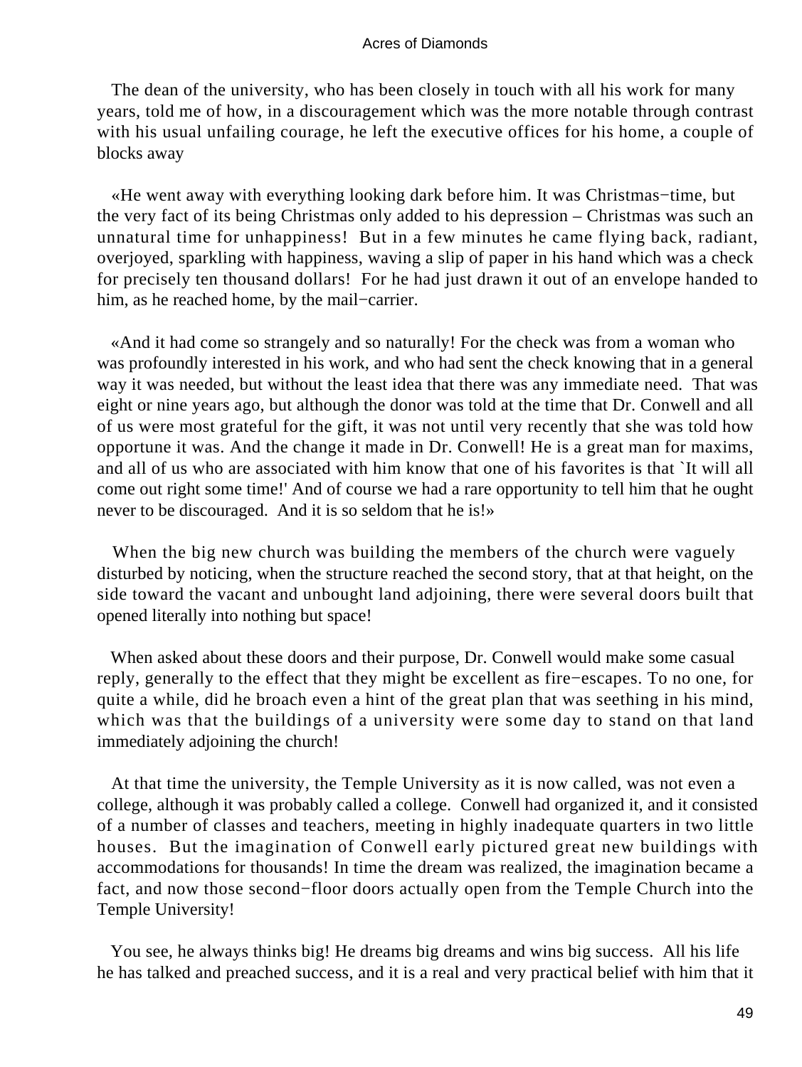The dean of the university, who has been closely in touch with all his work for many years, told me of how, in a discouragement which was the more notable through contrast with his usual unfailing courage, he left the executive offices for his home, a couple of blocks away

«He went away with everything looking dark before him. It was Christmas−time, but the very fact of its being Christmas only added to his depression – Christmas was such an unnatural time for unhappiness! But in a few minutes he came flying back, radiant, overjoyed, sparkling with happiness, waving a slip of paper in his hand which was a check for precisely ten thousand dollars! For he had just drawn it out of an envelope handed to him, as he reached home, by the mail−carrier.

«And it had come so strangely and so naturally! For the check was from a woman who was profoundly interested in his work, and who had sent the check knowing that in a general way it was needed, but without the least idea that there was any immediate need. That was eight or nine years ago, but although the donor was told at the time that Dr. Conwell and all of us were most grateful for the gift, it was not until very recently that she was told how opportune it was. And the change it made in Dr. Conwell! He is a great man for maxims, and all of us who are associated with him know that one of his favorites is that `It will all come out right some time!' And of course we had a rare opportunity to tell him that he ought never to be discouraged. And it is so seldom that he is!»

When the big new church was building the members of the church were vaguely disturbed by noticing, when the structure reached the second story, that at that height, on the side toward the vacant and unbought land adjoining, there were several doors built that opened literally into nothing but space!

When asked about these doors and their purpose, Dr. Conwell would make some casual reply, generally to the effect that they might be excellent as fire−escapes. To no one, for quite a while, did he broach even a hint of the great plan that was seething in his mind, which was that the buildings of a university were some day to stand on that land immediately adjoining the church!

At that time the university, the Temple University as it is now called, was not even a college, although it was probably called a college. Conwell had organized it, and it consisted of a number of classes and teachers, meeting in highly inadequate quarters in two little houses. But the imagination of Conwell early pictured great new buildings with accommodations for thousands! In time the dream was realized, the imagination became a fact, and now those second−floor doors actually open from the Temple Church into the Temple University!

You see, he always thinks big! He dreams big dreams and wins big success. All his life he has talked and preached success, and it is a real and very practical belief with him that it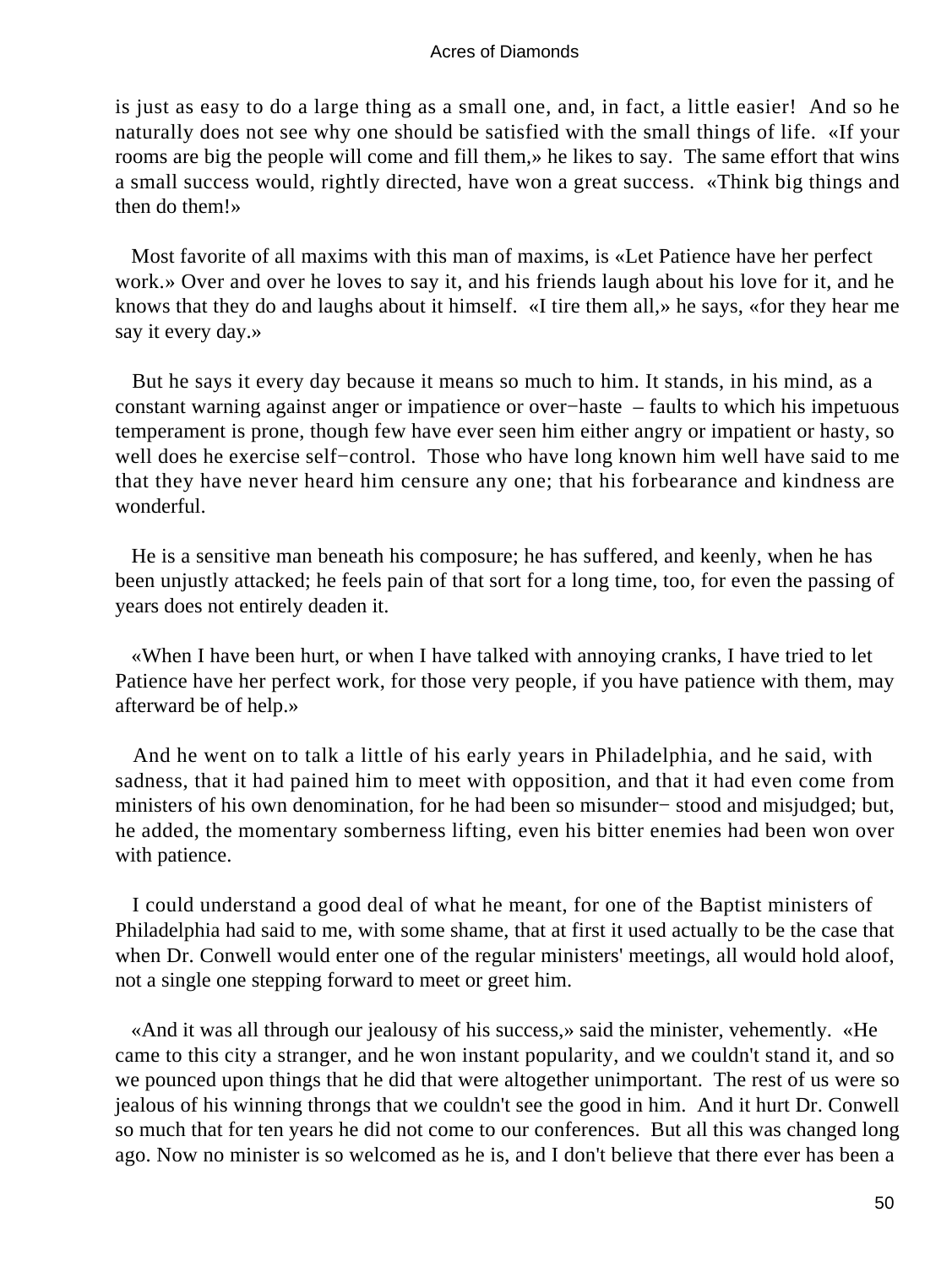is just as easy to do a large thing as a small one, and, in fact, a little easier! And so he naturally does not see why one should be satisfied with the small things of life. «If your rooms are big the people will come and fill them,» he likes to say. The same effort that wins a small success would, rightly directed, have won a great success. «Think big things and then do them!»

Most favorite of all maxims with this man of maxims, is «Let Patience have her perfect work.» Over and over he loves to say it, and his friends laugh about his love for it, and he knows that they do and laughs about it himself. «I tire them all,» he says, «for they hear me say it every day.»

But he says it every day because it means so much to him. It stands, in his mind, as a constant warning against anger or impatience or over−haste – faults to which his impetuous temperament is prone, though few have ever seen him either angry or impatient or hasty, so well does he exercise self−control. Those who have long known him well have said to me that they have never heard him censure any one; that his forbearance and kindness are wonderful.

He is a sensitive man beneath his composure; he has suffered, and keenly, when he has been unjustly attacked; he feels pain of that sort for a long time, too, for even the passing of years does not entirely deaden it.

«When I have been hurt, or when I have talked with annoying cranks, I have tried to let Patience have her perfect work, for those very people, if you have patience with them, may afterward be of help.»

And he went on to talk a little of his early years in Philadelphia, and he said, with sadness, that it had pained him to meet with opposition, and that it had even come from ministers of his own denomination, for he had been so misunder− stood and misjudged; but, he added, the momentary somberness lifting, even his bitter enemies had been won over with patience.

I could understand a good deal of what he meant, for one of the Baptist ministers of Philadelphia had said to me, with some shame, that at first it used actually to be the case that when Dr. Conwell would enter one of the regular ministers' meetings, all would hold aloof, not a single one stepping forward to meet or greet him.

«And it was all through our jealousy of his success,» said the minister, vehemently. «He came to this city a stranger, and he won instant popularity, and we couldn't stand it, and so we pounced upon things that he did that were altogether unimportant. The rest of us were so jealous of his winning throngs that we couldn't see the good in him. And it hurt Dr. Conwell so much that for ten years he did not come to our conferences. But all this was changed long ago. Now no minister is so welcomed as he is, and I don't believe that there ever has been a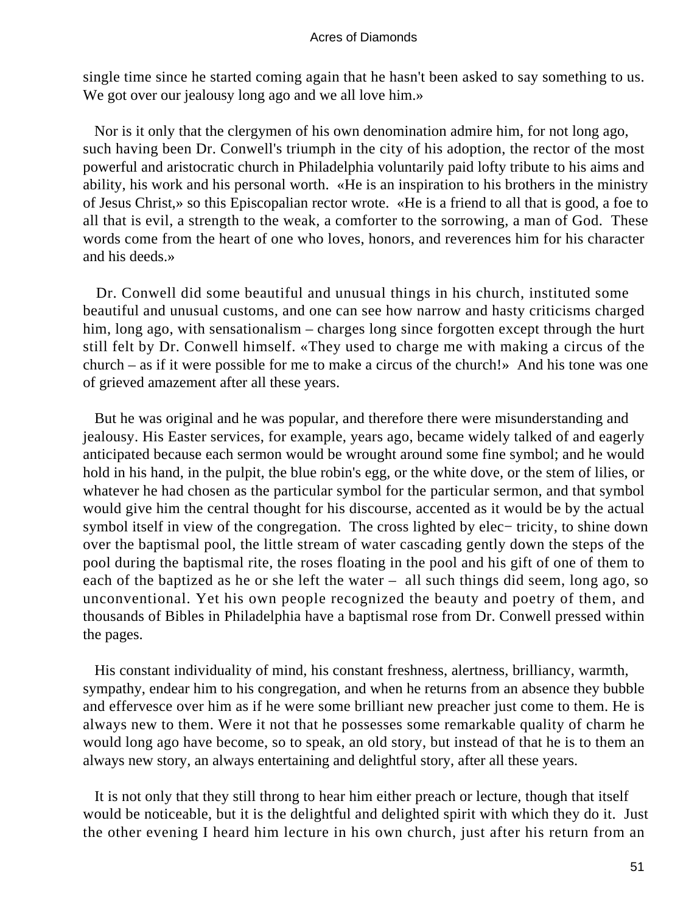single time since he started coming again that he hasn't been asked to say something to us. We got over our jealousy long ago and we all love him.»

Nor is it only that the clergymen of his own denomination admire him, for not long ago, such having been Dr. Conwell's triumph in the city of his adoption, the rector of the most powerful and aristocratic church in Philadelphia voluntarily paid lofty tribute to his aims and ability, his work and his personal worth. «He is an inspiration to his brothers in the ministry of Jesus Christ,» so this Episcopalian rector wrote. «He is a friend to all that is good, a foe to all that is evil, a strength to the weak, a comforter to the sorrowing, a man of God. These words come from the heart of one who loves, honors, and reverences him for his character and his deeds.»

Dr. Conwell did some beautiful and unusual things in his church, instituted some beautiful and unusual customs, and one can see how narrow and hasty criticisms charged him, long ago, with sensationalism – charges long since forgotten except through the hurt still felt by Dr. Conwell himself. «They used to charge me with making a circus of the church – as if it were possible for me to make a circus of the church!» And his tone was one of grieved amazement after all these years.

But he was original and he was popular, and therefore there were misunderstanding and jealousy. His Easter services, for example, years ago, became widely talked of and eagerly anticipated because each sermon would be wrought around some fine symbol; and he would hold in his hand, in the pulpit, the blue robin's egg, or the white dove, or the stem of lilies, or whatever he had chosen as the particular symbol for the particular sermon, and that symbol would give him the central thought for his discourse, accented as it would be by the actual symbol itself in view of the congregation. The cross lighted by elec− tricity, to shine down over the baptismal pool, the little stream of water cascading gently down the steps of the pool during the baptismal rite, the roses floating in the pool and his gift of one of them to each of the baptized as he or she left the water – all such things did seem, long ago, so unconventional. Yet his own people recognized the beauty and poetry of them, and thousands of Bibles in Philadelphia have a baptismal rose from Dr. Conwell pressed within the pages.

His constant individuality of mind, his constant freshness, alertness, brilliancy, warmth, sympathy, endear him to his congregation, and when he returns from an absence they bubble and effervesce over him as if he were some brilliant new preacher just come to them. He is always new to them. Were it not that he possesses some remarkable quality of charm he would long ago have become, so to speak, an old story, but instead of that he is to them an always new story, an always entertaining and delightful story, after all these years.

It is not only that they still throng to hear him either preach or lecture, though that itself would be noticeable, but it is the delightful and delighted spirit with which they do it. Just the other evening I heard him lecture in his own church, just after his return from an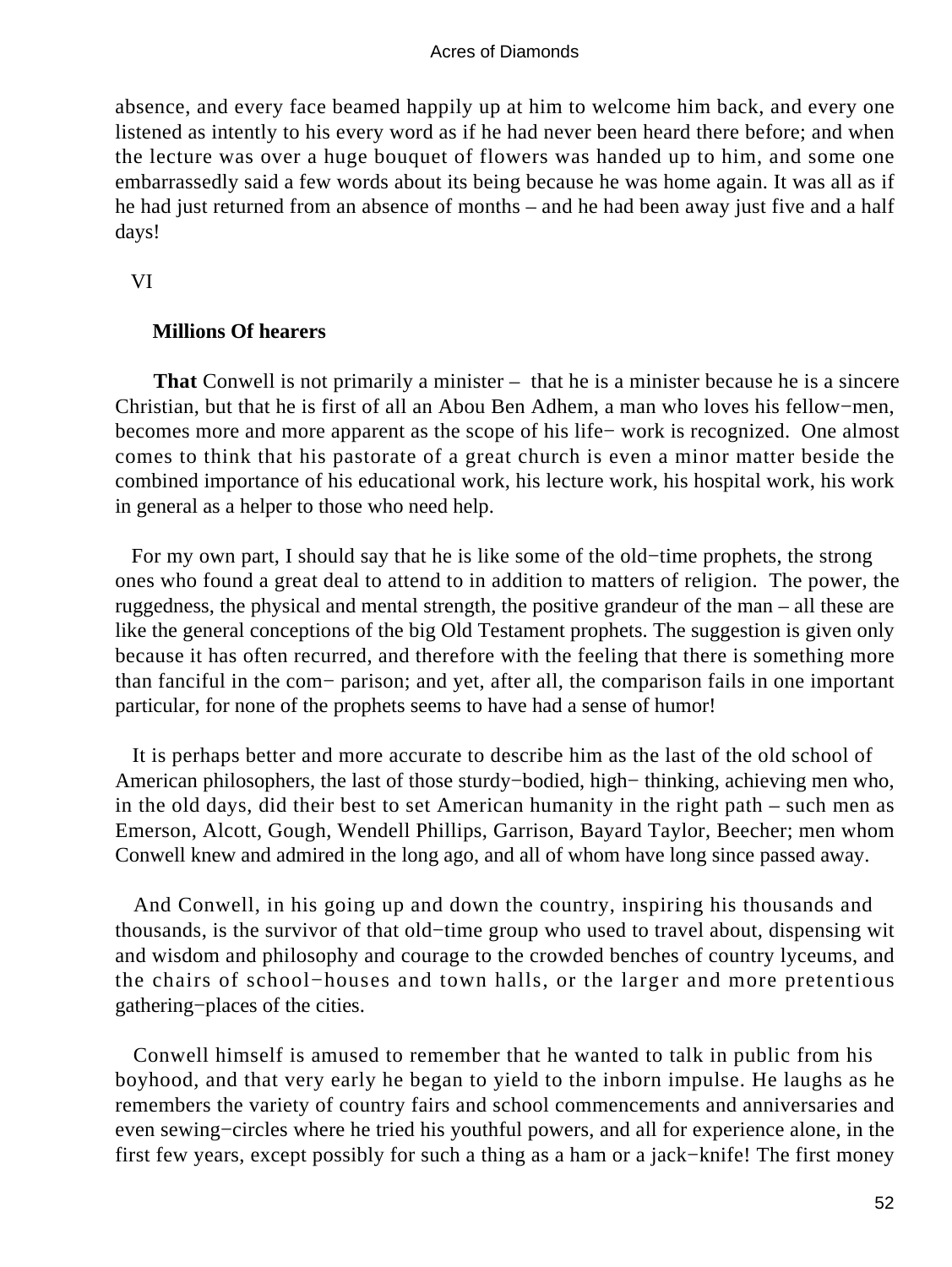absence, and every face beamed happily up at him to welcome him back, and every one listened as intently to his every word as if he had never been heard there before; and when the lecture was over a huge bouquet of flowers was handed up to him, and some one embarrassedly said a few words about its being because he was home again. It was all as if he had just returned from an absence of months – and he had been away just five and a half days!

## VI

### Millions Of hearers

**That** Conwell is not primarily a minister – that he is a minister because he is a sincere Christian, but that he is first of all an Abou Ben Adhem, a man who loves his fellow−men, becomes more and more apparent as the scope of his life− work is recognized. One almost comes to think that his pastorate of a great church is even a minor matter beside the combined importance of his educational work, his lecture work, his hospital work, his work in general as a helper to those who need help.

For my own part, I should say that he is like some of the old−time prophets, the strong ones who found a great deal to attend to in addition to matters of religion. The power, the ruggedness, the physical and mental strength, the positive grandeur of the man – all these are like the general conceptions of the big Old Testament prophets. The suggestion is given only because it has often recurred, and therefore with the feeling that there is something more than fanciful in the com− parison; and yet, after all, the comparison fails in one important particular, for none of the prophets seems to have had a sense of humor!

It is perhaps better and more accurate to describe him as the last of the old school of American philosophers, the last of those sturdy−bodied, high− thinking, achieving men who, in the old days, did their best to set American humanity in the right path – such men as Emerson, Alcott, Gough, Wendell Phillips, Garrison, Bayard Taylor, Beecher; men whom Conwell knew and admired in the long ago, and all of whom have long since passed away.

And Conwell, in his going up and down the country, inspiring his thousands and thousands, is the survivor of that old−time group who used to travel about, dispensing wit and wisdom and philosophy and courage to the crowded benches of country lyceums, and the chairs of school−houses and town halls, or the larger and more pretentious gathering−places of the cities.

Conwell himself is amused to remember that he wanted to talk in public from his boyhood, and that very early he began to yield to the inborn impulse. He laughs as he remembers the variety of country fairs and school commencements and anniversaries and even sewing−circles where he tried his youthful powers, and all for experience alone, in the first few years, except possibly for such a thing as a ham or a jack−knife! The first money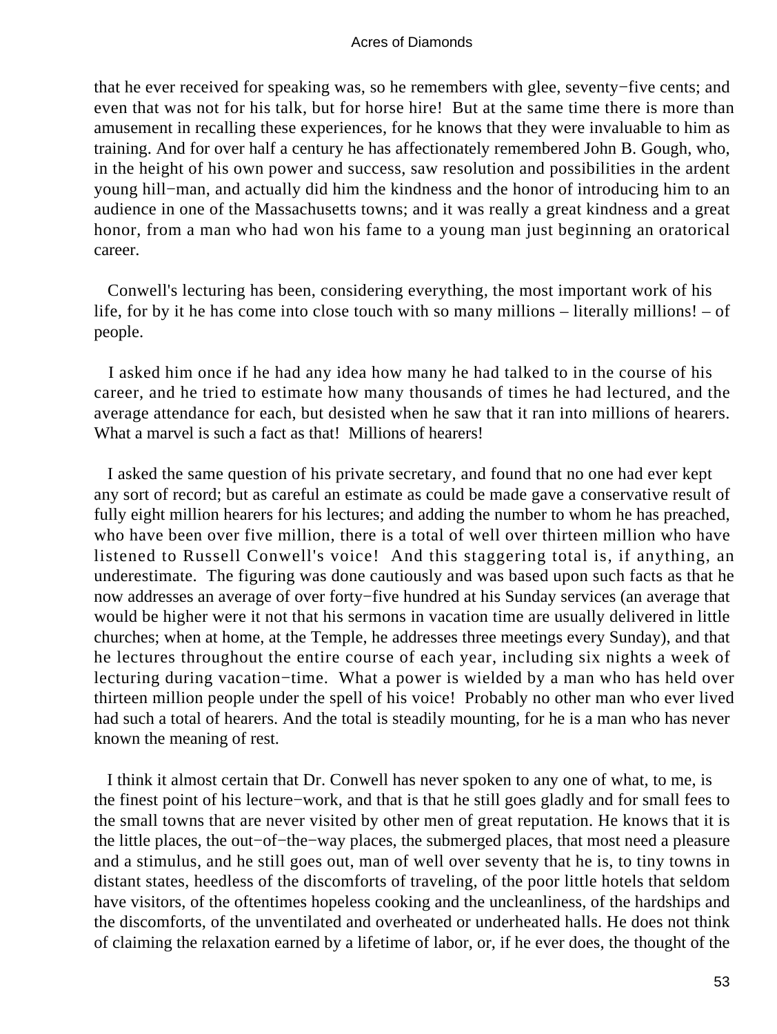that he ever received for speaking was, so he remembers with glee, seventy−five cents; and even that was not for his talk, but for horse hire! But at the same time there is more than amusement in recalling these experiences, for he knows that they were invaluable to him as training. And for over half a century he has affectionately remembered John B. Gough, who, in the height of his own power and success, saw resolution and possibilities in the ardent young hill−man, and actually did him the kindness and the honor of introducing him to an audience in one of the Massachusetts towns; and it was really a great kindness and a great honor, from a man who had won his fame to a young man just beginning an oratorical career.

Conwell's lecturing has been, considering everything, the most important work of his life, for by it he has come into close touch with so many millions – literally millions! – of people.

I asked him once if he had any idea how many he had talked to in the course of his career, and he tried to estimate how many thousands of times he had lectured, and the average attendance for each, but desisted when he saw that it ran into millions of hearers. What a marvel is such a fact as that! Millions of hearers!

I asked the same question of his private secretary, and found that no one had ever kept any sort of record; but as careful an estimate as could be made gave a conservative result of fully eight million hearers for his lectures; and adding the number to whom he has preached, who have been over five million, there is a total of well over thirteen million who have listened to Russell Conwell's voice! And this staggering total is, if anything, an underestimate. The figuring was done cautiously and was based upon such facts as that he now addresses an average of over forty−five hundred at his Sunday services (an average that would be higher were it not that his sermons in vacation time are usually delivered in little churches; when at home, at the Temple, he addresses three meetings every Sunday), and that he lectures throughout the entire course of each year, including six nights a week of lecturing during vacation−time. What a power is wielded by a man who has held over thirteen million people under the spell of his voice! Probably no other man who ever lived had such a total of hearers. And the total is steadily mounting, for he is a man who has never known the meaning of rest.

I think it almost certain that Dr. Conwell has never spoken to any one of what, to me, is the finest point of his lecture−work, and that is that he still goes gladly and for small fees to the small towns that are never visited by other men of great reputation. He knows that it is the little places, the out−of−the−way places, the submerged places, that most need a pleasure and a stimulus, and he still goes out, man of well over seventy that he is, to tiny towns in distant states, heedless of the discomforts of traveling, of the poor little hotels that seldom have visitors, of the oftentimes hopeless cooking and the uncleanliness, of the hardships and the discomforts, of the unventilated and overheated or underheated halls. He does not think of claiming the relaxation earned by a lifetime of labor, or, if he ever does, the thought of the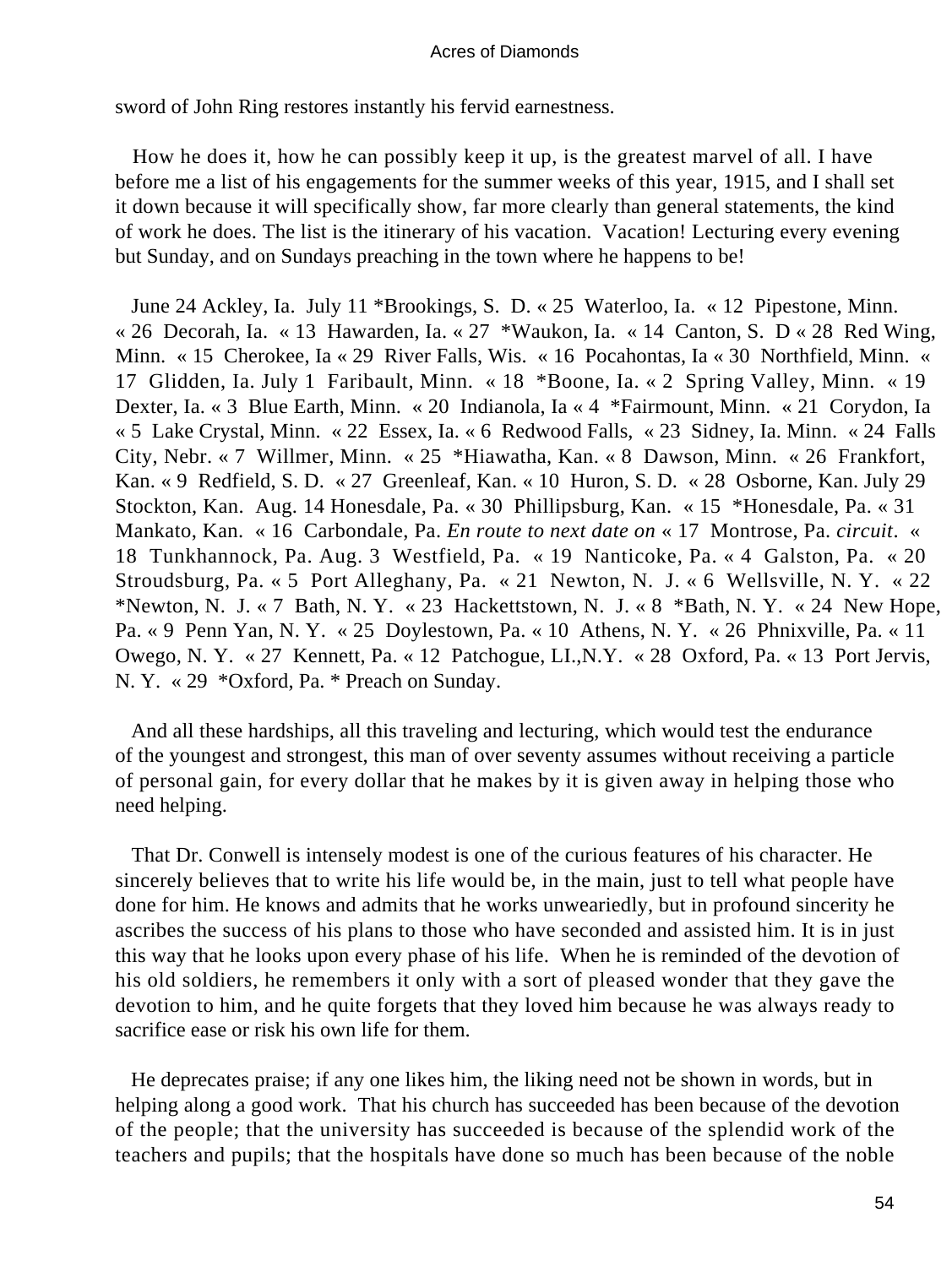sword of John Ring restores instantly his fervid earnestness.

How he does it, how he can possibly keep it up, is the greatest marvel of all. I have before me a list of his engagements for the summer weeks of this year, 1915, and I shall set it down because it will specifically show, far more clearly than general statements, the kind of work he does. The list is the itinerary of his vacation. Vacation! Lecturing every evening but Sunday, and on Sundays preaching in the town where he happens to be!

June 24 Ackley, Ia. July 11 *Brookings, S. D. « 25 Waterloo, Ia. « 12 Pipestone, Minn. « 26 Decorah, Ia. « 13 Hawarden, Ia. « 27 *Waukon, Ia. « 14 Canton, S. D « 28 Red Wing, Minn. « 15 Cherokee, Ia « 29 River Falls, Wis. « 16 Pocahontas, Ia « 30 Northfield, Minn. « 17 Glidden, Ia. July 1 Faribault, Minn. « 18 *Boone, Ia. « 2 Spring Valley, Minn. « 19 Dexter, Ia. « 3 Blue Earth, Minn. « 20 Indianola, Ia « 4 *Fairmount, Minn. « 21 Corydon, Ia « 5 Lake Crystal, Minn. « 22 Essex, Ia. « 6 Redwood Falls, « 23 Sidney, Ia. Minn. « 24 Falls City, Nebr. « 7 Willmer, Minn. « 25 *Hiawatha, Kan. « 8 Dawson, Minn. « 26 Frankfort, Kan. « 9 Redfield, S. D. « 27 Greenleaf, Kan. « 10 Huron, S. D. « 28 Osborne, Kan. July 29 Stockton, Kan. Aug. 14 Honesdale, Pa. « 30 Phillipsburg, Kan. « 15 *Honesdale, Pa. « 31 Mankato, Kan. « 16 Carbondale, Pa. *En route to next date on* « 17 Montrose, Pa. *circuit*. « 18 Tunkhannock, Pa. Aug. 3 Westfield, Pa. « 19 Nanticoke, Pa. « 4 Galston, Pa. « 20 Stroudsburg, Pa. « 5 Port Alleghany, Pa. « 21 Newton, N. J. « 6 Wellsville, N. Y. « 22 *Newton, N. J. « 7 Bath, N. Y. « 23 Hackettstown, N. J. « 8 *Bath, N. Y. « 24 New Hope, Pa. « 9 Penn Yan, N. Y. « 25 Doylestown, Pa. « 10 Athens, N. Y. « 26 Phnixville, Pa. « 11 Owego, N. Y. « 27 Kennett, Pa. « 12 Patchogue, LI.,N.Y. « 28 Oxford, Pa. « 13 Port Jervis, N. Y. « 29 *Oxford, Pa. * Preach on Sunday.

And all these hardships, all this traveling and lecturing, which would test the endurance of the youngest and strongest, this man of over seventy assumes without receiving a particle of personal gain, for every dollar that he makes by it is given away in helping those who need helping.

That Dr. Conwell is intensely modest is one of the curious features of his character. He sincerely believes that to write his life would be, in the main, just to tell what people have done for him. He knows and admits that he works unweariedly, but in profound sincerity he ascribes the success of his plans to those who have seconded and assisted him. It is in just this way that he looks upon every phase of his life. When he is reminded of the devotion of his old soldiers, he remembers it only with a sort of pleased wonder that they gave the devotion to him, and he quite forgets that they loved him because he was always ready to sacrifice ease or risk his own life for them.

He deprecates praise; if any one likes him, the liking need not be shown in words, but in helping along a good work. That his church has succeeded has been because of the devotion of the people; that the university has succeeded is because of the splendid work of the teachers and pupils; that the hospitals have done so much has been because of the noble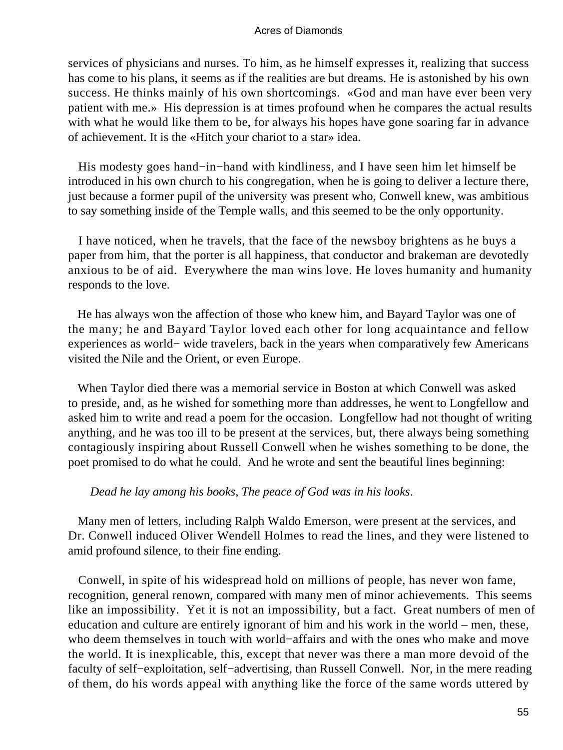services of physicians and nurses. To him, as he himself expresses it, realizing that success has come to his plans, it seems as if the realities are but dreams. He is astonished by his own success. He thinks mainly of his own shortcomings. «God and man have ever been very patient with me.» His depression is at times profound when he compares the actual results with what he would like them to be, for always his hopes have gone soaring far in advance of achievement. It is the «Hitch your chariot to a star» idea.

His modesty goes hand−in−hand with kindliness, and I have seen him let himself be introduced in his own church to his congregation, when he is going to deliver a lecture there, just because a former pupil of the university was present who, Conwell knew, was ambitious to say something inside of the Temple walls, and this seemed to be the only opportunity.

I have noticed, when he travels, that the face of the newsboy brightens as he buys a paper from him, that the porter is all happiness, that conductor and brakeman are devotedly anxious to be of aid. Everywhere the man wins love. He loves humanity and humanity responds to the love.

He has always won the affection of those who knew him, and Bayard Taylor was one of the many; he and Bayard Taylor loved each other for long acquaintance and fellow experiences as world− wide travelers, back in the years when comparatively few Americans visited the Nile and the Orient, or even Europe.

When Taylor died there was a memorial service in Boston at which Conwell was asked to preside, and, as he wished for something more than addresses, he went to Longfellow and asked him to write and read a poem for the occasion. Longfellow had not thought of writing anything, and he was too ill to be present at the services, but, there always being something contagiously inspiring about Russell Conwell when he wishes something to be done, the poet promised to do what he could. And he wrote and sent the beautiful lines beginning:

*Dead he lay among his books, The peace of God was in his looks*.

Many men of letters, including Ralph Waldo Emerson, were present at the services, and Dr. Conwell induced Oliver Wendell Holmes to read the lines, and they were listened to amid profound silence, to their fine ending.

Conwell, in spite of his widespread hold on millions of people, has never won fame, recognition, general renown, compared with many men of minor achievements. This seems like an impossibility. Yet it is not an impossibility, but a fact. Great numbers of men of education and culture are entirely ignorant of him and his work in the world – men, these, who deem themselves in touch with world−affairs and with the ones who make and move the world. It is inexplicable, this, except that never was there a man more devoid of the faculty of self−exploitation, self−advertising, than Russell Conwell. Nor, in the mere reading of them, do his words appeal with anything like the force of the same words uttered by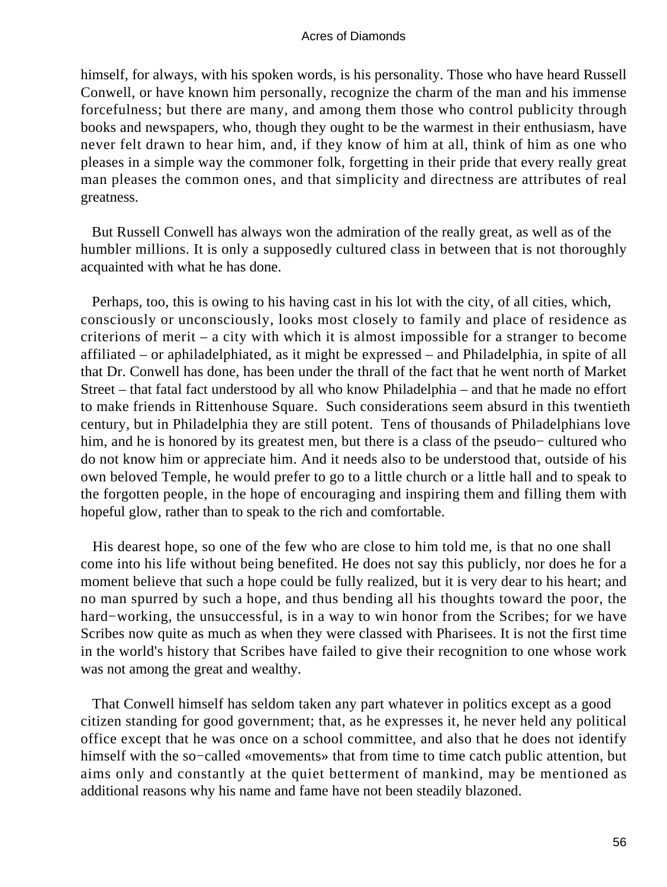himself, for always, with his spoken words, is his personality. Those who have heard Russell Conwell, or have known him personally, recognize the charm of the man and his immense forcefulness; but there are many, and among them those who control publicity through books and newspapers, who, though they ought to be the warmest in their enthusiasm, have never felt drawn to hear him, and, if they know of him at all, think of him as one who pleases in a simple way the commoner folk, forgetting in their pride that every really great man pleases the common ones, and that simplicity and directness are attributes of real greatness.

But Russell Conwell has always won the admiration of the really great, as well as of the humbler millions. It is only a supposedly cultured class in between that is not thoroughly acquainted with what he has done.

Perhaps, too, this is owing to his having cast in his lot with the city, of all cities, which, consciously or unconsciously, looks most closely to family and place of residence as criterions of merit – a city with which it is almost impossible for a stranger to become affiliated – or aphiladelphiated, as it might be expressed – and Philadelphia, in spite of all that Dr. Conwell has done, has been under the thrall of the fact that he went north of Market Street – that fatal fact understood by all who know Philadelphia – and that he made no effort to make friends in Rittenhouse Square. Such considerations seem absurd in this twentieth century, but in Philadelphia they are still potent. Tens of thousands of Philadelphians love him, and he is honored by its greatest men, but there is a class of the pseudo−cultured who do not know him or appreciate him. And it needs also to be understood that, outside of his own beloved Temple, he would prefer to go to a little church or a little hall and to speak to the forgotten people, in the hope of encouraging and inspiring them and filling them with hopeful glow, rather than to speak to the rich and comfortable.

His dearest hope, so one of the few who are close to him told me, is that no one shall come into his life without being benefited. He does not say this publicly, nor does he for a moment believe that such a hope could be fully realized, but it is very dear to his heart; and no man spurred by such a hope, and thus bending all his thoughts toward the poor, the hard−working, the unsuccessful, is in a way to win honor from the Scribes; for we have Scribes now quite as much as when they were classed with Pharisees. It is not the first time in the world's history that Scribes have failed to give their recognition to one whose work was not among the great and wealthy.

That Conwell himself has seldom taken any part whatever in politics except as a good citizen standing for good government; that, as he expresses it, he never held any political office except that he was once on a school committee, and also that he does not identify himself with the so−called «movements» that from time to time catch public attention, but aims only and constantly at the quiet betterment of mankind, may be mentioned as additional reasons why his name and fame have not been steadily blazoned.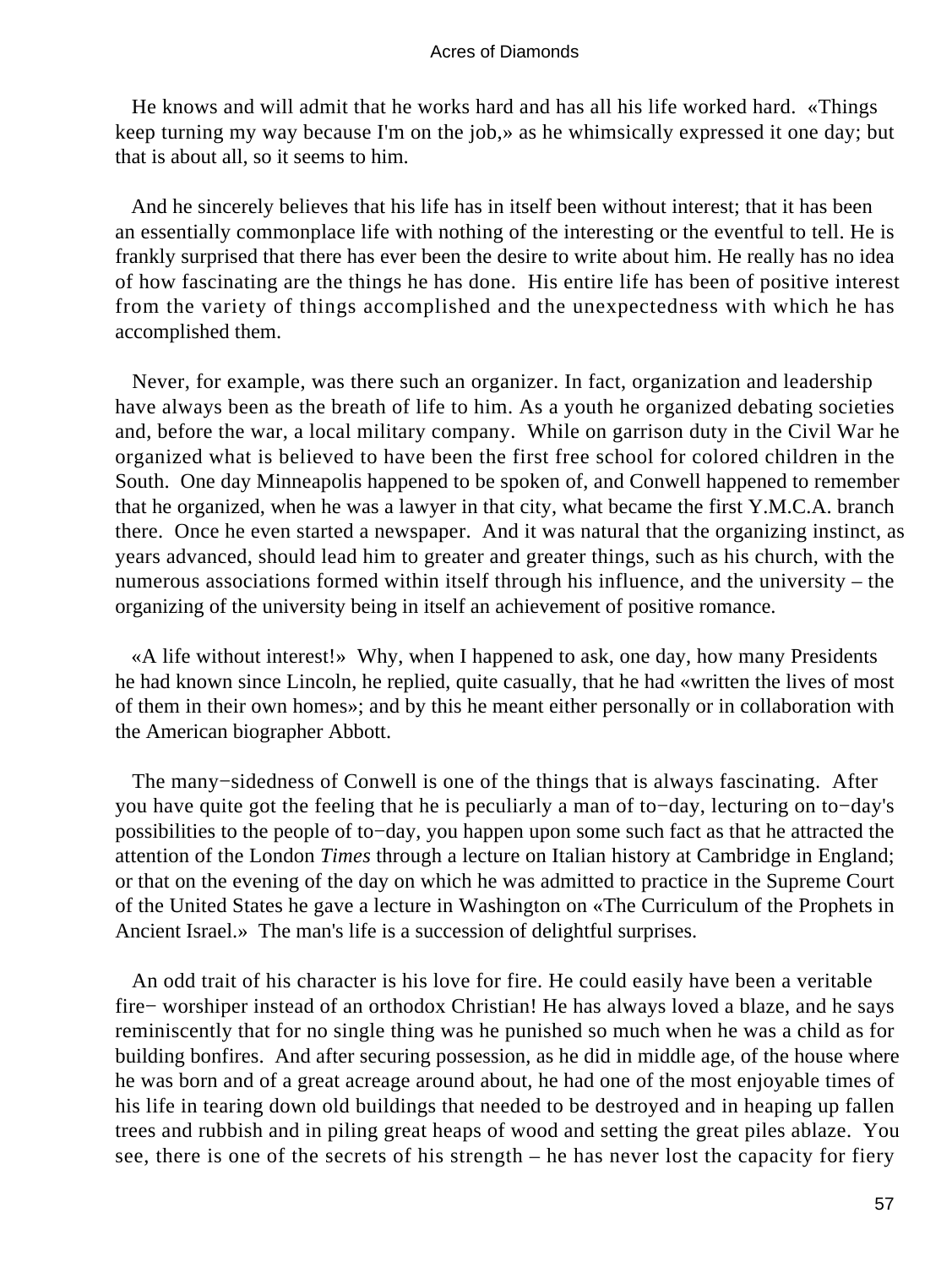He knows and will admit that he works hard and has all his life worked hard. «Things keep turning my way because I'm on the job,» as he whimsically expressed it one day; but that is about all, so it seems to him.

And he sincerely believes that his life has in itself been without interest; that it has been an essentially commonplace life with nothing of the interesting or the eventful to tell. He is frankly surprised that there has ever been the desire to write about him. He really has no idea of how fascinating are the things he has done. His entire life has been of positive interest from the variety of things accomplished and the unexpectedness with which he has accomplished them.

Never, for example, was there such an organizer. In fact, organization and leadership have always been as the breath of life to him. As a youth he organized debating societies and, before the war, a local military company. While on garrison duty in the Civil War he organized what is believed to have been the first free school for colored children in the South. One day Minneapolis happened to be spoken of, and Conwell happened to remember that he organized, when he was a lawyer in that city, what became the first Y.M.C.A. branch there. Once he even started a newspaper. And it was natural that the organizing instinct, as years advanced, should lead him to greater and greater things, such as his church, with the numerous associations formed within itself through his influence, and the university – the organizing of the university being in itself an achievement of positive romance.

«A life without interest!» Why, when I happened to ask, one day, how many Presidents he had known since Lincoln, he replied, quite casually, that he had «written the lives of most of them in their own homes»; and by this he meant either personally or in collaboration with the American biographer Abbott.

The many−sidedness of Conwell is one of the things that is always fascinating. After you have quite got the feeling that he is peculiarly a man of to−day, lecturing on to−day's possibilities to the people of to−day, you happen upon some such fact as that he attracted the attention of the London *Times* through a lecture on Italian history at Cambridge in England; or that on the evening of the day on which he was admitted to practice in the Supreme Court of the United States he gave a lecture in Washington on «The Curriculum of the Prophets in Ancient Israel.» The man's life is a succession of delightful surprises.

An odd trait of his character is his love for fire. He could easily have been a veritable fire− worshiper instead of an orthodox Christian! He has always loved a blaze, and he says reminiscently that for no single thing was he punished so much when he was a child as for building bonfires. And after securing possession, as he did in middle age, of the house where he was born and of a great acreage around about, he had one of the most enjoyable times of his life in tearing down old buildings that needed to be destroyed and in heaping up fallen trees and rubbish and in piling great heaps of wood and setting the great piles ablaze. You see, there is one of the secrets of his strength – he has never lost the capacity for fiery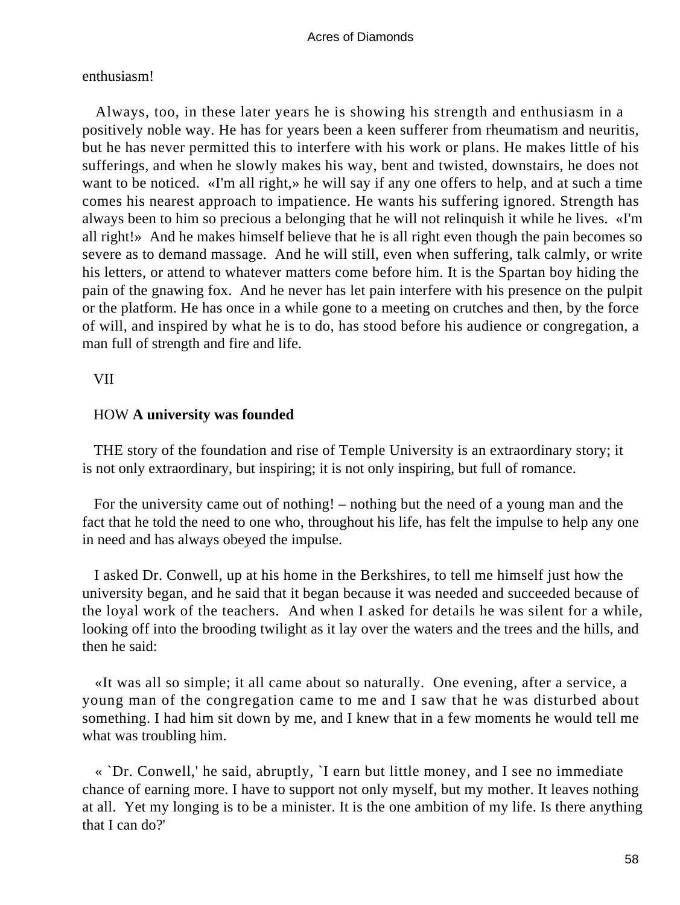enthusiasm!

Always, too, in these later years he is showing his strength and enthusiasm in a positively noble way. He has for years been a keen sufferer from rheumatism and neuritis, but he has never permitted this to interfere with his work or plans. He makes little of his sufferings, and when he slowly makes his way, bent and twisted, downstairs, he does not want to be noticed. «I'm all right,» he will say if any one offers to help, and at such a time comes his nearest approach to impatience. He wants his suffering ignored. Strength has always been to him so precious a belonging that he will not relinquish it while he lives. «I'm all right!» And he makes himself believe that he is all right even though the pain becomes so severe as to demand massage. And he will still, even when suffering, talk calmly, or write his letters, or attend to whatever matters come before him. It is the Spartan boy hiding the pain of the gnawing fox. And he never has let pain interfere with his presence on the pulpit or the platform. He has once in a while gone to a meeting on crutches and then, by the force of will, and inspired by what he is to do, has stood before his audience or congregation, a man full of strength and fire and life.

## VII

## HOW **A university was founded**

THE story of the foundation and rise of Temple University is an extraordinary story; it is not only extraordinary, but inspiring; it is not only inspiring, but full of romance.

For the university came out of nothing! – nothing but the need of a young man and the fact that he told the need to one who, throughout his life, has felt the impulse to help any one in need and has always obeyed the impulse.

I asked Dr. Conwell, up at his home in the Berkshires, to tell me himself just how the university began, and he said that it began because it was needed and succeeded because of the loyal work of the teachers. And when I asked for details he was silent for a while, looking off into the brooding twilight as it lay over the waters and the trees and the hills, and then he said:

«It was all so simple; it all came about so naturally. One evening, after a service, a young man of the congregation came to me and I saw that he was disturbed about something. I had him sit down by me, and I knew that in a few moments he would tell me what was troubling him.

« `Dr. Conwell,' he said, abruptly, `I earn but little money, and I see no immediate chance of earning more. I have to support not only myself, but my mother. It leaves nothing at all. Yet my longing is to be a minister. It is the one ambition of my life. Is there anything that I can do?'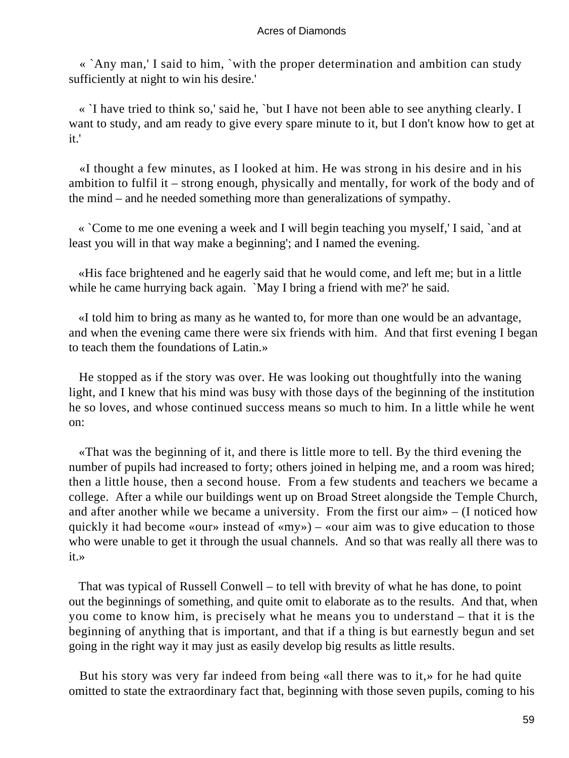« `Any man,' I said to him, `with the proper determination and ambition can study sufficiently at night to win his desire.'

« `I have tried to think so,' said he, `but I have not been able to see anything clearly. I want to study, and am ready to give every spare minute to it, but I don't know how to get at it.'

«I thought a few minutes, as I looked at him. He was strong in his desire and in his ambition to fulfil it – strong enough, physically and mentally, for work of the body and of the mind – and he needed something more than generalizations of sympathy.

« `Come to me one evening a week and I will begin teaching you myself,' I said, `and at least you will in that way make a beginning'; and I named the evening.

«His face brightened and he eagerly said that he would come, and left me; but in a little while he came hurrying back again. `May I bring a friend with me?' he said.

«I told him to bring as many as he wanted to, for more than one would be an advantage, and when the evening came there were six friends with him. And that first evening I began to teach them the foundations of Latin.»

He stopped as if the story was over. He was looking out thoughtfully into the waning light, and I knew that his mind was busy with those days of the beginning of the institution he so loves, and whose continued success means so much to him. In a little while he went on:

«That was the beginning of it, and there is little more to tell. By the third evening the number of pupils had increased to forty; others joined in helping me, and a room was hired; then a little house, then a second house. From a few students and teachers we became a college. After a while our buildings went up on Broad Street alongside the Temple Church, and after another while we became a university. From the first our aim» – (I noticed how quickly it had become «our» instead of «my») – «our aim was to give education to those who were unable to get it through the usual channels. And so that was really all there was to it.»

That was typical of Russell Conwell – to tell with brevity of what he has done, to point out the beginnings of something, and quite omit to elaborate as to the results. And that, when you come to know him, is precisely what he means you to understand – that it is the beginning of anything that is important, and that if a thing is but earnestly begun and set going in the right way it may just as easily develop big results as little results.

But his story was very far indeed from being «all there was to it,» for he had quite omitted to state the extraordinary fact that, beginning with those seven pupils, coming to his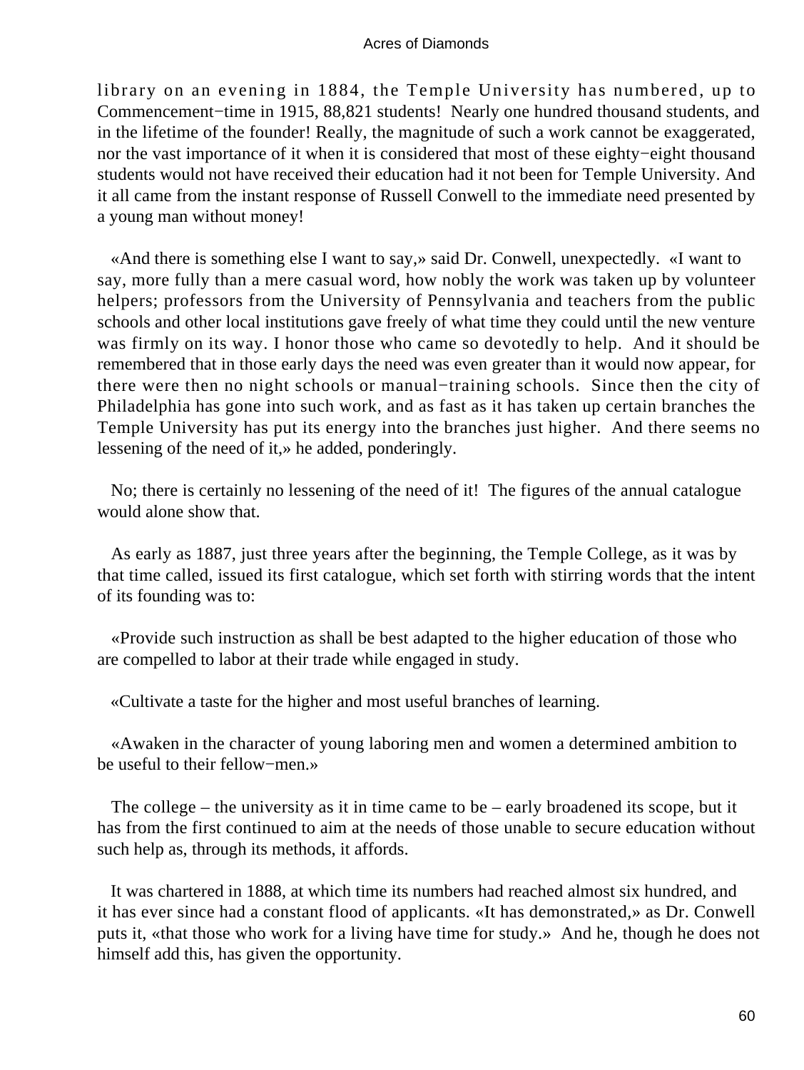library on an evening in 1884, the Temple University has numbered, up to Commencement−time in 1915, 88,821 students! Nearly one hundred thousand students, and in the lifetime of the founder! Really, the magnitude of such a work cannot be exaggerated, nor the vast importance of it when it is considered that most of these eighty−eight thousand students would not have received their education had it not been for Temple University. And it all came from the instant response of Russell Conwell to the immediate need presented by a young man without money!

«And there is something else I want to say,» said Dr. Conwell, unexpectedly. «I want to say, more fully than a mere casual word, how nobly the work was taken up by volunteer helpers; professors from the University of Pennsylvania and teachers from the public schools and other local institutions gave freely of what time they could until the new venture was firmly on its way. I honor those who came so devotedly to help. And it should be remembered that in those early days the need was even greater than it would now appear, for there were then no night schools or manual−training schools. Since then the city of Philadelphia has gone into such work, and as fast as it has taken up certain branches the Temple University has put its energy into the branches just higher. And there seems no lessening of the need of it,» he added, ponderingly.

No; there is certainly no lessening of the need of it! The figures of the annual catalogue would alone show that.

As early as 1887, just three years after the beginning, the Temple College, as it was by that time called, issued its first catalogue, which set forth with stirring words that the intent of its founding was to:

«Provide such instruction as shall be best adapted to the higher education of those who are compelled to labor at their trade while engaged in study.

«Cultivate a taste for the higher and most useful branches of learning.

«Awaken in the character of young laboring men and women a determined ambition to be useful to their fellow−men.»

The college – the university as it in time came to be – early broadened its scope, but it has from the first continued to aim at the needs of those unable to secure education without such help as, through its methods, it affords.

It was chartered in 1888, at which time its numbers had reached almost six hundred, and it has ever since had a constant flood of applicants. «It has demonstrated,» as Dr. Conwell puts it, «that those who work for a living have time for study.» And he, though he does not himself add this, has given the opportunity.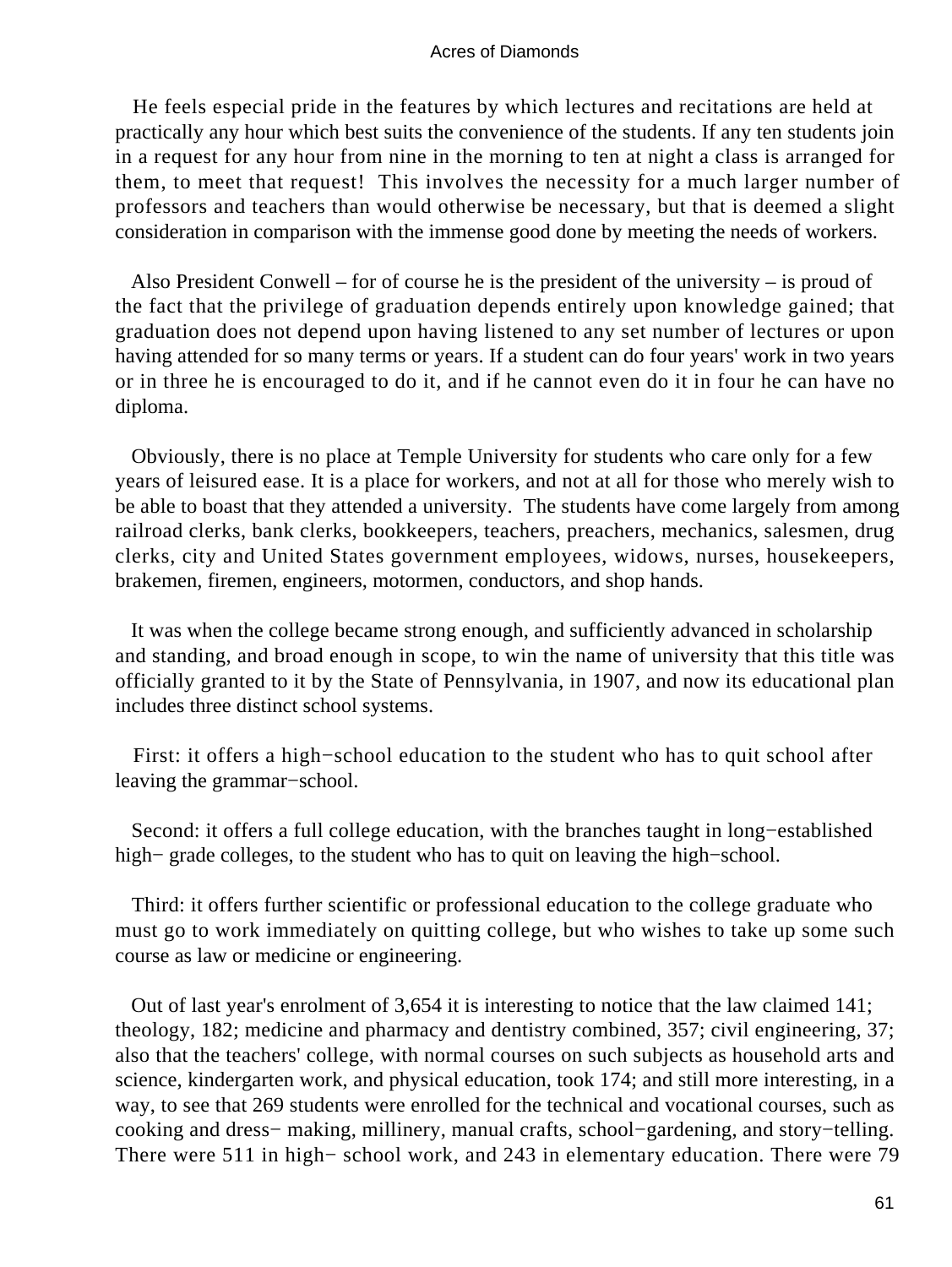He feels especial pride in the features by which lectures and recitations are held at practically any hour which best suits the convenience of the students. If any ten students join in a request for any hour from nine in the morning to ten at night a class is arranged for them, to meet that request! This involves the necessity for a much larger number of professors and teachers than would otherwise be necessary, but that is deemed a slight consideration in comparison with the immense good done by meeting the needs of workers.

Also President Conwell – for of course he is the president of the university – is proud of the fact that the privilege of graduation depends entirely upon knowledge gained; that graduation does not depend upon having listened to any set number of lectures or upon having attended for so many terms or years. If a student can do four years' work in two years or in three he is encouraged to do it, and if he cannot even do it in four he can have no diploma.

Obviously, there is no place at Temple University for students who care only for a few years of leisured ease. It is a place for workers, and not at all for those who merely wish to be able to boast that they attended a university. The students have come largely from among railroad clerks, bank clerks, bookkeepers, teachers, preachers, mechanics, salesmen, drug clerks, city and United States government employees, widows, nurses, housekeepers, brakemen, firemen, engineers, motormen, conductors, and shop hands.

It was when the college became strong enough, and sufficiently advanced in scholarship and standing, and broad enough in scope, to win the name of university that this title was officially granted to it by the State of Pennsylvania, in 1907, and now its educational plan includes three distinct school systems.

First: it offers a high−school education to the student who has to quit school after leaving the grammar−school.

Second: it offers a full college education, with the branches taught in long−established high− grade colleges, to the student who has to quit on leaving the high−school.

Third: it offers further scientific or professional education to the college graduate who must go to work immediately on quitting college, but who wishes to take up some such course as law or medicine or engineering.

Out of last year's enrolment of 3,654 it is interesting to notice that the law claimed 141; theology, 182; medicine and pharmacy and dentistry combined, 357; civil engineering, 37; also that the teachers' college, with normal courses on such subjects as household arts and science, kindergarten work, and physical education, took 174; and still more interesting, in a way, to see that 269 students were enrolled for the technical and vocational courses, such as cooking and dress− making, millinery, manual crafts, school−gardening, and story−telling. There were 511 in high− school work, and 243 in elementary education. There were 79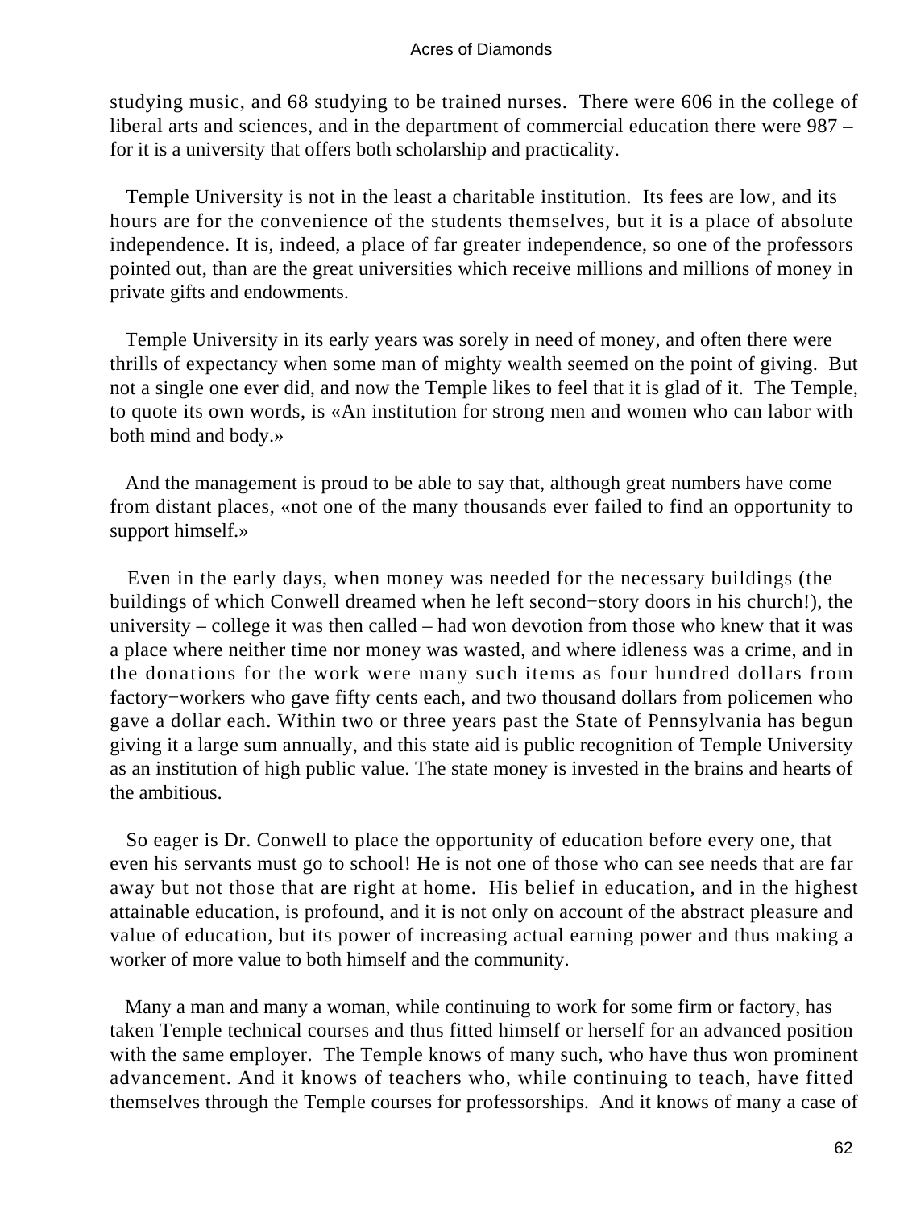studying music, and 68 studying to be trained nurses. There were 606 in the college of liberal arts and sciences, and in the department of commercial education there were 987 – for it is a university that offers both scholarship and practicality.

Temple University is not in the least a charitable institution. Its fees are low, and its hours are for the convenience of the students themselves, but it is a place of absolute independence. It is, indeed, a place of far greater independence, so one of the professors pointed out, than are the great universities which receive millions and millions of money in private gifts and endowments.

Temple University in its early years was sorely in need of money, and often there were thrills of expectancy when some man of mighty wealth seemed on the point of giving. But not a single one ever did, and now the Temple likes to feel that it is glad of it. The Temple, to quote its own words, is «An institution for strong men and women who can labor with both mind and body.»

And the management is proud to be able to say that, although great numbers have come from distant places, «not one of the many thousands ever failed to find an opportunity to support himself.»

Even in the early days, when money was needed for the necessary buildings (the buildings of which Conwell dreamed when he left second−story doors in his church!), the university – college it was then called – had won devotion from those who knew that it was a place where neither time nor money was wasted, and where idleness was a crime, and in the donations for the work were many such items as four hundred dollars from factory−workers who gave fifty cents each, and two thousand dollars from policemen who gave a dollar each. Within two or three years past the State of Pennsylvania has begun giving it a large sum annually, and this state aid is public recognition of Temple University as an institution of high public value. The state money is invested in the brains and hearts of the ambitious.

So eager is Dr. Conwell to place the opportunity of education before every one, that even his servants must go to school! He is not one of those who can see needs that are far away but not those that are right at home. His belief in education, and in the highest attainable education, is profound, and it is not only on account of the abstract pleasure and value of education, but its power of increasing actual earning power and thus making a worker of more value to both himself and the community.

Many a man and many a woman, while continuing to work for some firm or factory, has taken Temple technical courses and thus fitted himself or herself for an advanced position with the same employer. The Temple knows of many such, who have thus won prominent advancement. And it knows of teachers who, while continuing to teach, have fitted themselves through the Temple courses for professorships. And it knows of many a case of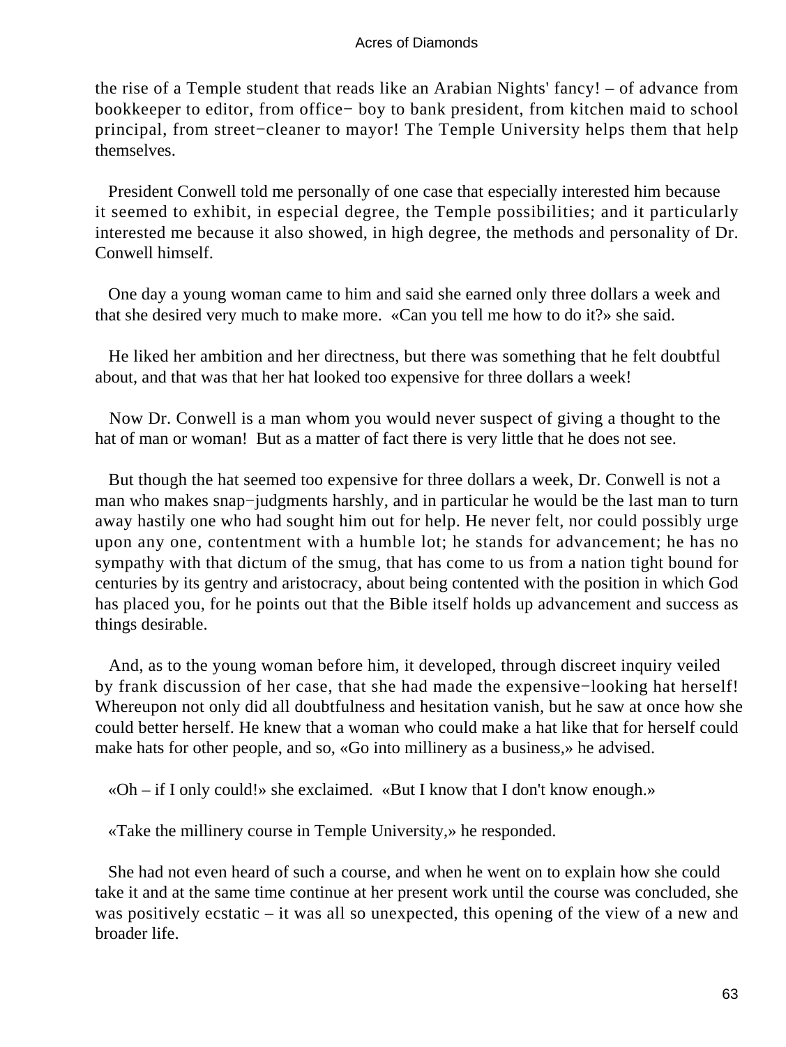the rise of a Temple student that reads like an Arabian Nights' fancy! – of advance from bookkeeper to editor, from office− boy to bank president, from kitchen maid to school principal, from street−cleaner to mayor! The Temple University helps them that help themselves.

President Conwell told me personally of one case that especially interested him because it seemed to exhibit, in especial degree, the Temple possibilities; and it particularly interested me because it also showed, in high degree, the methods and personality of Dr. Conwell himself.

One day a young woman came to him and said she earned only three dollars a week and that she desired very much to make more. «Can you tell me how to do it?» she said.

He liked her ambition and her directness, but there was something that he felt doubtful about, and that was that her hat looked too expensive for three dollars a week!

Now Dr. Conwell is a man whom you would never suspect of giving a thought to the hat of man or woman! But as a matter of fact there is very little that he does not see.

But though the hat seemed too expensive for three dollars a week, Dr. Conwell is not a man who makes snap−judgments harshly, and in particular he would be the last man to turn away hastily one who had sought him out for help. He never felt, nor could possibly urge upon any one, contentment with a humble lot; he stands for advancement; he has no sympathy with that dictum of the smug, that has come to us from a nation tight bound for centuries by its gentry and aristocracy, about being contented with the position in which God has placed you, for he points out that the Bible itself holds up advancement and success as things desirable.

And, as to the young woman before him, it developed, through discreet inquiry veiled by frank discussion of her case, that she had made the expensive−looking hat herself! Whereupon not only did all doubtfulness and hesitation vanish, but he saw at once how she could better herself. He knew that a woman who could make a hat like that for herself could make hats for other people, and so, «Go into millinery as a business,» he advised.

«Oh – if I only could!» she exclaimed. «But I know that I don't know enough.»

«Take the millinery course in Temple University,» he responded.

She had not even heard of such a course, and when he went on to explain how she could take it and at the same time continue at her present work until the course was concluded, she was positively ecstatic – it was all so unexpected, this opening of the view of a new and broader life.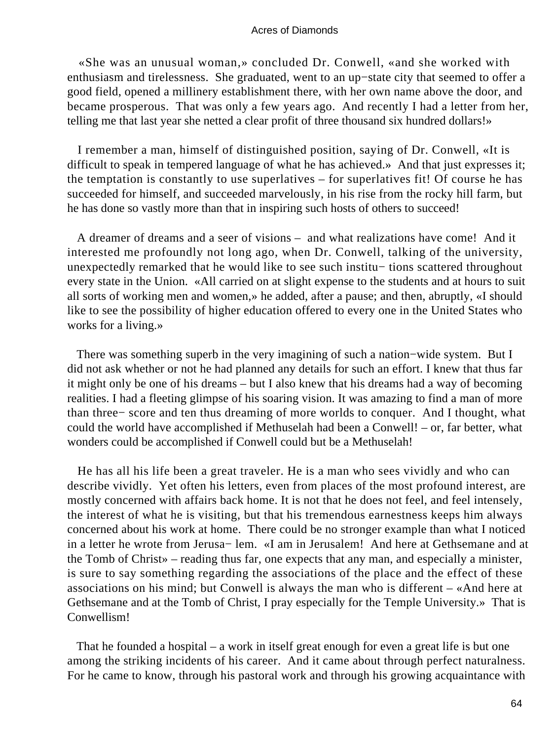«She was an unusual woman,» concluded Dr. Conwell, «and she worked with enthusiasm and tirelessness. She graduated, went to an up−state city that seemed to offer a good field, opened a millinery establishment there, with her own name above the door, and became prosperous. That was only a few years ago. And recently I had a letter from her, telling me that last year she netted a clear profit of three thousand six hundred dollars!»

I remember a man, himself of distinguished position, saying of Dr. Conwell, «It is difficult to speak in tempered language of what he has achieved.» And that just expresses it; the temptation is constantly to use superlatives – for superlatives fit! Of course he has succeeded for himself, and succeeded marvelously, in his rise from the rocky hill farm, but he has done so vastly more than that in inspiring such hosts of others to succeed!

A dreamer of dreams and a seer of visions – and what realizations have come! And it interested me profoundly not long ago, when Dr. Conwell, talking of the university, unexpectedly remarked that he would like to see such institu− tions scattered throughout every state in the Union. «All carried on at slight expense to the students and at hours to suit all sorts of working men and women,» he added, after a pause; and then, abruptly, «I should like to see the possibility of higher education offered to every one in the United States who works for a living.»

There was something superb in the very imagining of such a nation−wide system. But I did not ask whether or not he had planned any details for such an effort. I knew that thus far it might only be one of his dreams – but I also knew that his dreams had a way of becoming realities. I had a fleeting glimpse of his soaring vision. It was amazing to find a man of more than three− score and ten thus dreaming of more worlds to conquer. And I thought, what could the world have accomplished if Methuselah had been a Conwell! – or, far better, what wonders could be accomplished if Conwell could but be a Methuselah!

He has all his life been a great traveler. He is a man who sees vividly and who can describe vividly. Yet often his letters, even from places of the most profound interest, are mostly concerned with affairs back home. It is not that he does not feel, and feel intensely, the interest of what he is visiting, but that his tremendous earnestness keeps him always concerned about his work at home. There could be no stronger example than what I noticed in a letter he wrote from Jerusa− lem. «I am in Jerusalem! And here at Gethsemane and at the Tomb of Christ» – reading thus far, one expects that any man, and especially a minister, is sure to say something regarding the associations of the place and the effect of these associations on his mind; but Conwell is always the man who is different – «And here at Gethsemane and at the Tomb of Christ, I pray especially for the Temple University.» That is Conwellism!

That he founded a hospital – a work in itself great enough for even a great life is but one among the striking incidents of his career. And it came about through perfect naturalness. For he came to know, through his pastoral work and through his growing acquaintance with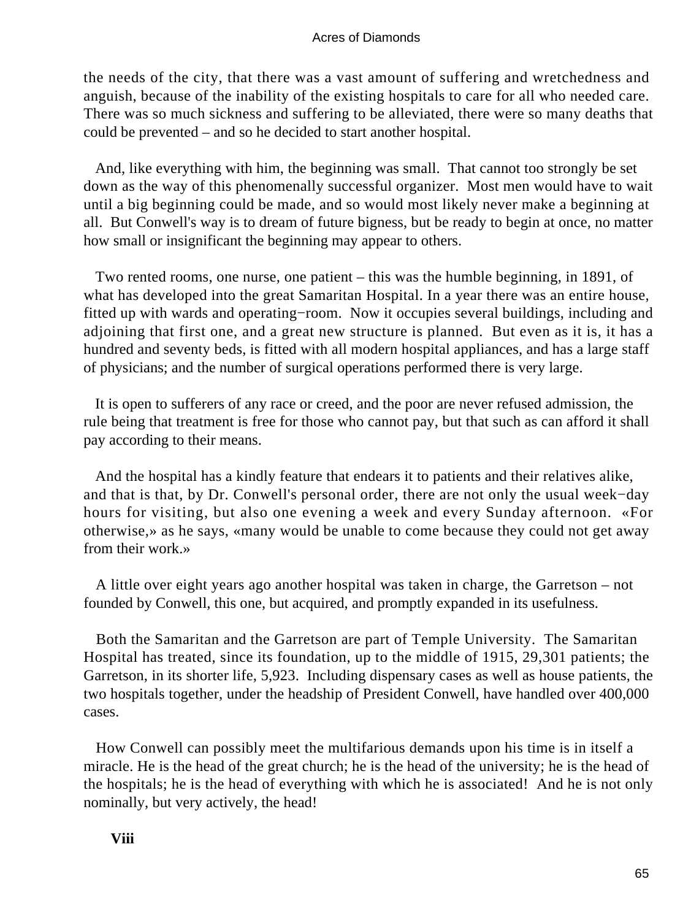the needs of the city, that there was a vast amount of suffering and wretchedness and anguish, because of the inability of the existing hospitals to care for all who needed care. There was so much sickness and suffering to be alleviated, there were so many deaths that could be prevented – and so he decided to start another hospital.

And, like everything with him, the beginning was small. That cannot too strongly be set down as the way of this phenomenally successful organizer. Most men would have to wait until a big beginning could be made, and so would most likely never make a beginning at all. But Conwell's way is to dream of future bigness, but be ready to begin at once, no matter how small or insignificant the beginning may appear to others.

Two rented rooms, one nurse, one patient – this was the humble beginning, in 1891, of what has developed into the great Samaritan Hospital. In a year there was an entire house, fitted up with wards and operating−room. Now it occupies several buildings, including and adjoining that first one, and a great new structure is planned. But even as it is, it has a hundred and seventy beds, is fitted with all modern hospital appliances, and has a large staff of physicians; and the number of surgical operations performed there is very large.

It is open to sufferers of any race or creed, and the poor are never refused admission, the rule being that treatment is free for those who cannot pay, but that such as can afford it shall pay according to their means.

And the hospital has a kindly feature that endears it to patients and their relatives alike, and that is that, by Dr. Conwell's personal order, there are not only the usual week−day hours for visiting, but also one evening a week and every Sunday afternoon. «For otherwise,» as he says, «many would be unable to come because they could not get away from their work.»

A little over eight years ago another hospital was taken in charge, the Garretson – not founded by Conwell, this one, but acquired, and promptly expanded in its usefulness.

Both the Samaritan and the Garretson are part of Temple University. The Samaritan Hospital has treated, since its foundation, up to the middle of 1915, 29,301 patients; the Garretson, in its shorter life, 5,923. Including dispensary cases as well as house patients, the two hospitals together, under the headship of President Conwell, have handled over 400,000 cases.

How Conwell can possibly meet the multifarious demands upon his time is in itself a miracle. He is the head of the great church; he is the head of the university; he is the head of the hospitals; he is the head of everything with which he is associated! And he is not only nominally, but very actively, the head!

## Viii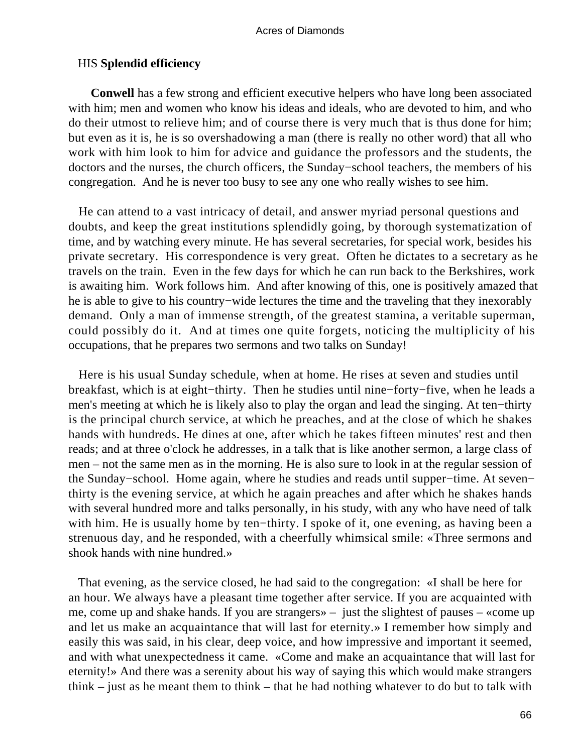## HIS **Splendid efficiency**

**Conwell** has a few strong and efficient executive helpers who have long been associated with him; men and women who know his ideas and ideals, who are devoted to him, and who do their utmost to relieve him; and of course there is very much that is thus done for him; but even as it is, he is so overshadowing a man (there is really no other word) that all who work with him look to him for advice and guidance the professors and the students, the doctors and the nurses, the church officers, the Sunday−school teachers, the members of his congregation. And he is never too busy to see any one who really wishes to see him.

He can attend to a vast intricacy of detail, and answer myriad personal questions and doubts, and keep the great institutions splendidly going, by thorough systematization of time, and by watching every minute. He has several secretaries, for special work, besides his private secretary. His correspondence is very great. Often he dictates to a secretary as he travels on the train. Even in the few days for which he can run back to the Berkshires, work is awaiting him. Work follows him. And after knowing of this, one is positively amazed that he is able to give to his country−wide lectures the time and the traveling that they inexorably demand. Only a man of immense strength, of the greatest stamina, a veritable superman, could possibly do it. And at times one quite forgets, noticing the multiplicity of his occupations, that he prepares two sermons and two talks on Sunday!

Here is his usual Sunday schedule, when at home. He rises at seven and studies until breakfast, which is at eight−thirty. Then he studies until nine−forty−five, when he leads a men's meeting at which he is likely also to play the organ and lead the singing. At ten−thirty is the principal church service, at which he preaches, and at the close of which he shakes hands with hundreds. He dines at one, after which he takes fifteen minutes' rest and then reads; and at three o'clock he addresses, in a talk that is like another sermon, a large class of men – not the same men as in the morning. He is also sure to look in at the regular session of the Sunday−school. Home again, where he studies and reads until supper−time. At seven−thirty is the evening service, at which he again preaches and after which he shakes hands with several hundred more and talks personally, in his study, with any who have need of talk with him. He is usually home by ten−thirty. I spoke of it, one evening, as having been a strenuous day, and he responded, with a cheerfully whimsical smile: «Three sermons and shook hands with nine hundred.»

That evening, as the service closed, he had said to the congregation: «I shall be here for an hour. We always have a pleasant time together after service. If you are acquainted with me, come up and shake hands. If you are strangers» – just the slightest of pauses – «come up and let us make an acquaintance that will last for eternity.» I remember how simply and easily this was said, in his clear, deep voice, and how impressive and important it seemed, and with what unexpectedness it came. «Come and make an acquaintance that will last for eternity!» And there was a serenity about his way of saying this which would make strangers think – just as he meant them to think – that he had nothing whatever to do but to talk with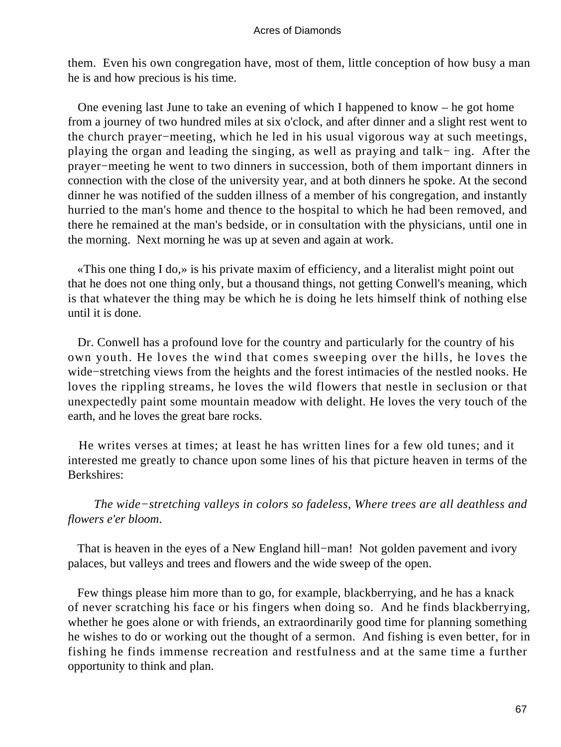them. Even his own congregation have, most of them, little conception of how busy a man he is and how precious is his time.

One evening last June to take an evening of which I happened to know – he got home from a journey of two hundred miles at six o'clock, and after dinner and a slight rest went to the church prayer−meeting, which he led in his usual vigorous way at such meetings, playing the organ and leading the singing, as well as praying and talk− ing. After the prayer−meeting he went to two dinners in succession, both of them important dinners in connection with the close of the university year, and at both dinners he spoke. At the second dinner he was notified of the sudden illness of a member of his congregation, and instantly hurried to the man's home and thence to the hospital to which he had been removed, and there he remained at the man's bedside, or in consultation with the physicians, until one in the morning. Next morning he was up at seven and again at work.

«This one thing I do,» is his private maxim of efficiency, and a literalist might point out that he does not one thing only, but a thousand things, not getting Conwell's meaning, which is that whatever the thing may be which he is doing he lets himself think of nothing else until it is done.

Dr. Conwell has a profound love for the country and particularly for the country of his own youth. He loves the wind that comes sweeping over the hills, he loves the wide−stretching views from the heights and the forest intimacies of the nestled nooks. He loves the rippling streams, he loves the wild flowers that nestle in seclusion or that unexpectedly paint some mountain meadow with delight. He loves the very touch of the earth, and he loves the great bare rocks.

He writes verses at times; at least he has written lines for a few old tunes; and it interested me greatly to chance upon some lines of his that picture heaven in terms of the Berkshires:

*The wide−stretching valleys in colors so fadeless, Where trees are all deathless and flowers e'er bloom.*

That is heaven in the eyes of a New England hill−man! Not golden pavement and ivory palaces, but valleys and trees and flowers and the wide sweep of the open.

Few things please him more than to go, for example, blackberrying, and he has a knack of never scratching his face or his fingers when doing so. And he finds blackberrying, whether he goes alone or with friends, an extraordinarily good time for planning something he wishes to do or working out the thought of a sermon. And fishing is even better, for in fishing he finds immense recreation and restfulness and at the same time a further opportunity to think and plan.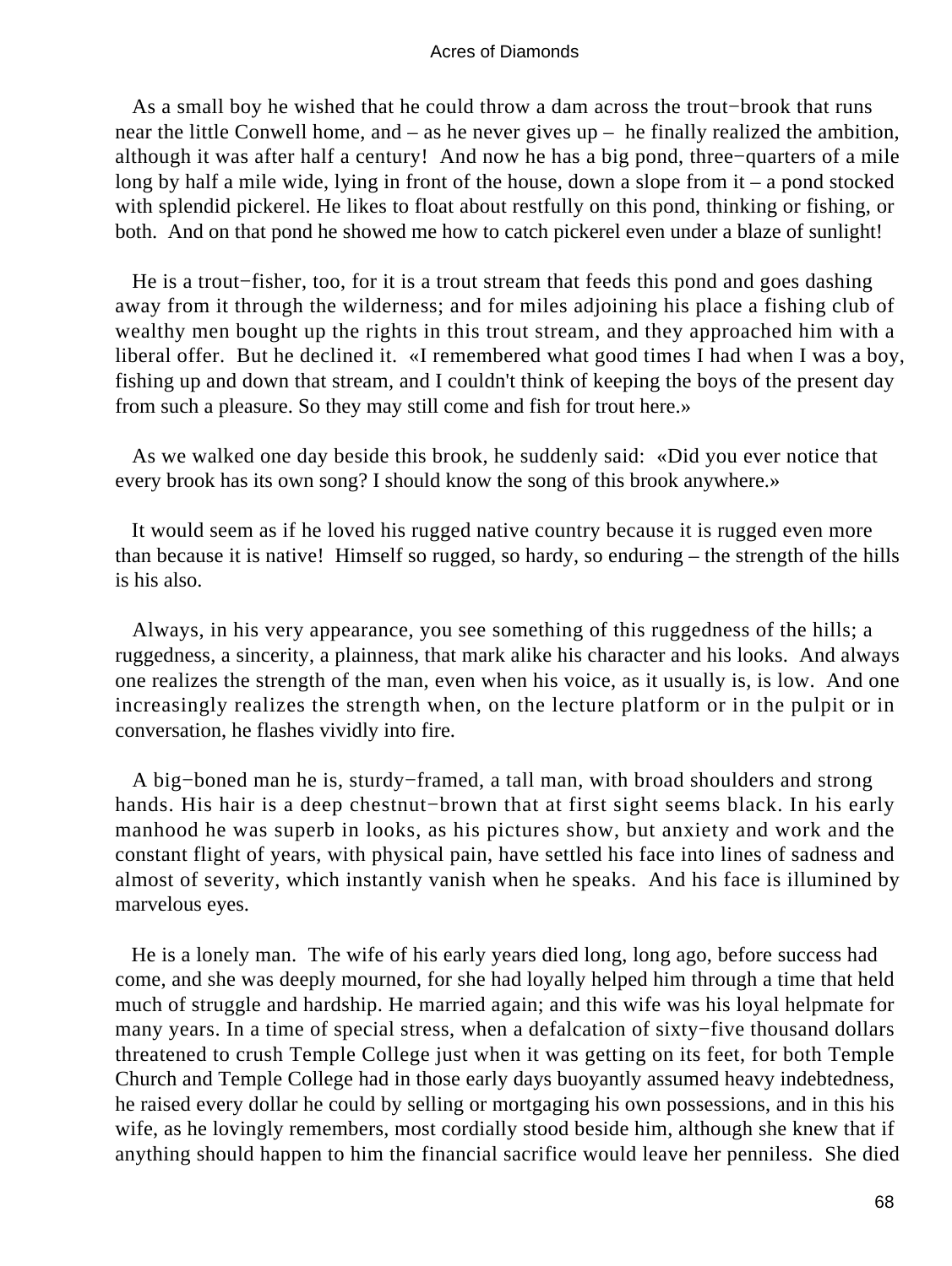As a small boy he wished that he could throw a dam across the trout−brook that runs near the little Conwell home, and – as he never gives up – he finally realized the ambition, although it was after half a century! And now he has a big pond, three−quarters of a mile long by half a mile wide, lying in front of the house, down a slope from it – a pond stocked with splendid pickerel. He likes to float about restfully on this pond, thinking or fishing, or both. And on that pond he showed me how to catch pickerel even under a blaze of sunlight!

He is a trout−fisher, too, for it is a trout stream that feeds this pond and goes dashing away from it through the wilderness; and for miles adjoining his place a fishing club of wealthy men bought up the rights in this trout stream, and they approached him with a liberal offer. But he declined it. «I remembered what good times I had when I was a boy, fishing up and down that stream, and I couldn't think of keeping the boys of the present day from such a pleasure. So they may still come and fish for trout here.»

As we walked one day beside this brook, he suddenly said: «Did you ever notice that every brook has its own song? I should know the song of this brook anywhere.»

It would seem as if he loved his rugged native country because it is rugged even more than because it is native! Himself so rugged, so hardy, so enduring – the strength of the hills is his also.

Always, in his very appearance, you see something of this ruggedness of the hills; a ruggedness, a sincerity, a plainness, that mark alike his character and his looks. And always one realizes the strength of the man, even when his voice, as it usually is, is low. And one increasingly realizes the strength when, on the lecture platform or in the pulpit or in conversation, he flashes vividly into fire.

A big−boned man he is, sturdy−framed, a tall man, with broad shoulders and strong hands. His hair is a deep chestnut−brown that at first sight seems black. In his early manhood he was superb in looks, as his pictures show, but anxiety and work and the constant flight of years, with physical pain, have settled his face into lines of sadness and almost of severity, which instantly vanish when he speaks. And his face is illumined by marvelous eyes.

He is a lonely man. The wife of his early years died long, long ago, before success had come, and she was deeply mourned, for she had loyally helped him through a time that held much of struggle and hardship. He married again; and this wife was his loyal helpmate for many years. In a time of special stress, when a defalcation of sixty−five thousand dollars threatened to crush Temple College just when it was getting on its feet, for both Temple Church and Temple College had in those early days buoyantly assumed heavy indebtedness, he raised every dollar he could by selling or mortgaging his own possessions, and in this his wife, as he lovingly remembers, most cordially stood beside him, although she knew that if anything should happen to him the financial sacrifice would leave her penniless. She died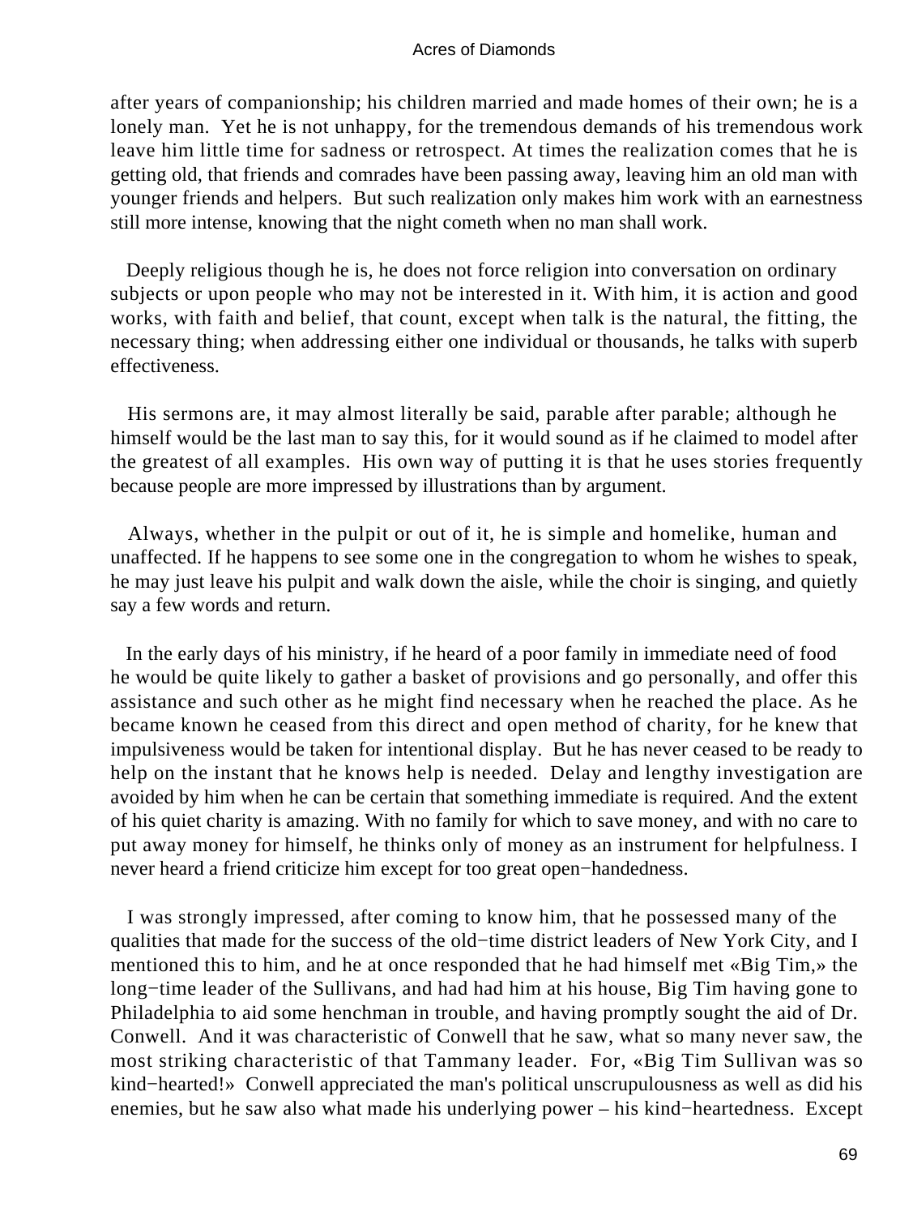after years of companionship; his children married and made homes of their own; he is a lonely man. Yet he is not unhappy, for the tremendous demands of his tremendous work leave him little time for sadness or retrospect. At times the realization comes that he is getting old, that friends and comrades have been passing away, leaving him an old man with younger friends and helpers. But such realization only makes him work with an earnestness still more intense, knowing that the night cometh when no man shall work.

Deeply religious though he is, he does not force religion into conversation on ordinary subjects or upon people who may not be interested in it. With him, it is action and good works, with faith and belief, that count, except when talk is the natural, the fitting, the necessary thing; when addressing either one individual or thousands, he talks with superb effectiveness.

His sermons are, it may almost literally be said, parable after parable; although he himself would be the last man to say this, for it would sound as if he claimed to model after the greatest of all examples. His own way of putting it is that he uses stories frequently because people are more impressed by illustrations than by argument.

Always, whether in the pulpit or out of it, he is simple and homelike, human and unaffected. If he happens to see some one in the congregation to whom he wishes to speak, he may just leave his pulpit and walk down the aisle, while the choir is singing, and quietly say a few words and return.

In the early days of his ministry, if he heard of a poor family in immediate need of food he would be quite likely to gather a basket of provisions and go personally, and offer this assistance and such other as he might find necessary when he reached the place. As he became known he ceased from this direct and open method of charity, for he knew that impulsiveness would be taken for intentional display. But he has never ceased to be ready to help on the instant that he knows help is needed. Delay and lengthy investigation are avoided by him when he can be certain that something immediate is required. And the extent of his quiet charity is amazing. With no family for which to save money, and with no care to put away money for himself, he thinks only of money as an instrument for helpfulness. I never heard a friend criticize him except for too great open−handedness.

I was strongly impressed, after coming to know him, that he possessed many of the qualities that made for the success of the old−time district leaders of New York City, and I mentioned this to him, and he at once responded that he had himself met «Big Tim,» the long−time leader of the Sullivans, and had had him at his house, Big Tim having gone to Philadelphia to aid some henchman in trouble, and having promptly sought the aid of Dr. Conwell. And it was characteristic of Conwell that he saw, what so many never saw, the most striking characteristic of that Tammany leader. For, «Big Tim Sullivan was so kind−hearted!» Conwell appreciated the man's political unscrupulousness as well as did his enemies, but he saw also what made his underlying power – his kind−heartedness. Except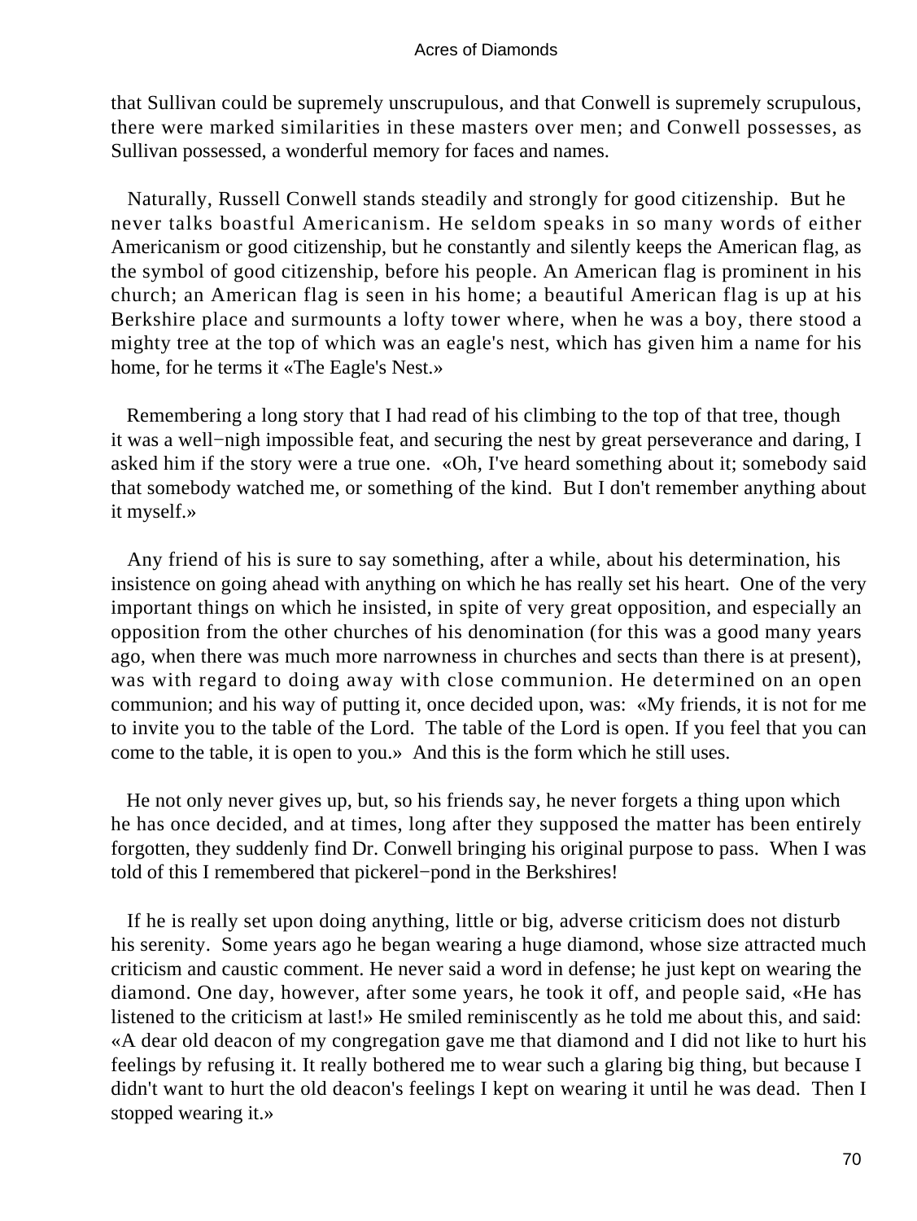that Sullivan could be supremely unscrupulous, and that Conwell is supremely scrupulous, there were marked similarities in these masters over men; and Conwell possesses, as Sullivan possessed, a wonderful memory for faces and names.

Naturally, Russell Conwell stands steadily and strongly for good citizenship. But he never talks boastful Americanism. He seldom speaks in so many words of either Americanism or good citizenship, but he constantly and silently keeps the American flag, as the symbol of good citizenship, before his people. An American flag is prominent in his church; an American flag is seen in his home; a beautiful American flag is up at his Berkshire place and surmounts a lofty tower where, when he was a boy, there stood a mighty tree at the top of which was an eagle's nest, which has given him a name for his home, for he terms it «The Eagle's Nest.»

Remembering a long story that I had read of his climbing to the top of that tree, though it was a well−nigh impossible feat, and securing the nest by great perseverance and daring, I asked him if the story were a true one. «Oh, I've heard something about it; somebody said that somebody watched me, or something of the kind. But I don't remember anything about it myself.»

Any friend of his is sure to say something, after a while, about his determination, his insistence on going ahead with anything on which he has really set his heart. One of the very important things on which he insisted, in spite of very great opposition, and especially an opposition from the other churches of his denomination (for this was a good many years ago, when there was much more narrowness in churches and sects than there is at present), was with regard to doing away with close communion. He determined on an open communion; and his way of putting it, once decided upon, was: «My friends, it is not for me to invite you to the table of the Lord. The table of the Lord is open. If you feel that you can come to the table, it is open to you.» And this is the form which he still uses.

He not only never gives up, but, so his friends say, he never forgets a thing upon which he has once decided, and at times, long after they supposed the matter has been entirely forgotten, they suddenly find Dr. Conwell bringing his original purpose to pass. When I was told of this I remembered that pickerel−pond in the Berkshires!

If he is really set upon doing anything, little or big, adverse criticism does not disturb his serenity. Some years ago he began wearing a huge diamond, whose size attracted much criticism and caustic comment. He never said a word in defense; he just kept on wearing the diamond. One day, however, after some years, he took it off, and people said, «He has listened to the criticism at last!» He smiled reminiscently as he told me about this, and said: «A dear old deacon of my congregation gave me that diamond and I did not like to hurt his feelings by refusing it. It really bothered me to wear such a glaring big thing, but because I didn't want to hurt the old deacon's feelings I kept on wearing it until he was dead. Then I stopped wearing it.»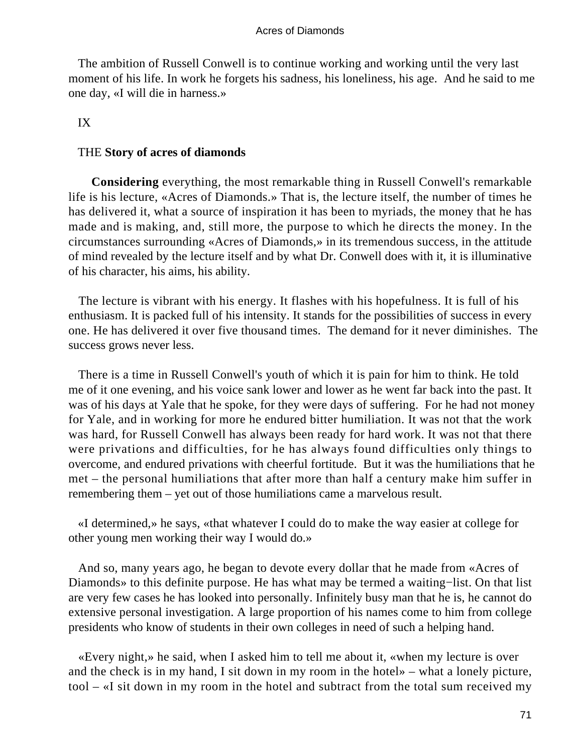The ambition of Russell Conwell is to continue working and working until the very last moment of his life. In work he forgets his sadness, his loneliness, his age. And he said to me one day, «I will die in harness.»

## IX

## THE **Story of acres of diamonds**

**Considering** everything, the most remarkable thing in Russell Conwell's remarkable life is his lecture, «Acres of Diamonds.» That is, the lecture itself, the number of times he has delivered it, what a source of inspiration it has been to myriads, the money that he has made and is making, and, still more, the purpose to which he directs the money. In the circumstances surrounding «Acres of Diamonds,» in its tremendous success, in the attitude of mind revealed by the lecture itself and by what Dr. Conwell does with it, it is illuminative of his character, his aims, his ability.

The lecture is vibrant with his energy. It flashes with his hopefulness. It is full of his enthusiasm. It is packed full of his intensity. It stands for the possibilities of success in every one. He has delivered it over five thousand times. The demand for it never diminishes. The success grows never less.

There is a time in Russell Conwell's youth of which it is pain for him to think. He told me of it one evening, and his voice sank lower and lower as he went far back into the past. It was of his days at Yale that he spoke, for they were days of suffering. For he had not money for Yale, and in working for more he endured bitter humiliation. It was not that the work was hard, for Russell Conwell has always been ready for hard work. It was not that there were privations and difficulties, for he has always found difficulties only things to overcome, and endured privations with cheerful fortitude. But it was the humiliations that he met – the personal humiliations that after more than half a century make him suffer in remembering them – yet out of those humiliations came a marvelous result.

«I determined,» he says, «that whatever I could do to make the way easier at college for other young men working their way I would do.»

And so, many years ago, he began to devote every dollar that he made from «Acres of Diamonds» to this definite purpose. He has what may be termed a waiting−list. On that list are very few cases he has looked into personally. Infinitely busy man that he is, he cannot do extensive personal investigation. A large proportion of his names come to him from college presidents who know of students in their own colleges in need of such a helping hand.

«Every night,» he said, when I asked him to tell me about it, «when my lecture is over and the check is in my hand, I sit down in my room in the hotel» – what a lonely picture, tool – «I sit down in my room in the hotel and subtract from the total sum received my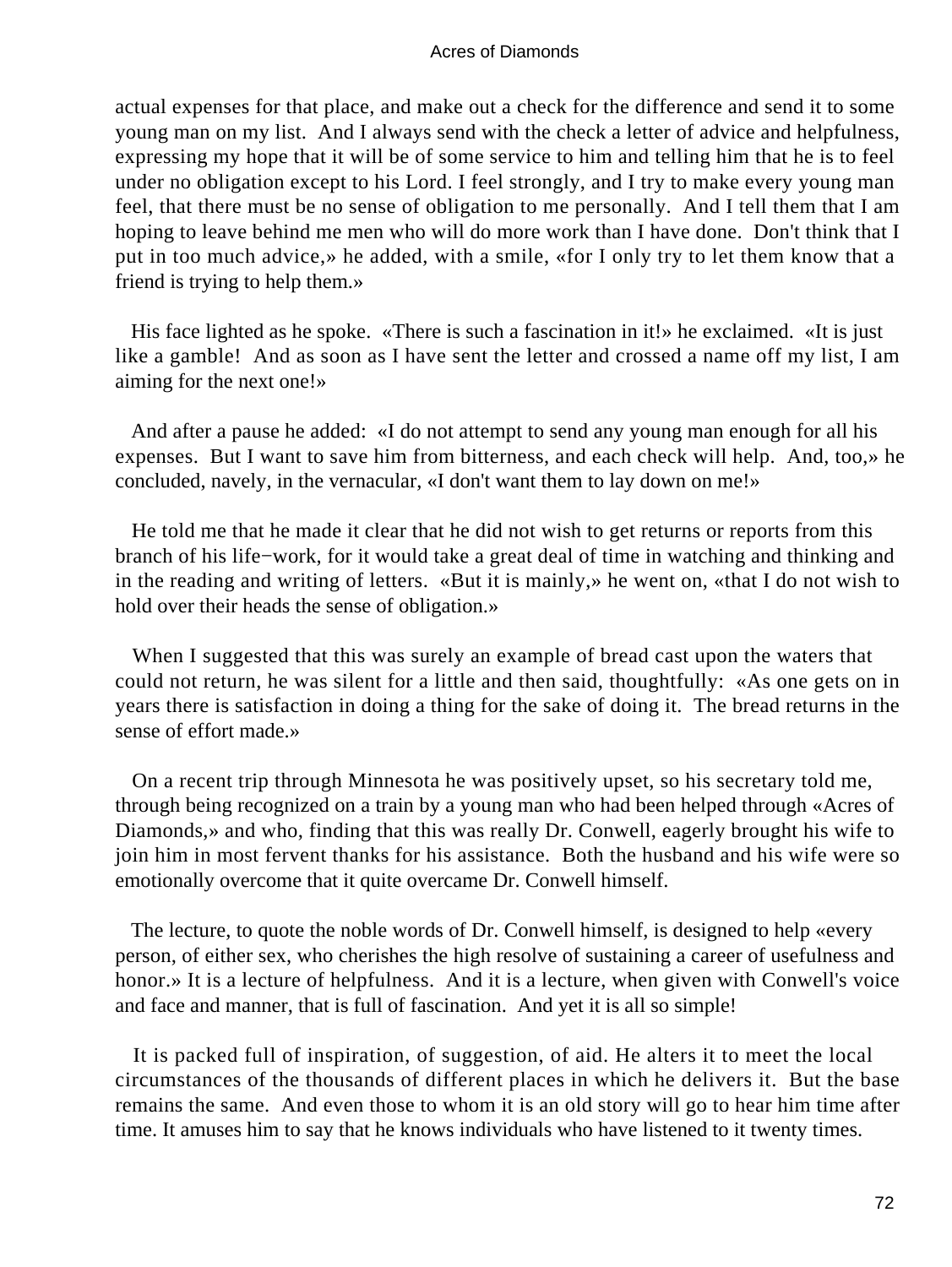actual expenses for that place, and make out a check for the difference and send it to some young man on my list. And I always send with the check a letter of advice and helpfulness, expressing my hope that it will be of some service to him and telling him that he is to feel under no obligation except to his Lord. I feel strongly, and I try to make every young man feel, that there must be no sense of obligation to me personally. And I tell them that I am hoping to leave behind me men who will do more work than I have done. Don't think that I put in too much advice,» he added, with a smile, «for I only try to let them know that a friend is trying to help them.»

His face lighted as he spoke. «There is such a fascination in it!» he exclaimed. «It is just like a gamble! And as soon as I have sent the letter and crossed a name off my list, I am aiming for the next one!»

And after a pause he added: «I do not attempt to send any young man enough for all his expenses. But I want to save him from bitterness, and each check will help. And, too,» he concluded, navely, in the vernacular, «I don't want them to lay down on me!»

He told me that he made it clear that he did not wish to get returns or reports from this branch of his life−work, for it would take a great deal of time in watching and thinking and in the reading and writing of letters. «But it is mainly,» he went on, «that I do not wish to hold over their heads the sense of obligation.»

When I suggested that this was surely an example of bread cast upon the waters that could not return, he was silent for a little and then said, thoughtfully: «As one gets on in years there is satisfaction in doing a thing for the sake of doing it. The bread returns in the sense of effort made.»

On a recent trip through Minnesota he was positively upset, so his secretary told me, through being recognized on a train by a young man who had been helped through «Acres of Diamonds,» and who, finding that this was really Dr. Conwell, eagerly brought his wife to join him in most fervent thanks for his assistance. Both the husband and his wife were so emotionally overcome that it quite overcame Dr. Conwell himself.

The lecture, to quote the noble words of Dr. Conwell himself, is designed to help «every person, of either sex, who cherishes the high resolve of sustaining a career of usefulness and honor.» It is a lecture of helpfulness. And it is a lecture, when given with Conwell's voice and face and manner, that is full of fascination. And yet it is all so simple!

It is packed full of inspiration, of suggestion, of aid. He alters it to meet the local circumstances of the thousands of different places in which he delivers it. But the base remains the same. And even those to whom it is an old story will go to hear him time after time. It amuses him to say that he knows individuals who have listened to it twenty times.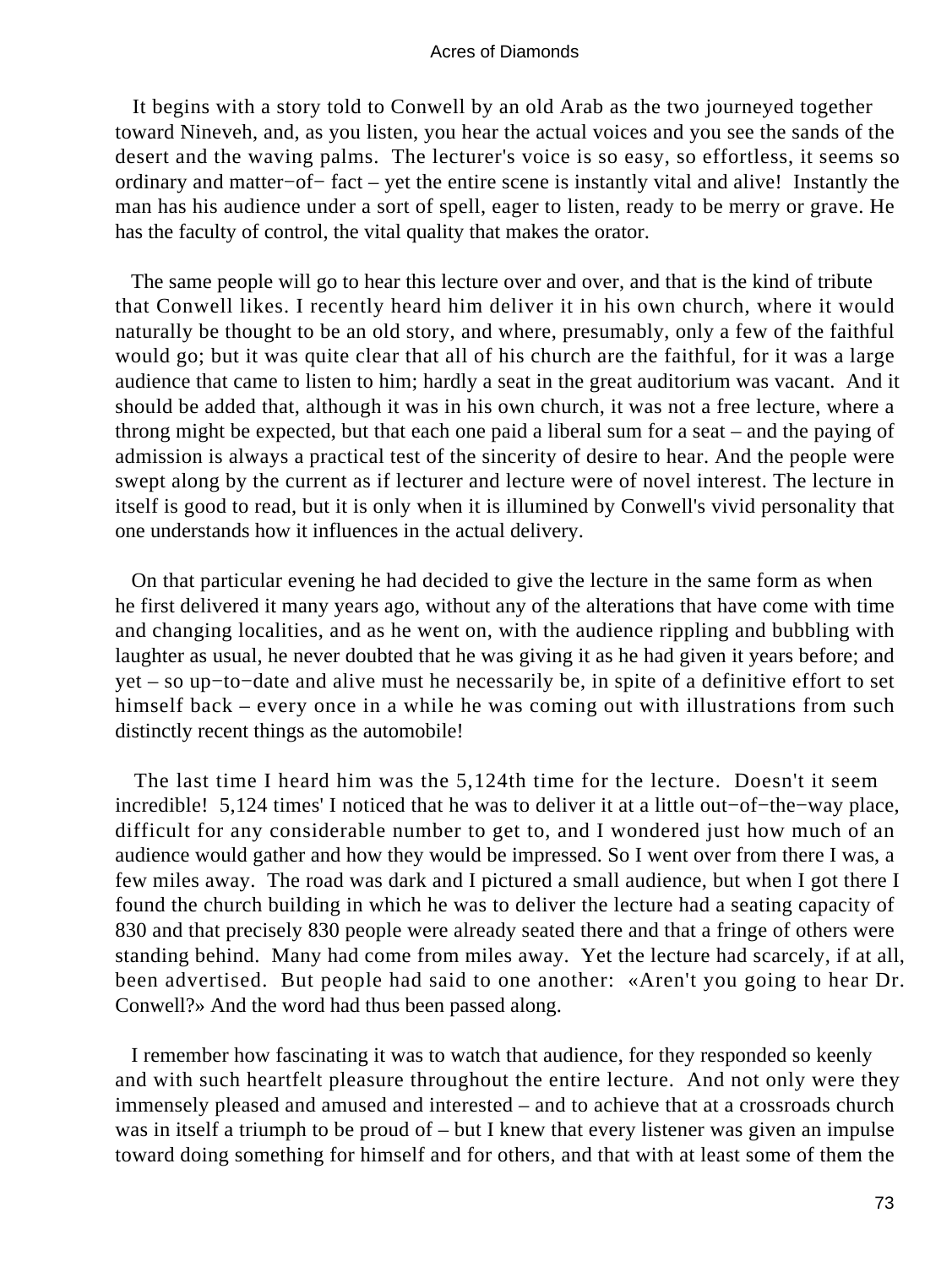It begins with a story told to Conwell by an old Arab as the two journeyed together toward Nineveh, and, as you listen, you hear the actual voices and you see the sands of the desert and the waving palms. The lecturer's voice is so easy, so effortless, it seems so ordinary and matter−of− fact – yet the entire scene is instantly vital and alive! Instantly the man has his audience under a sort of spell, eager to listen, ready to be merry or grave. He has the faculty of control, the vital quality that makes the orator.

The same people will go to hear this lecture over and over, and that is the kind of tribute that Conwell likes. I recently heard him deliver it in his own church, where it would naturally be thought to be an old story, and where, presumably, only a few of the faithful would go; but it was quite clear that all of his church are the faithful, for it was a large audience that came to listen to him; hardly a seat in the great auditorium was vacant. And it should be added that, although it was in his own church, it was not a free lecture, where a throng might be expected, but that each one paid a liberal sum for a seat – and the paying of admission is always a practical test of the sincerity of desire to hear. And the people were swept along by the current as if lecturer and lecture were of novel interest. The lecture in itself is good to read, but it is only when it is illumined by Conwell's vivid personality that one understands how it influences in the actual delivery.

On that particular evening he had decided to give the lecture in the same form as when he first delivered it many years ago, without any of the alterations that have come with time and changing localities, and as he went on, with the audience rippling and bubbling with laughter as usual, he never doubted that he was giving it as he had given it years before; and yet – so up−to−date and alive must he necessarily be, in spite of a definitive effort to set himself back – every once in a while he was coming out with illustrations from such distinctly recent things as the automobile!

The last time I heard him was the 5,124th time for the lecture. Doesn't it seem incredible! 5,124 times' I noticed that he was to deliver it at a little out−of−the−way place, difficult for any considerable number to get to, and I wondered just how much of an audience would gather and how they would be impressed. So I went over from there I was, a few miles away. The road was dark and I pictured a small audience, but when I got there I found the church building in which he was to deliver the lecture had a seating capacity of 830 and that precisely 830 people were already seated there and that a fringe of others were standing behind. Many had come from miles away. Yet the lecture had scarcely, if at all, been advertised. But people had said to one another: «Aren't you going to hear Dr. Conwell?» And the word had thus been passed along.

I remember how fascinating it was to watch that audience, for they responded so keenly and with such heartfelt pleasure throughout the entire lecture. And not only were they immensely pleased and amused and interested – and to achieve that at a crossroads church was in itself a triumph to be proud of – but I knew that every listener was given an impulse toward doing something for himself and for others, and that with at least some of them the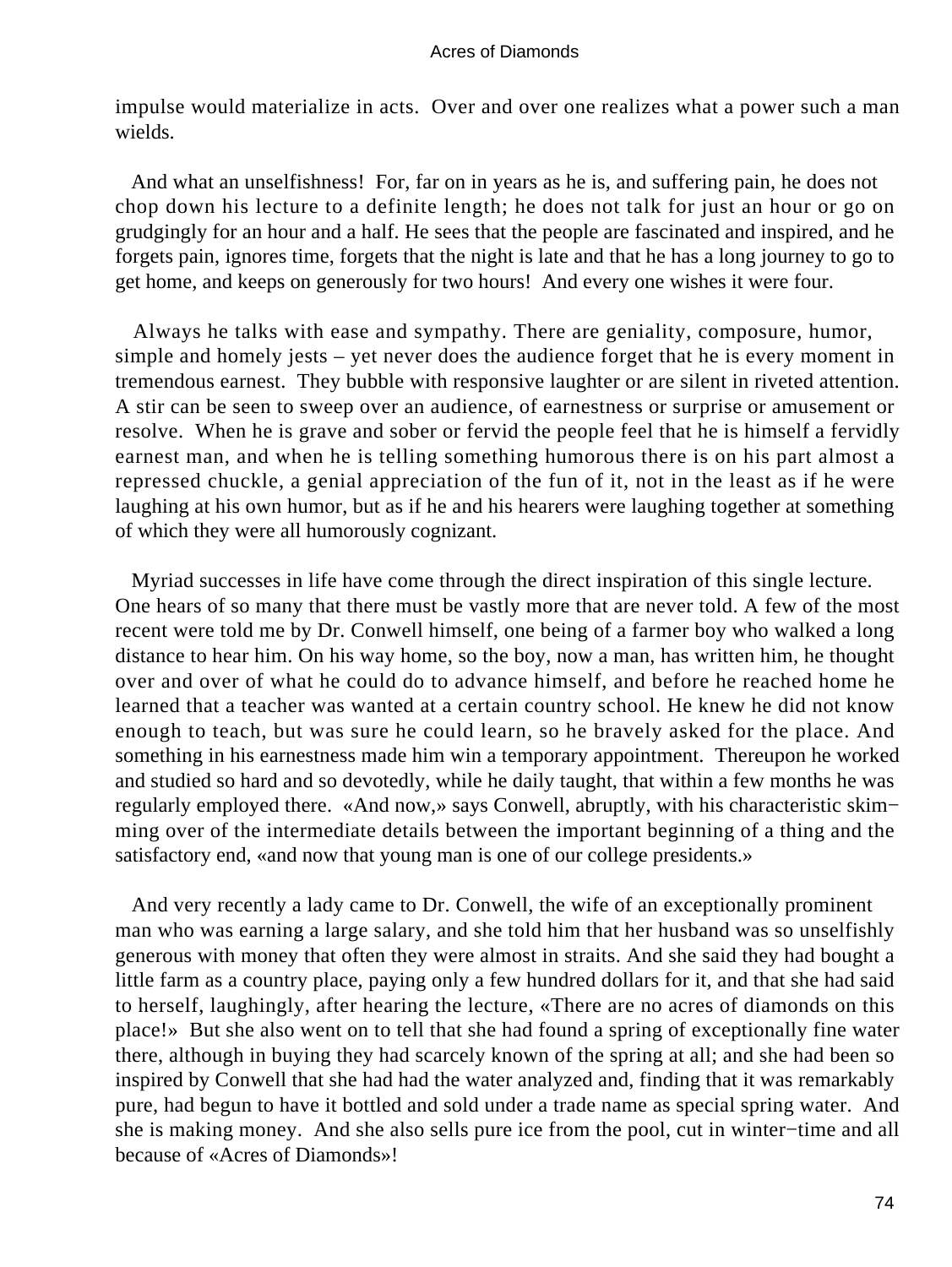impulse would materialize in acts. Over and over one realizes what a power such a man wields.

And what an unselfishness! For, far on in years as he is, and suffering pain, he does not chop down his lecture to a definite length; he does not talk for just an hour or go on grudgingly for an hour and a half. He sees that the people are fascinated and inspired, and he forgets pain, ignores time, forgets that the night is late and that he has a long journey to go to get home, and keeps on generously for two hours! And every one wishes it were four.

Always he talks with ease and sympathy. There are geniality, composure, humor, simple and homely jests – yet never does the audience forget that he is every moment in tremendous earnest. They bubble with responsive laughter or are silent in riveted attention. A stir can be seen to sweep over an audience, of earnestness or surprise or amusement or resolve. When he is grave and sober or fervid the people feel that he is himself a fervidly earnest man, and when he is telling something humorous there is on his part almost a repressed chuckle, a genial appreciation of the fun of it, not in the least as if he were laughing at his own humor, but as if he and his hearers were laughing together at something of which they were all humorously cognizant.

Myriad successes in life have come through the direct inspiration of this single lecture. One hears of so many that there must be vastly more that are never told. A few of the most recent were told me by Dr. Conwell himself, one being of a farmer boy who walked a long distance to hear him. On his way home, so the boy, now a man, has written him, he thought over and over of what he could do to advance himself, and before he reached home he learned that a teacher was wanted at a certain country school. He knew he did not know enough to teach, but was sure he could learn, so he bravely asked for the place. And something in his earnestness made him win a temporary appointment. Thereupon he worked and studied so hard and so devotedly, while he daily taught, that within a few months he was regularly employed there. «And now,» says Conwell, abruptly, with his characteristic skimming over of the intermediate details between the important beginning of a thing and the satisfactory end, «and now that young man is one of our college presidents.»

And very recently a lady came to Dr. Conwell, the wife of an exceptionally prominent man who was earning a large salary, and she told him that her husband was so unselfishly generous with money that often they were almost in straits. And she said they had bought a little farm as a country place, paying only a few hundred dollars for it, and that she had said to herself, laughingly, after hearing the lecture, «There are no acres of diamonds on this place!» But she also went on to tell that she had found a spring of exceptionally fine water there, although in buying they had scarcely known of the spring at all; and she had been so inspired by Conwell that she had had the water analyzed and, finding that it was remarkably pure, had begun to have it bottled and sold under a trade name as special spring water. And she is making money. And she also sells pure ice from the pool, cut in winter-time and all because of «Acres of Diamonds»!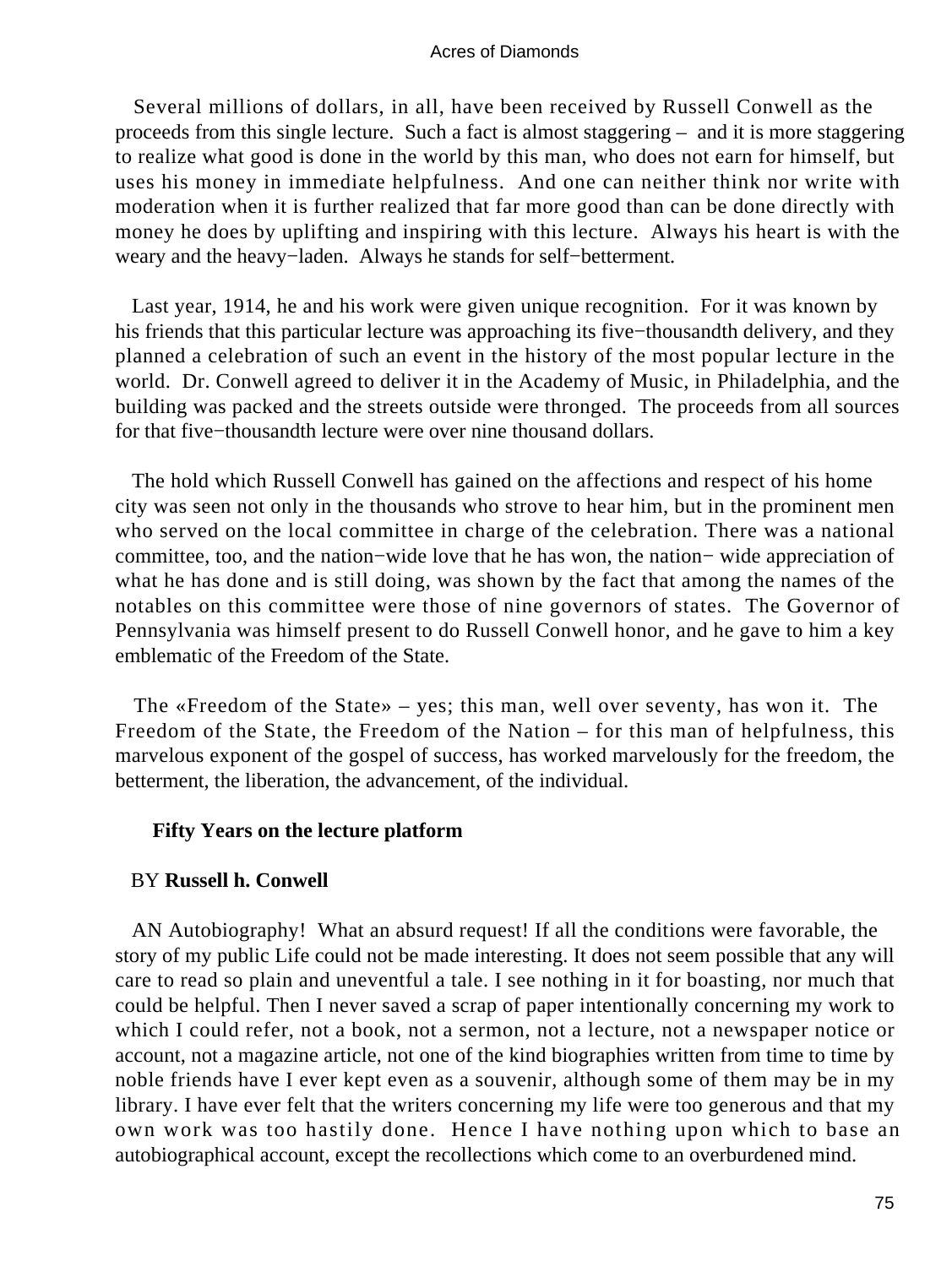Several millions of dollars, in all, have been received by Russell Conwell as the proceeds from this single lecture. Such a fact is almost staggering – and it is more staggering to realize what good is done in the world by this man, who does not earn for himself, but uses his money in immediate helpfulness. And one can neither think nor write with moderation when it is further realized that far more good than can be done directly with money he does by uplifting and inspiring with this lecture. Always his heart is with the weary and the heavy−laden. Always he stands for self−betterment.

Last year, 1914, he and his work were given unique recognition. For it was known by his friends that this particular lecture was approaching its five−thousandth delivery, and they planned a celebration of such an event in the history of the most popular lecture in the world. Dr. Conwell agreed to deliver it in the Academy of Music, in Philadelphia, and the building was packed and the streets outside were thronged. The proceeds from all sources for that five−thousandth lecture were over nine thousand dollars.

The hold which Russell Conwell has gained on the affections and respect of his home city was seen not only in the thousands who strove to hear him, but in the prominent men who served on the local committee in charge of the celebration. There was a national committee, too, and the nation−wide love that he has won, the nation− wide appreciation of what he has done and is still doing, was shown by the fact that among the names of the notables on this committee were those of nine governors of states. The Governor of Pennsylvania was himself present to do Russell Conwell honor, and he gave to him a key emblematic of the Freedom of the State.

The «Freedom of the State» – yes; this man, well over seventy, has won it. The Freedom of the State, the Freedom of the Nation – for this man of helpfulness, this marvelous exponent of the gospel of success, has worked marvelously for the freedom, the betterment, the liberation, the advancement, of the individual.

## Fifty Years on the lecture platform

BY **Russell h. Conwell**

AN Autobiography! What an absurd request! If all the conditions were favorable, the story of my public Life could not be made interesting. It does not seem possible that any will care to read so plain and uneventful a tale. I see nothing in it for boasting, nor much that could be helpful. Then I never saved a scrap of paper intentionally concerning my work to which I could refer, not a book, not a sermon, not a lecture, not a newspaper notice or account, not a magazine article, not one of the kind biographies written from time to time by noble friends have I ever kept even as a souvenir, although some of them may be in my library. I have ever felt that the writers concerning my life were too generous and that my own work was too hastily done. Hence I have nothing upon which to base an autobiographical account, except the recollections which come to an overburdened mind.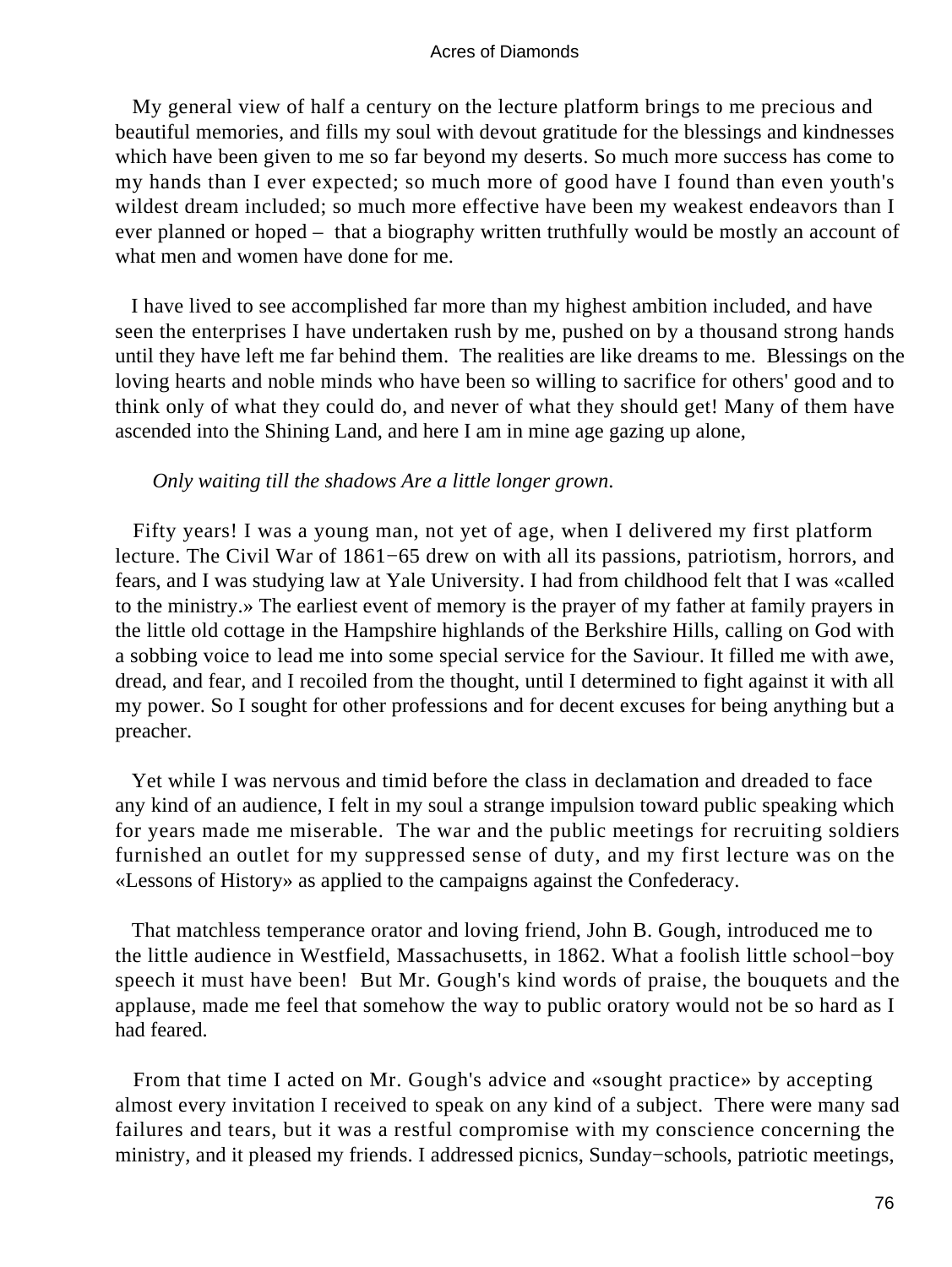My general view of half a century on the lecture platform brings to me precious and beautiful memories, and fills my soul with devout gratitude for the blessings and kindnesses which have been given to me so far beyond my deserts. So much more success has come to my hands than I ever expected; so much more of good have I found than even youth's wildest dream included; so much more effective have been my weakest endeavors than I ever planned or hoped – that a biography written truthfully would be mostly an account of what men and women have done for me.

I have lived to see accomplished far more than my highest ambition included, and have seen the enterprises I have undertaken rush by me, pushed on by a thousand strong hands until they have left me far behind them. The realities are like dreams to me. Blessings on the loving hearts and noble minds who have been so willing to sacrifice for others' good and to think only of what they could do, and never of what they should get! Many of them have ascended into the Shining Land, and here I am in mine age gazing up alone,

*Only waiting till the shadows Are a little longer grown.*

Fifty years! I was a young man, not yet of age, when I delivered my first platform lecture. The Civil War of 1861−65 drew on with all its passions, patriotism, horrors, and fears, and I was studying law at Yale University. I had from childhood felt that I was «called to the ministry.» The earliest event of memory is the prayer of my father at family prayers in the little old cottage in the Hampshire highlands of the Berkshire Hills, calling on God with a sobbing voice to lead me into some special service for the Saviour. It filled me with awe, dread, and fear, and I recoiled from the thought, until I determined to fight against it with all my power. So I sought for other professions and for decent excuses for being anything but a preacher.

Yet while I was nervous and timid before the class in declamation and dreaded to face any kind of an audience, I felt in my soul a strange impulsion toward public speaking which for years made me miserable. The war and the public meetings for recruiting soldiers furnished an outlet for my suppressed sense of duty, and my first lecture was on the «Lessons of History» as applied to the campaigns against the Confederacy.

That matchless temperance orator and loving friend, John B. Gough, introduced me to the little audience in Westfield, Massachusetts, in 1862. What a foolish little school−boy speech it must have been! But Mr. Gough's kind words of praise, the bouquets and the applause, made me feel that somehow the way to public oratory would not be so hard as I had feared.

From that time I acted on Mr. Gough's advice and «sought practice» by accepting almost every invitation I received to speak on any kind of a subject. There were many sad failures and tears, but it was a restful compromise with my conscience concerning the ministry, and it pleased my friends. I addressed picnics, Sunday−schools, patriotic meetings,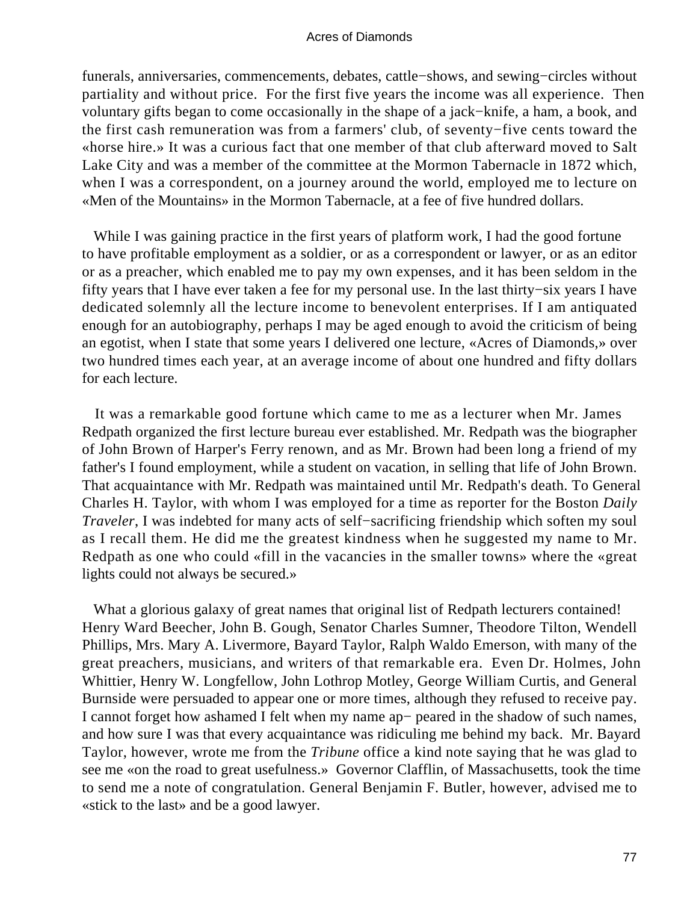funerals, anniversaries, commencements, debates, cattle−shows, and sewing−circles without partiality and without price. For the first five years the income was all experience. Then voluntary gifts began to come occasionally in the shape of a jack−knife, a ham, a book, and the first cash remuneration was from a farmers' club, of seventy−five cents toward the «horse hire.» It was a curious fact that one member of that club afterward moved to Salt Lake City and was a member of the committee at the Mormon Tabernacle in 1872 which, when I was a correspondent, on a journey around the world, employed me to lecture on «Men of the Mountains» in the Mormon Tabernacle, at a fee of five hundred dollars.

While I was gaining practice in the first years of platform work, I had the good fortune to have profitable employment as a soldier, or as a correspondent or lawyer, or as an editor or as a preacher, which enabled me to pay my own expenses, and it has been seldom in the fifty years that I have ever taken a fee for my personal use. In the last thirty−six years I have dedicated solemnly all the lecture income to benevolent enterprises. If I am antiquated enough for an autobiography, perhaps I may be aged enough to avoid the criticism of being an egotist, when I state that some years I delivered one lecture, «Acres of Diamonds,» over two hundred times each year, at an average income of about one hundred and fifty dollars for each lecture.

It was a remarkable good fortune which came to me as a lecturer when Mr. James Redpath organized the first lecture bureau ever established. Mr. Redpath was the biographer of John Brown of Harper's Ferry renown, and as Mr. Brown had been long a friend of my father's I found employment, while a student on vacation, in selling that life of John Brown. That acquaintance with Mr. Redpath was maintained until Mr. Redpath's death. To General Charles H. Taylor, with whom I was employed for a time as reporter for the Boston *Daily Traveler*, I was indebted for many acts of self−sacrificing friendship which soften my soul as I recall them. He did me the greatest kindness when he suggested my name to Mr. Redpath as one who could «fill in the vacancies in the smaller towns» where the «great lights could not always be secured.»

What a glorious galaxy of great names that original list of Redpath lecturers contained! Henry Ward Beecher, John B. Gough, Senator Charles Sumner, Theodore Tilton, Wendell Phillips, Mrs. Mary A. Livermore, Bayard Taylor, Ralph Waldo Emerson, with many of the great preachers, musicians, and writers of that remarkable era. Even Dr. Holmes, John Whittier, Henry W. Longfellow, John Lothrop Motley, George William Curtis, and General Burnside were persuaded to appear one or more times, although they refused to receive pay. I cannot forget how ashamed I felt when my name appeared in the shadow of such names, and how sure I was that every acquaintance was ridiculing me behind my back. Mr. Bayard Taylor, however, wrote me from the *Tribune* office a kind note saying that he was glad to see me «on the road to great usefulness.» Governor Clafflin, of Massachusetts, took the time to send me a note of congratulation. General Benjamin F. Butler, however, advised me to «stick to the last» and be a good lawyer.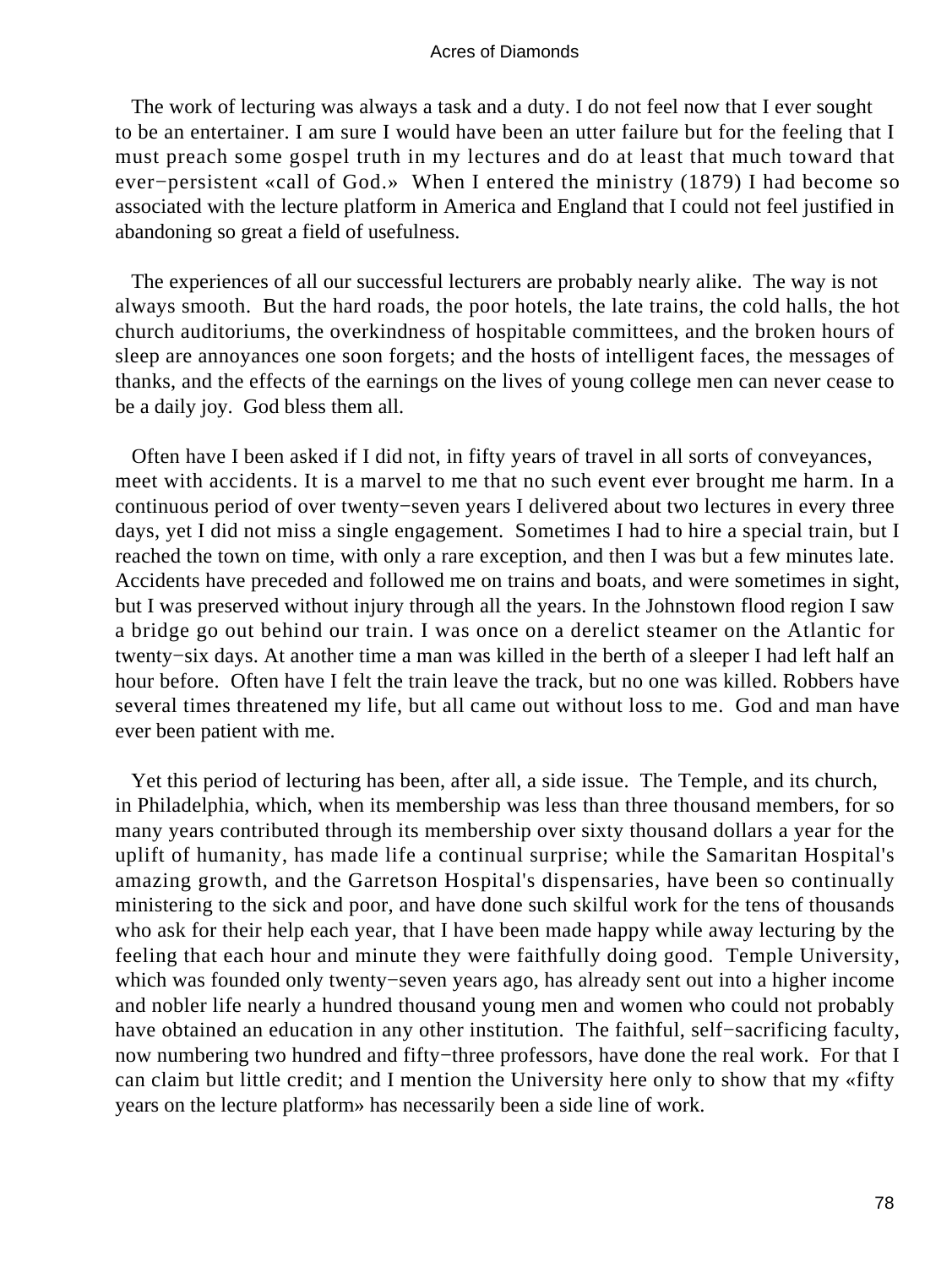The work of lecturing was always a task and a duty. I do not feel now that I ever sought to be an entertainer. I am sure I would have been an utter failure but for the feeling that I must preach some gospel truth in my lectures and do at least that much toward that ever−persistent «call of God.» When I entered the ministry (1879) I had become so associated with the lecture platform in America and England that I could not feel justified in abandoning so great a field of usefulness.

The experiences of all our successful lecturers are probably nearly alike. The way is not always smooth. But the hard roads, the poor hotels, the late trains, the cold halls, the hot church auditoriums, the overkindness of hospitable committees, and the broken hours of sleep are annoyances one soon forgets; and the hosts of intelligent faces, the messages of thanks, and the effects of the earnings on the lives of young college men can never cease to be a daily joy. God bless them all.

Often have I been asked if I did not, in fifty years of travel in all sorts of conveyances, meet with accidents. It is a marvel to me that no such event ever brought me harm. In a continuous period of over twenty−seven years I delivered about two lectures in every three days, yet I did not miss a single engagement. Sometimes I had to hire a special train, but I reached the town on time, with only a rare exception, and then I was but a few minutes late. Accidents have preceded and followed me on trains and boats, and were sometimes in sight, but I was preserved without injury through all the years. In the Johnstown flood region I saw a bridge go out behind our train. I was once on a derelict steamer on the Atlantic for twenty−six days. At another time a man was killed in the berth of a sleeper I had left half an hour before. Often have I felt the train leave the track, but no one was killed. Robbers have several times threatened my life, but all came out without loss to me. God and man have ever been patient with me.

Yet this period of lecturing has been, after all, a side issue. The Temple, and its church, in Philadelphia, which, when its membership was less than three thousand members, for so many years contributed through its membership over sixty thousand dollars a year for the uplift of humanity, has made life a continual surprise; while the Samaritan Hospital's amazing growth, and the Garretson Hospital's dispensaries, have been so continually ministering to the sick and poor, and have done such skilful work for the tens of thousands who ask for their help each year, that I have been made happy while away lecturing by the feeling that each hour and minute they were faithfully doing good. Temple University, which was founded only twenty−seven years ago, has already sent out into a higher income and nobler life nearly a hundred thousand young men and women who could not probably have obtained an education in any other institution. The faithful, self−sacrificing faculty, now numbering two hundred and fifty−three professors, have done the real work. For that I can claim but little credit; and I mention the University here only to show that my «fifty years on the lecture platform» has necessarily been a side line of work.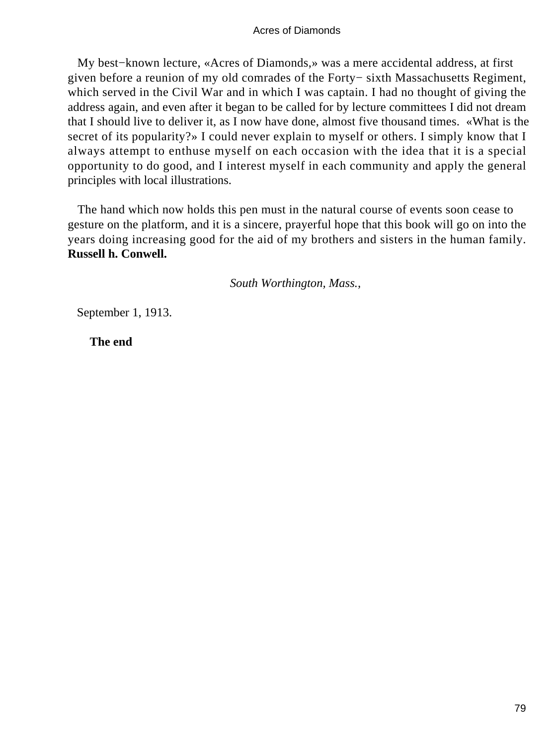My best−known lecture, «Acres of Diamonds,» was a mere accidental address, at first given before a reunion of my old comrades of the Forty− sixth Massachusetts Regiment, which served in the Civil War and in which I was captain. I had no thought of giving the address again, and even after it began to be called for by lecture committees I did not dream that I should live to deliver it, as I now have done, almost five thousand times. «What is the secret of its popularity?» I could never explain to myself or others. I simply know that I always attempt to enthuse myself on each occasion with the idea that it is a special opportunity to do good, and I interest myself in each community and apply the general principles with local illustrations.

The hand which now holds this pen must in the natural course of events soon cease to gesture on the platform, and it is a sincere, prayerful hope that this book will go on into the years doing increasing good for the aid of my brothers and sisters in the human family. **Russell h. Conwell.**

*South Worthington, Mass.*,

September 1, 1913.

**The end**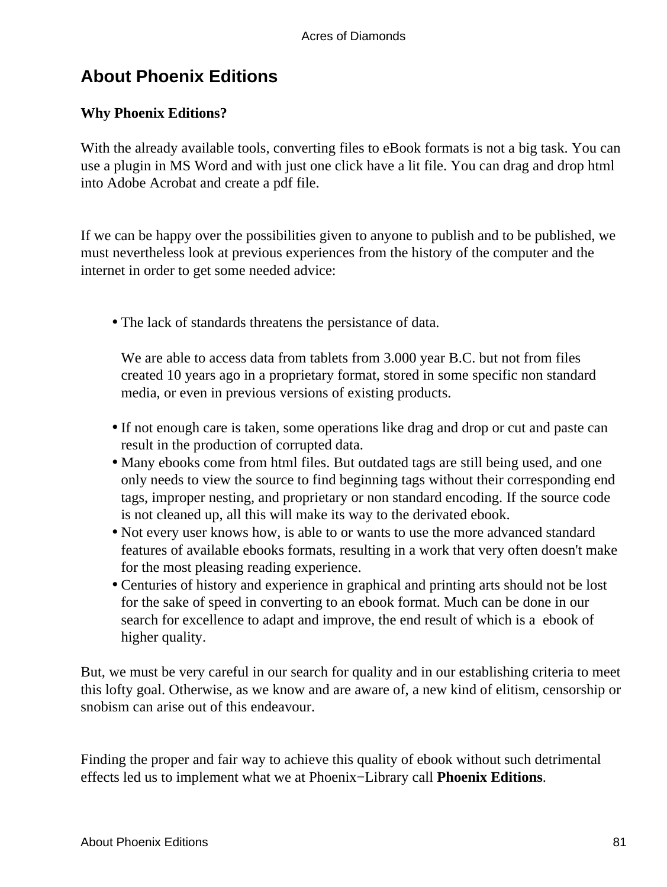## About Phoenix Editions

**Why Phoenix Editions?**

With the already available tools, converting files to eBook formats is not a big task. You can use a plugin in MS Word and with just one click have a lit file. You can drag and drop html into Adobe Acrobat and create a pdf file.

If we can be happy over the possibilities given to anyone to publish and to be published, we must nevertheless look at previous experiences from the history of the computer and the internet in order to get some needed advice:

- The lack of standards threatens the persistance of data.

  We are able to access data from tablets from 3.000 year B.C. but not from files created 10 years ago in a proprietary format, stored in some specific non standard media, or even in previous versions of existing products.
- If not enough care is taken, some operations like drag and drop or cut and paste can result in the production of corrupted data.
- Many ebooks come from html files. But outdated tags are still being used, and one only needs to view the source to find beginning tags without their corresponding end tags, improper nesting, and proprietary or non standard encoding. If the source code is not cleaned up, all this will make its way to the derivated ebook.
- Not every user knows how, is able to or wants to use the more advanced standard features of available ebooks formats, resulting in a work that very often doesn't make for the most pleasing reading experience.
- Centuries of history and experience in graphical and printing arts should not be lost for the sake of speed in converting to an ebook format. Much can be done in our search for excellence to adapt and improve, the end result of which is a ebook of higher quality.

But, we must be very careful in our search for quality and in our establishing criteria to meet this lofty goal. Otherwise, as we know and are aware of, a new kind of elitism, censorship or snobism can arise out of this endeavour.

Finding the proper and fair way to achieve this quality of ebook without such detrimental effects led us to implement what we at Phoenix−Library call **Phoenix Editions**.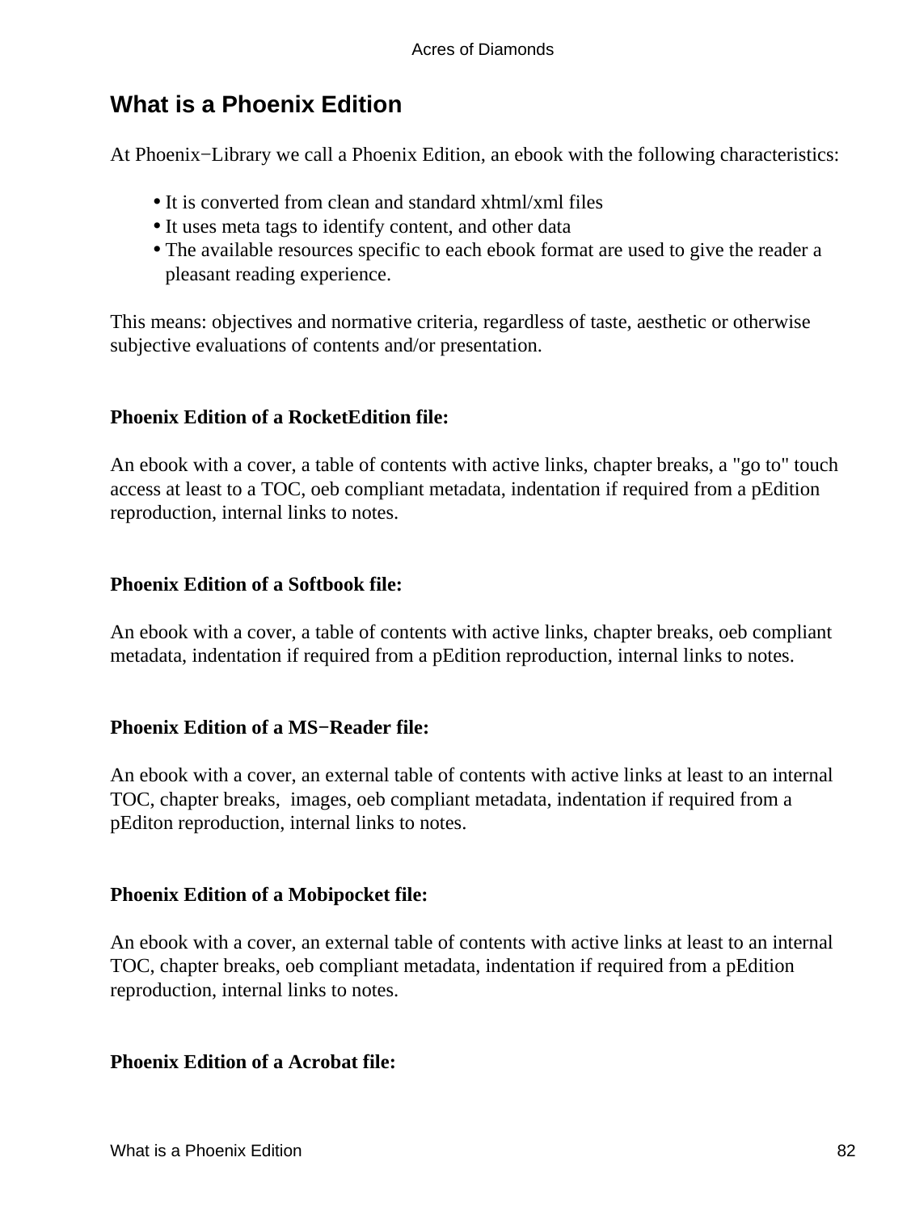## What is a Phoenix Edition

At Phoenix−Library we call a Phoenix Edition, an ebook with the following characteristics:

- It is converted from clean and standard xhtml/xml files
- It uses meta tags to identify content, and other data
- The available resources specific to each ebook format are used to give the reader a pleasant reading experience.

This means: objectives and normative criteria, regardless of taste, aesthetic or otherwise subjective evaluations of contents and/or presentation.

**Phoenix Edition of a RocketEdition file:**

An ebook with a cover, a table of contents with active links, chapter breaks, a "go to" touch access at least to a TOC, oeb compliant metadata, indentation if required from a pEdition reproduction, internal links to notes.

**Phoenix Edition of a Softbook file:**

An ebook with a cover, a table of contents with active links, chapter breaks, oeb compliant metadata, indentation if required from a pEdition reproduction, internal links to notes.

**Phoenix Edition of a MS−Reader file:**

An ebook with a cover, an external table of contents with active links at least to an internal TOC, chapter breaks, images, oeb compliant metadata, indentation if required from a pEditon reproduction, internal links to notes.

**Phoenix Edition of a Mobipocket file:**

An ebook with a cover, an external table of contents with active links at least to an internal TOC, chapter breaks, oeb compliant metadata, indentation if required from a pEdition reproduction, internal links to notes.

**Phoenix Edition of a Acrobat file:**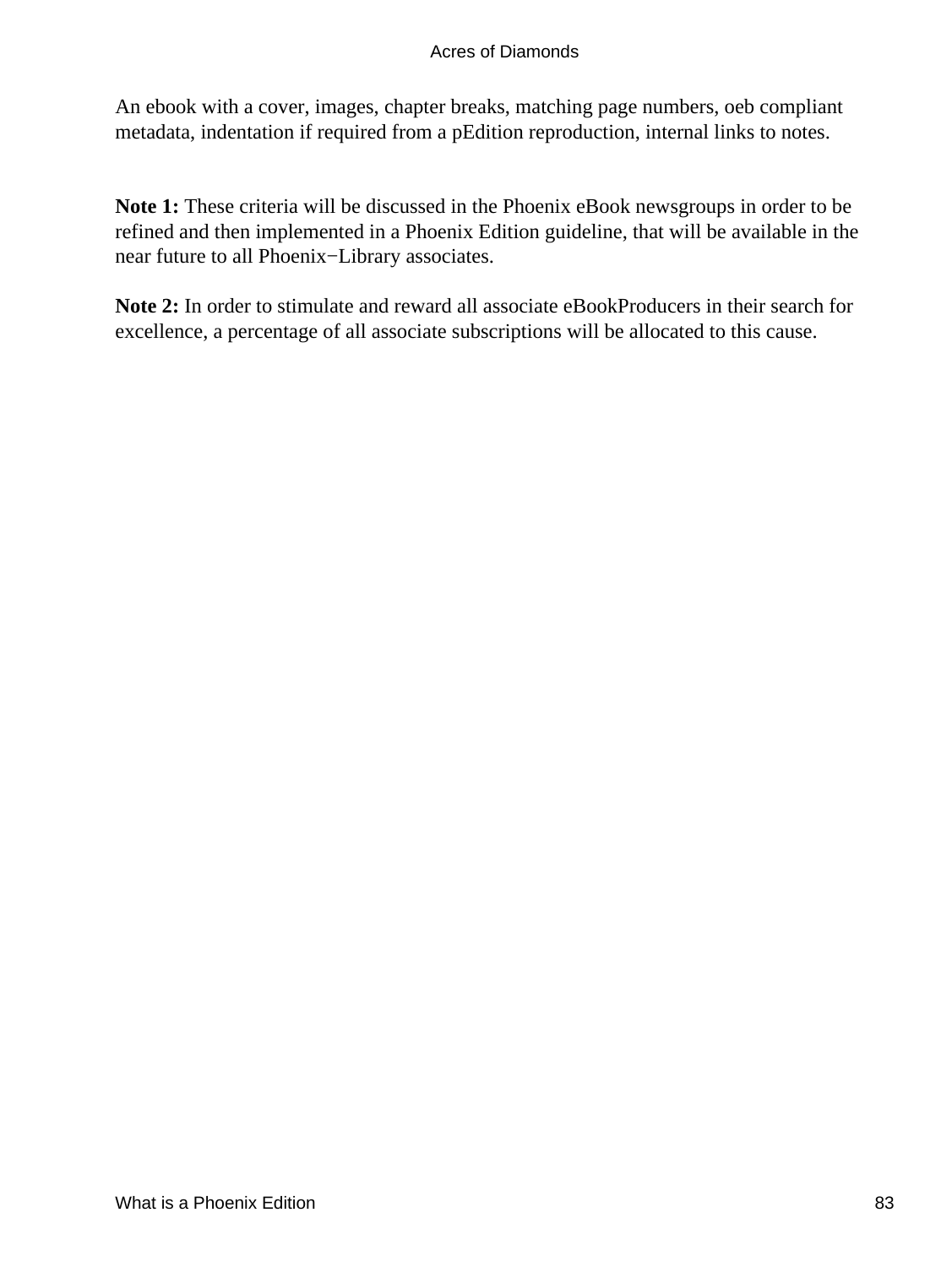An ebook with a cover, images, chapter breaks, matching page numbers, oeb compliant metadata, indentation if required from a pEdition reproduction, internal links to notes.

**Note 1:** These criteria will be discussed in the Phoenix eBook newsgroups in order to be refined and then implemented in a Phoenix Edition guideline, that will be available in the near future to all Phoenix−Library associates.

**Note 2:** In order to stimulate and reward all associate eBookProducers in their search for excellence, a percentage of all associate subscriptions will be allocated to this cause.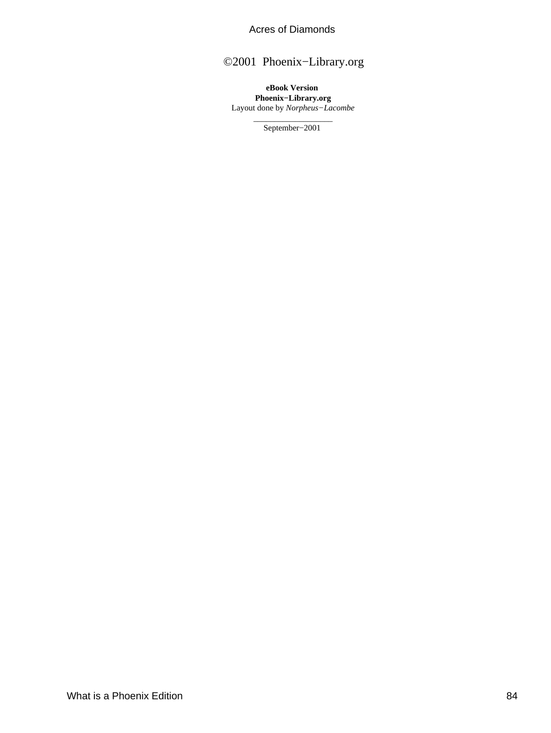©2001 Phoenix−Library.org

**eBook Version**
**Phoenix−Library.org**
Layout done by *Norpheus−Lacombe*

---

September−2001